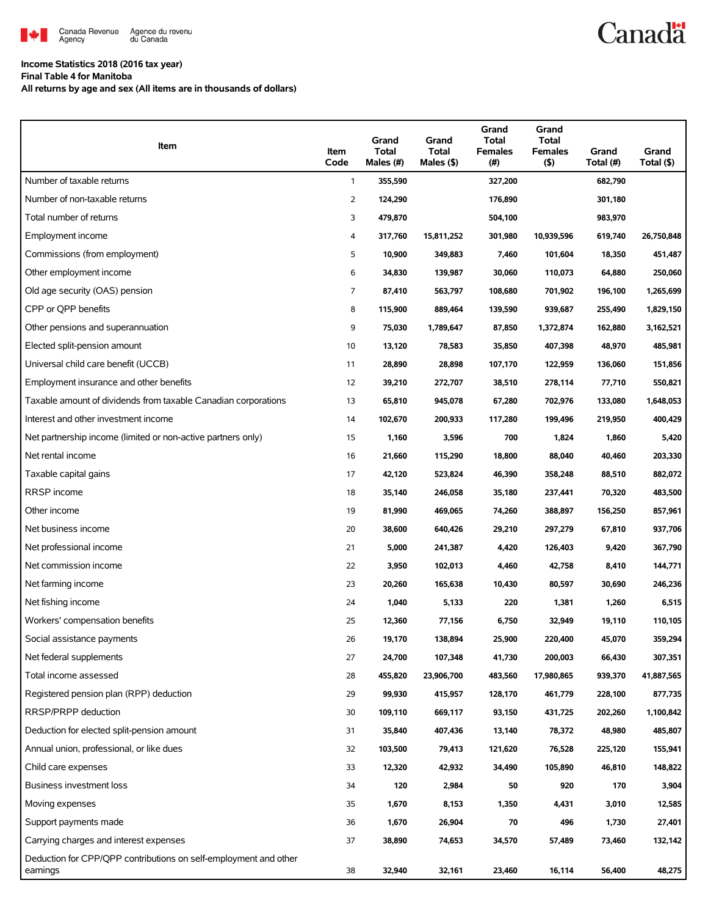Canada Revenue Agency / Agence du revenu du Canada

**Income Statistics 2018 (2016 tax year)**
**Final Table 4 for Manitoba**
**All returns by age and sex (All items are in thousands of dollars)**

| Item | Item Code | Grand Total Males (#) | Grand Total Males ($) | Grand Total Females (#) | Grand Total Females ($) | Grand Total (#) | Grand Total ($) |
|---|---|---|---|---|---|---|---|
| Number of taxable returns | 1 | 355,590 | | 327,200 | | 682,790 | |
| Number of non-taxable returns | 2 | 124,290 | | 176,890 | | 301,180 | |
| Total number of returns | 3 | 479,870 | | 504,100 | | 983,970 | |
| Employment income | 4 | 317,760 | 15,811,252 | 301,980 | 10,939,596 | 619,740 | 26,750,848 |
| Commissions (from employment) | 5 | 10,900 | 349,883 | 7,460 | 101,604 | 18,350 | 451,487 |
| Other employment income | 6 | 34,830 | 139,987 | 30,060 | 110,073 | 64,880 | 250,060 |
| Old age security (OAS) pension | 7 | 87,410 | 563,797 | 108,680 | 701,902 | 196,100 | 1,265,699 |
| CPP or QPP benefits | 8 | 115,900 | 889,464 | 139,590 | 939,687 | 255,490 | 1,829,150 |
| Other pensions and superannuation | 9 | 75,030 | 1,789,647 | 87,850 | 1,372,874 | 162,880 | 3,162,521 |
| Elected split-pension amount | 10 | 13,120 | 78,583 | 35,850 | 407,398 | 48,970 | 485,981 |
| Universal child care benefit (UCCB) | 11 | 28,890 | 28,898 | 107,170 | 122,959 | 136,060 | 151,856 |
| Employment insurance and other benefits | 12 | 39,210 | 272,707 | 38,510 | 278,114 | 77,710 | 550,821 |
| Taxable amount of dividends from taxable Canadian corporations | 13 | 65,810 | 945,078 | 67,280 | 702,976 | 133,080 | 1,648,053 |
| Interest and other investment income | 14 | 102,670 | 200,933 | 117,280 | 199,496 | 219,950 | 400,429 |
| Net partnership income (limited or non-active partners only) | 15 | 1,160 | 3,596 | 700 | 1,824 | 1,860 | 5,420 |
| Net rental income | 16 | 21,660 | 115,290 | 18,800 | 88,040 | 40,460 | 203,330 |
| Taxable capital gains | 17 | 42,120 | 523,824 | 46,390 | 358,248 | 88,510 | 882,072 |
| RRSP income | 18 | 35,140 | 246,058 | 35,180 | 237,441 | 70,320 | 483,500 |
| Other income | 19 | 81,990 | 469,065 | 74,260 | 388,897 | 156,250 | 857,961 |
| Net business income | 20 | 38,600 | 640,426 | 29,210 | 297,279 | 67,810 | 937,706 |
| Net professional income | 21 | 5,000 | 241,387 | 4,420 | 126,403 | 9,420 | 367,790 |
| Net commission income | 22 | 3,950 | 102,013 | 4,460 | 42,758 | 8,410 | 144,771 |
| Net farming income | 23 | 20,260 | 165,638 | 10,430 | 80,597 | 30,690 | 246,236 |
| Net fishing income | 24 | 1,040 | 5,133 | 220 | 1,381 | 1,260 | 6,515 |
| Workers' compensation benefits | 25 | 12,360 | 77,156 | 6,750 | 32,949 | 19,110 | 110,105 |
| Social assistance payments | 26 | 19,170 | 138,894 | 25,900 | 220,400 | 45,070 | 359,294 |
| Net federal supplements | 27 | 24,700 | 107,348 | 41,730 | 200,003 | 66,430 | 307,351 |
| Total income assessed | 28 | 455,820 | 23,906,700 | 483,560 | 17,980,865 | 939,370 | 41,887,565 |
| Registered pension plan (RPP) deduction | 29 | 99,930 | 415,957 | 128,170 | 461,779 | 228,100 | 877,735 |
| RRSP/PRPP deduction | 30 | 109,110 | 669,117 | 93,150 | 431,725 | 202,260 | 1,100,842 |
| Deduction for elected split-pension amount | 31 | 35,840 | 407,436 | 13,140 | 78,372 | 48,980 | 485,807 |
| Annual union, professional, or like dues | 32 | 103,500 | 79,413 | 121,620 | 76,528 | 225,120 | 155,941 |
| Child care expenses | 33 | 12,320 | 42,932 | 34,490 | 105,890 | 46,810 | 148,822 |
| Business investment loss | 34 | 120 | 2,984 | 50 | 920 | 170 | 3,904 |
| Moving expenses | 35 | 1,670 | 8,153 | 1,350 | 4,431 | 3,010 | 12,585 |
| Support payments made | 36 | 1,670 | 26,904 | 70 | 496 | 1,730 | 27,401 |
| Carrying charges and interest expenses | 37 | 38,890 | 74,653 | 34,570 | 57,489 | 73,460 | 132,142 |
| Deduction for CPP/QPP contributions on self-employment and other earnings | 38 | 32,940 | 32,161 | 23,460 | 16,114 | 56,400 | 48,275 |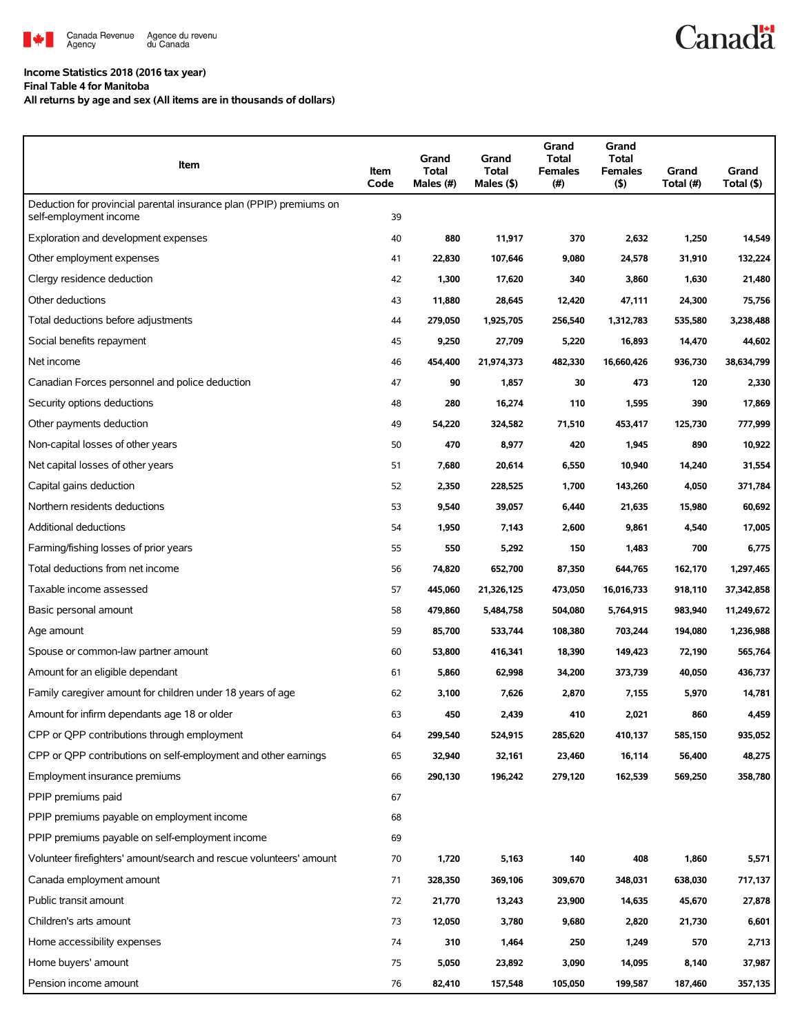Income Statistics 2018 (2016 tax year)
Final Table 4 for Manitoba
All returns by age and sex (All items are in thousands of dollars)

| Item | Item Code | Grand Total Males (#) | Grand Total Males ($) | Grand Total Females (#) | Grand Total Females ($) | Grand Total (#) | Grand Total ($) |
|---|---|---|---|---|---|---|---|
| Deduction for provincial parental insurance plan (PPIP) premiums on self-employment income | 39 | | | | | | |
| Exploration and development expenses | 40 | 880 | 11,917 | 370 | 2,632 | 1,250 | 14,549 |
| Other employment expenses | 41 | 22,830 | 107,646 | 9,080 | 24,578 | 31,910 | 132,224 |
| Clergy residence deduction | 42 | 1,300 | 17,620 | 340 | 3,860 | 1,630 | 21,480 |
| Other deductions | 43 | 11,880 | 28,645 | 12,420 | 47,111 | 24,300 | 75,756 |
| Total deductions before adjustments | 44 | 279,050 | 1,925,705 | 256,540 | 1,312,783 | 535,580 | 3,238,488 |
| Social benefits repayment | 45 | 9,250 | 27,709 | 5,220 | 16,893 | 14,470 | 44,602 |
| Net income | 46 | 454,400 | 21,974,373 | 482,330 | 16,660,426 | 936,730 | 38,634,799 |
| Canadian Forces personnel and police deduction | 47 | 90 | 1,857 | 30 | 473 | 120 | 2,330 |
| Security options deductions | 48 | 280 | 16,274 | 110 | 1,595 | 390 | 17,869 |
| Other payments deduction | 49 | 54,220 | 324,582 | 71,510 | 453,417 | 125,730 | 777,999 |
| Non-capital losses of other years | 50 | 470 | 8,977 | 420 | 1,945 | 890 | 10,922 |
| Net capital losses of other years | 51 | 7,680 | 20,614 | 6,550 | 10,940 | 14,240 | 31,554 |
| Capital gains deduction | 52 | 2,350 | 228,525 | 1,700 | 143,260 | 4,050 | 371,784 |
| Northern residents deductions | 53 | 9,540 | 39,057 | 6,440 | 21,635 | 15,980 | 60,692 |
| Additional deductions | 54 | 1,950 | 7,143 | 2,600 | 9,861 | 4,540 | 17,005 |
| Farming/fishing losses of prior years | 55 | 550 | 5,292 | 150 | 1,483 | 700 | 6,775 |
| Total deductions from net income | 56 | 74,820 | 652,700 | 87,350 | 644,765 | 162,170 | 1,297,465 |
| Taxable income assessed | 57 | 445,060 | 21,326,125 | 473,050 | 16,016,733 | 918,110 | 37,342,858 |
| Basic personal amount | 58 | 479,860 | 5,484,758 | 504,080 | 5,764,915 | 983,940 | 11,249,672 |
| Age amount | 59 | 85,700 | 533,744 | 108,380 | 703,244 | 194,080 | 1,236,988 |
| Spouse or common-law partner amount | 60 | 53,800 | 416,341 | 18,390 | 149,423 | 72,190 | 565,764 |
| Amount for an eligible dependant | 61 | 5,860 | 62,998 | 34,200 | 373,739 | 40,050 | 436,737 |
| Family caregiver amount for children under 18 years of age | 62 | 3,100 | 7,626 | 2,870 | 7,155 | 5,970 | 14,781 |
| Amount for infirm dependants age 18 or older | 63 | 450 | 2,439 | 410 | 2,021 | 860 | 4,459 |
| CPP or QPP contributions through employment | 64 | 299,540 | 524,915 | 285,620 | 410,137 | 585,150 | 935,052 |
| CPP or QPP contributions on self-employment and other earnings | 65 | 32,940 | 32,161 | 23,460 | 16,114 | 56,400 | 48,275 |
| Employment insurance premiums | 66 | 290,130 | 196,242 | 279,120 | 162,539 | 569,250 | 358,780 |
| PPIP premiums paid | 67 | | | | | | |
| PPIP premiums payable on employment income | 68 | | | | | | |
| PPIP premiums payable on self-employment income | 69 | | | | | | |
| Volunteer firefighters' amount/search and rescue volunteers' amount | 70 | 1,720 | 5,163 | 140 | 408 | 1,860 | 5,571 |
| Canada employment amount | 71 | 328,350 | 369,106 | 309,670 | 348,031 | 638,030 | 717,137 |
| Public transit amount | 72 | 21,770 | 13,243 | 23,900 | 14,635 | 45,670 | 27,878 |
| Children's arts amount | 73 | 12,050 | 3,780 | 9,680 | 2,820 | 21,730 | 6,601 |
| Home accessibility expenses | 74 | 310 | 1,464 | 250 | 1,249 | 570 | 2,713 |
| Home buyers' amount | 75 | 5,050 | 23,892 | 3,090 | 14,095 | 8,140 | 37,987 |
| Pension income amount | 76 | 82,410 | 157,548 | 105,050 | 199,587 | 187,460 | 357,135 |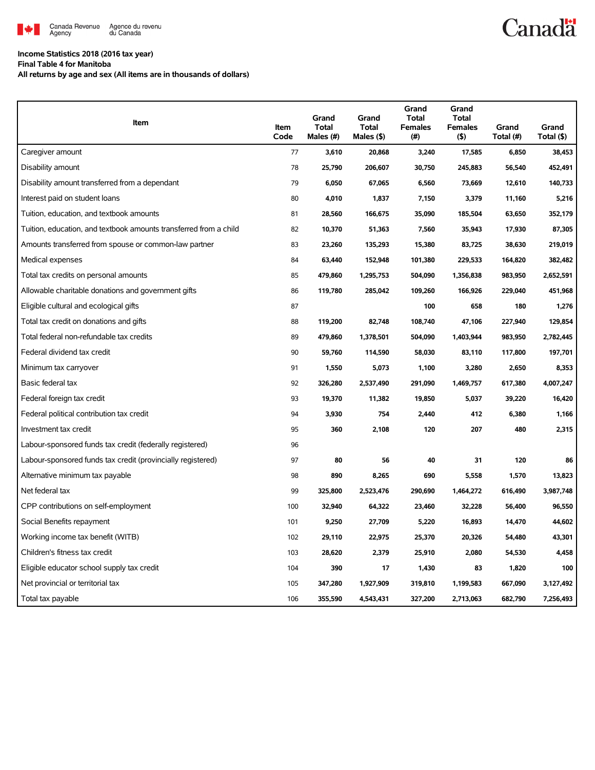**Income Statistics 2018 (2016 tax year)**
**Final Table 4 for Manitoba**
**All returns by age and sex (All items are in thousands of dollars)**

| Item | Item Code | Grand Total Males (#) | Grand Total Males ($) | Grand Total Females (#) | Grand Total Females ($) | Grand Total (#) | Grand Total ($) |
|---|---|---|---|---|---|---|---|
| Caregiver amount | 77 | 3,610 | 20,868 | 3,240 | 17,585 | 6,850 | 38,453 |
| Disability amount | 78 | 25,790 | 206,607 | 30,750 | 245,883 | 56,540 | 452,491 |
| Disability amount transferred from a dependant | 79 | 6,050 | 67,065 | 6,560 | 73,669 | 12,610 | 140,733 |
| Interest paid on student loans | 80 | 4,010 | 1,837 | 7,150 | 3,379 | 11,160 | 5,216 |
| Tuition, education, and textbook amounts | 81 | 28,560 | 166,675 | 35,090 | 185,504 | 63,650 | 352,179 |
| Tuition, education, and textbook amounts transferred from a child | 82 | 10,370 | 51,363 | 7,560 | 35,943 | 17,930 | 87,305 |
| Amounts transferred from spouse or common-law partner | 83 | 23,260 | 135,293 | 15,380 | 83,725 | 38,630 | 219,019 |
| Medical expenses | 84 | 63,440 | 152,948 | 101,380 | 229,533 | 164,820 | 382,482 |
| Total tax credits on personal amounts | 85 | 479,860 | 1,295,753 | 504,090 | 1,356,838 | 983,950 | 2,652,591 |
| Allowable charitable donations and government gifts | 86 | 119,780 | 285,042 | 109,260 | 166,926 | 229,040 | 451,968 |
| Eligible cultural and ecological gifts | 87 | | | 100 | 658 | 180 | 1,276 |
| Total tax credit on donations and gifts | 88 | 119,200 | 82,748 | 108,740 | 47,106 | 227,940 | 129,854 |
| Total federal non-refundable tax credits | 89 | 479,860 | 1,378,501 | 504,090 | 1,403,944 | 983,950 | 2,782,445 |
| Federal dividend tax credit | 90 | 59,760 | 114,590 | 58,030 | 83,110 | 117,800 | 197,701 |
| Minimum tax carryover | 91 | 1,550 | 5,073 | 1,100 | 3,280 | 2,650 | 8,353 |
| Basic federal tax | 92 | 326,280 | 2,537,490 | 291,090 | 1,469,757 | 617,380 | 4,007,247 |
| Federal foreign tax credit | 93 | 19,370 | 11,382 | 19,850 | 5,037 | 39,220 | 16,420 |
| Federal political contribution tax credit | 94 | 3,930 | 754 | 2,440 | 412 | 6,380 | 1,166 |
| Investment tax credit | 95 | 360 | 2,108 | 120 | 207 | 480 | 2,315 |
| Labour-sponsored funds tax credit (federally registered) | 96 | | | | | | |
| Labour-sponsored funds tax credit (provincially registered) | 97 | 80 | 56 | 40 | 31 | 120 | 86 |
| Alternative minimum tax payable | 98 | 890 | 8,265 | 690 | 5,558 | 1,570 | 13,823 |
| Net federal tax | 99 | 325,800 | 2,523,476 | 290,690 | 1,464,272 | 616,490 | 3,987,748 |
| CPP contributions on self-employment | 100 | 32,940 | 64,322 | 23,460 | 32,228 | 56,400 | 96,550 |
| Social Benefits repayment | 101 | 9,250 | 27,709 | 5,220 | 16,893 | 14,470 | 44,602 |
| Working income tax benefit (WITB) | 102 | 29,110 | 22,975 | 25,370 | 20,326 | 54,480 | 43,301 |
| Children's fitness tax credit | 103 | 28,620 | 2,379 | 25,910 | 2,080 | 54,530 | 4,458 |
| Eligible educator school supply tax credit | 104 | 390 | 17 | 1,430 | 83 | 1,820 | 100 |
| Net provincial or territorial tax | 105 | 347,280 | 1,927,909 | 319,810 | 1,199,583 | 667,090 | 3,127,492 |
| Total tax payable | 106 | 355,590 | 4,543,431 | 327,200 | 2,713,063 | 682,790 | 7,256,493 |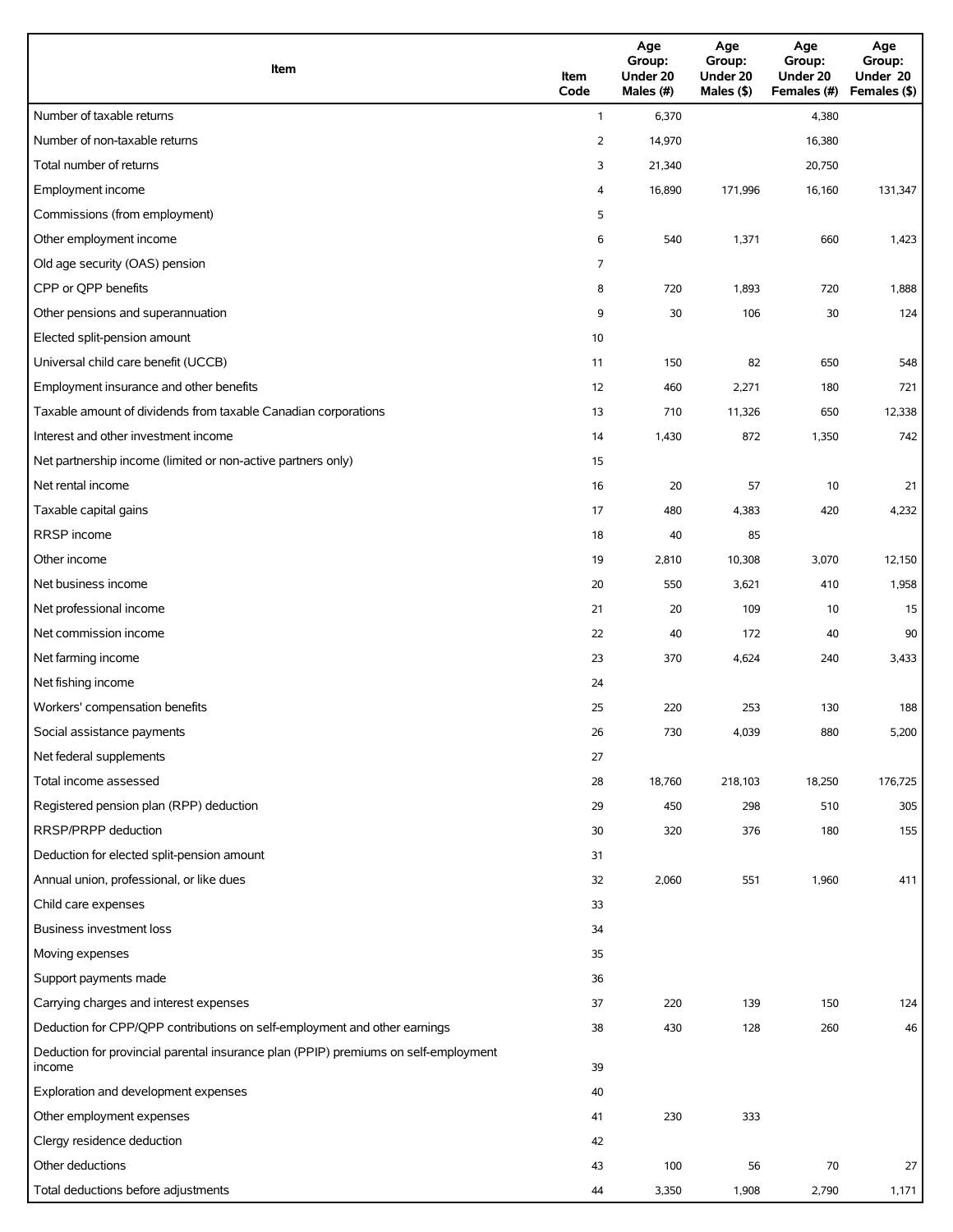| Item | Item Code | Age Group: Under 20 Males (#) | Age Group: Under 20 Males ($) | Age Group: Under 20 Females (#) | Age Group: Under 20 Females ($) |
| --- | --- | --- | --- | --- | --- |
| Number of taxable returns | 1 | 6,370 | | 4,380 | |
| Number of non-taxable returns | 2 | 14,970 | | 16,380 | |
| Total number of returns | 3 | 21,340 | | 20,750 | |
| Employment income | 4 | 16,890 | 171,996 | 16,160 | 131,347 |
| Commissions (from employment) | 5 | | | | |
| Other employment income | 6 | 540 | 1,371 | 660 | 1,423 |
| Old age security (OAS) pension | 7 | | | | |
| CPP or QPP benefits | 8 | 720 | 1,893 | 720 | 1,888 |
| Other pensions and superannuation | 9 | 30 | 106 | 30 | 124 |
| Elected split-pension amount | 10 | | | | |
| Universal child care benefit (UCCB) | 11 | 150 | 82 | 650 | 548 |
| Employment insurance and other benefits | 12 | 460 | 2,271 | 180 | 721 |
| Taxable amount of dividends from taxable Canadian corporations | 13 | 710 | 11,326 | 650 | 12,338 |
| Interest and other investment income | 14 | 1,430 | 872 | 1,350 | 742 |
| Net partnership income (limited or non-active partners only) | 15 | | | | |
| Net rental income | 16 | 20 | 57 | 10 | 21 |
| Taxable capital gains | 17 | 480 | 4,383 | 420 | 4,232 |
| RRSP income | 18 | 40 | 85 | | |
| Other income | 19 | 2,810 | 10,308 | 3,070 | 12,150 |
| Net business income | 20 | 550 | 3,621 | 410 | 1,958 |
| Net professional income | 21 | 20 | 109 | 10 | 15 |
| Net commission income | 22 | 40 | 172 | 40 | 90 |
| Net farming income | 23 | 370 | 4,624 | 240 | 3,433 |
| Net fishing income | 24 | | | | |
| Workers' compensation benefits | 25 | 220 | 253 | 130 | 188 |
| Social assistance payments | 26 | 730 | 4,039 | 880 | 5,200 |
| Net federal supplements | 27 | | | | |
| Total income assessed | 28 | 18,760 | 218,103 | 18,250 | 176,725 |
| Registered pension plan (RPP) deduction | 29 | 450 | 298 | 510 | 305 |
| RRSP/PRPP deduction | 30 | 320 | 376 | 180 | 155 |
| Deduction for elected split-pension amount | 31 | | | | |
| Annual union, professional, or like dues | 32 | 2,060 | 551 | 1,960 | 411 |
| Child care expenses | 33 | | | | |
| Business investment loss | 34 | | | | |
| Moving expenses | 35 | | | | |
| Support payments made | 36 | | | | |
| Carrying charges and interest expenses | 37 | 220 | 139 | 150 | 124 |
| Deduction for CPP/QPP contributions on self-employment and other earnings | 38 | 430 | 128 | 260 | 46 |
| Deduction for provincial parental insurance plan (PPIP) premiums on self-employment income | 39 | | | | |
| Exploration and development expenses | 40 | | | | |
| Other employment expenses | 41 | 230 | 333 | | |
| Clergy residence deduction | 42 | | | | |
| Other deductions | 43 | 100 | 56 | 70 | 27 |
| Total deductions before adjustments | 44 | 3,350 | 1,908 | 2,790 | 1,171 |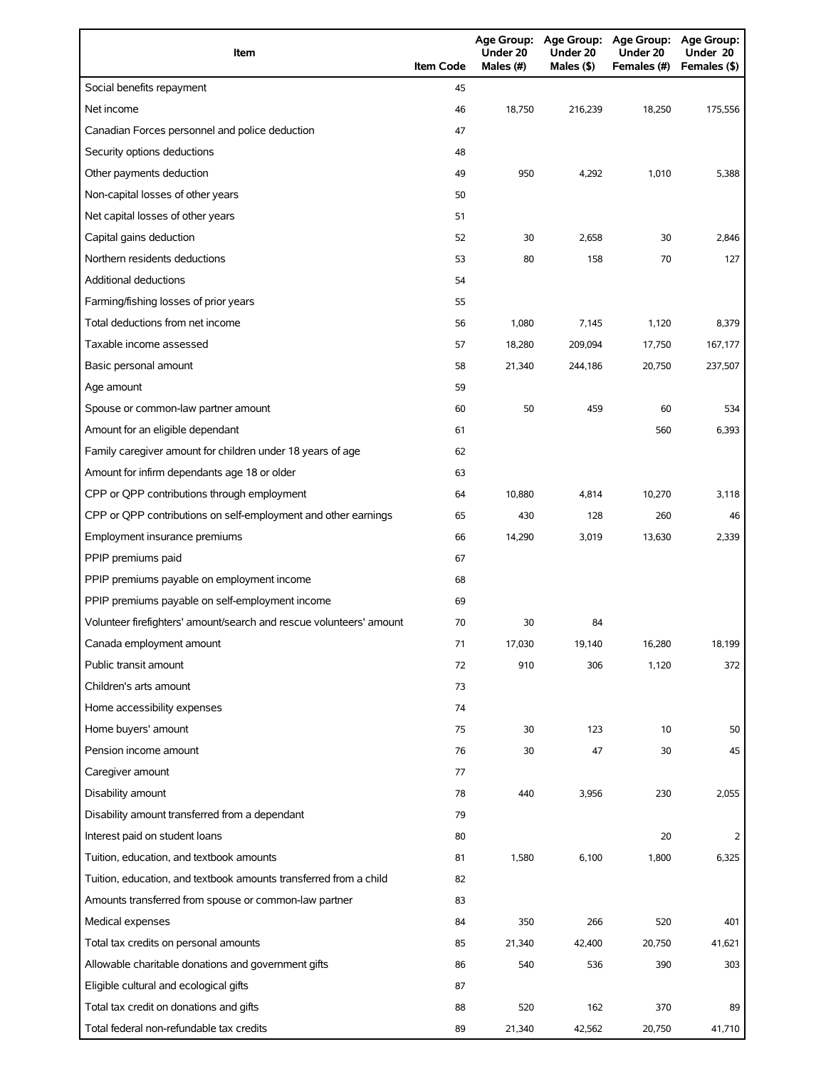| Item | Item Code | Age Group: Under 20 Males (#) | Age Group: Under 20 Males ($) | Age Group: Under 20 Females (#) | Age Group: Under 20 Females ($) |
|---|---|---|---|---|---|
| Social benefits repayment | 45 | | | | |
| Net income | 46 | 18,750 | 216,239 | 18,250 | 175,556 |
| Canadian Forces personnel and police deduction | 47 | | | | |
| Security options deductions | 48 | | | | |
| Other payments deduction | 49 | 950 | 4,292 | 1,010 | 5,388 |
| Non-capital losses of other years | 50 | | | | |
| Net capital losses of other years | 51 | | | | |
| Capital gains deduction | 52 | 30 | 2,658 | 30 | 2,846 |
| Northern residents deductions | 53 | 80 | 158 | 70 | 127 |
| Additional deductions | 54 | | | | |
| Farming/fishing losses of prior years | 55 | | | | |
| Total deductions from net income | 56 | 1,080 | 7,145 | 1,120 | 8,379 |
| Taxable income assessed | 57 | 18,280 | 209,094 | 17,750 | 167,177 |
| Basic personal amount | 58 | 21,340 | 244,186 | 20,750 | 237,507 |
| Age amount | 59 | | | | |
| Spouse or common-law partner amount | 60 | 50 | 459 | 60 | 534 |
| Amount for an eligible dependant | 61 | | | 560 | 6,393 |
| Family caregiver amount for children under 18 years of age | 62 | | | | |
| Amount for infirm dependants age 18 or older | 63 | | | | |
| CPP or QPP contributions through employment | 64 | 10,880 | 4,814 | 10,270 | 3,118 |
| CPP or QPP contributions on self-employment and other earnings | 65 | 430 | 128 | 260 | 46 |
| Employment insurance premiums | 66 | 14,290 | 3,019 | 13,630 | 2,339 |
| PPIP premiums paid | 67 | | | | |
| PPIP premiums payable on employment income | 68 | | | | |
| PPIP premiums payable on self-employment income | 69 | | | | |
| Volunteer firefighters' amount/search and rescue volunteers' amount | 70 | 30 | 84 | | |
| Canada employment amount | 71 | 17,030 | 19,140 | 16,280 | 18,199 |
| Public transit amount | 72 | 910 | 306 | 1,120 | 372 |
| Children's arts amount | 73 | | | | |
| Home accessibility expenses | 74 | | | | |
| Home buyers' amount | 75 | 30 | 123 | 10 | 50 |
| Pension income amount | 76 | 30 | 47 | 30 | 45 |
| Caregiver amount | 77 | | | | |
| Disability amount | 78 | 440 | 3,956 | 230 | 2,055 |
| Disability amount transferred from a dependant | 79 | | | | |
| Interest paid on student loans | 80 | | | 20 | 2 |
| Tuition, education, and textbook amounts | 81 | 1,580 | 6,100 | 1,800 | 6,325 |
| Tuition, education, and textbook amounts transferred from a child | 82 | | | | |
| Amounts transferred from spouse or common-law partner | 83 | | | | |
| Medical expenses | 84 | 350 | 266 | 520 | 401 |
| Total tax credits on personal amounts | 85 | 21,340 | 42,400 | 20,750 | 41,621 |
| Allowable charitable donations and government gifts | 86 | 540 | 536 | 390 | 303 |
| Eligible cultural and ecological gifts | 87 | | | | |
| Total tax credit on donations and gifts | 88 | 520 | 162 | 370 | 89 |
| Total federal non-refundable tax credits | 89 | 21,340 | 42,562 | 20,750 | 41,710 |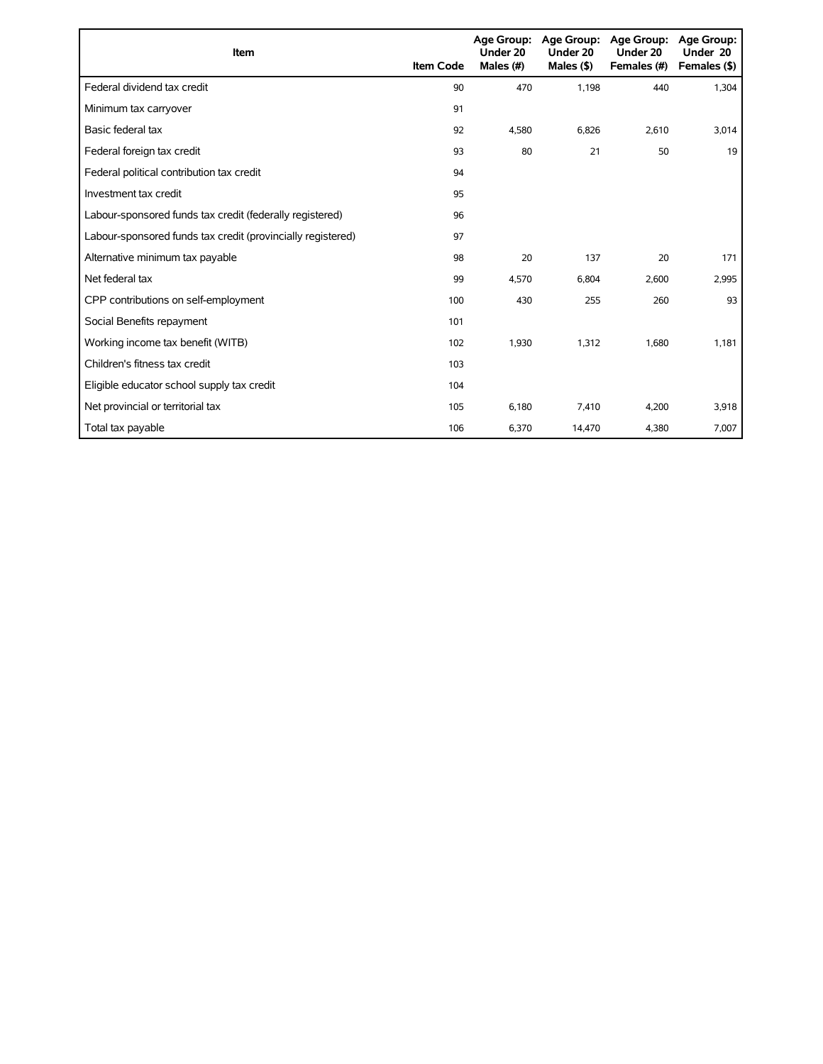| Item | Item Code | Age Group: Under 20 Males (#) | Age Group: Under 20 Males ($) | Age Group: Under 20 Females (#) | Age Group: Under 20 Females ($) |
| --- | --- | --- | --- | --- | --- |
| Federal dividend tax credit | 90 | 470 | 1,198 | 440 | 1,304 |
| Minimum tax carryover | 91 | | | | |
| Basic federal tax | 92 | 4,580 | 6,826 | 2,610 | 3,014 |
| Federal foreign tax credit | 93 | 80 | 21 | 50 | 19 |
| Federal political contribution tax credit | 94 | | | | |
| Investment tax credit | 95 | | | | |
| Labour-sponsored funds tax credit (federally registered) | 96 | | | | |
| Labour-sponsored funds tax credit (provincially registered) | 97 | | | | |
| Alternative minimum tax payable | 98 | 20 | 137 | 20 | 171 |
| Net federal tax | 99 | 4,570 | 6,804 | 2,600 | 2,995 |
| CPP contributions on self-employment | 100 | 430 | 255 | 260 | 93 |
| Social Benefits repayment | 101 | | | | |
| Working income tax benefit (WITB) | 102 | 1,930 | 1,312 | 1,680 | 1,181 |
| Children's fitness tax credit | 103 | | | | |
| Eligible educator school supply tax credit | 104 | | | | |
| Net provincial or territorial tax | 105 | 6,180 | 7,410 | 4,200 | 3,918 |
| Total tax payable | 106 | 6,370 | 14,470 | 4,380 | 7,007 |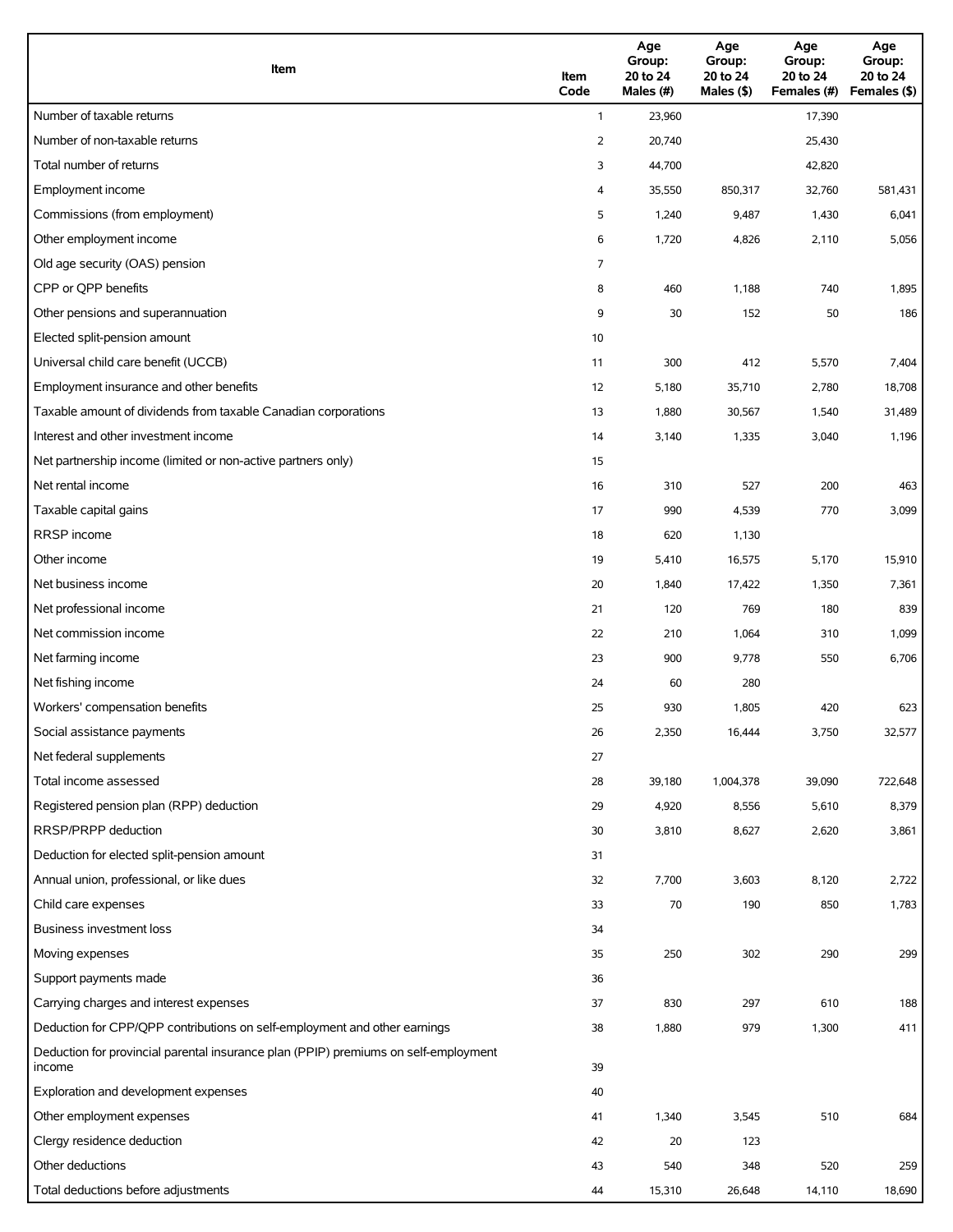| Item | Item Code | Age Group: 20 to 24 Males (#) | Age Group: 20 to 24 Males ($) | Age Group: 20 to 24 Females (#) | Age Group: 20 to 24 Females ($) |
|---|---|---|---|---|---|
| Number of taxable returns | 1 | 23,960 | | 17,390 | |
| Number of non-taxable returns | 2 | 20,740 | | 25,430 | |
| Total number of returns | 3 | 44,700 | | 42,820 | |
| Employment income | 4 | 35,550 | 850,317 | 32,760 | 581,431 |
| Commissions (from employment) | 5 | 1,240 | 9,487 | 1,430 | 6,041 |
| Other employment income | 6 | 1,720 | 4,826 | 2,110 | 5,056 |
| Old age security (OAS) pension | 7 | | | | |
| CPP or QPP benefits | 8 | 460 | 1,188 | 740 | 1,895 |
| Other pensions and superannuation | 9 | 30 | 152 | 50 | 186 |
| Elected split-pension amount | 10 | | | | |
| Universal child care benefit (UCCB) | 11 | 300 | 412 | 5,570 | 7,404 |
| Employment insurance and other benefits | 12 | 5,180 | 35,710 | 2,780 | 18,708 |
| Taxable amount of dividends from taxable Canadian corporations | 13 | 1,880 | 30,567 | 1,540 | 31,489 |
| Interest and other investment income | 14 | 3,140 | 1,335 | 3,040 | 1,196 |
| Net partnership income (limited or non-active partners only) | 15 | | | | |
| Net rental income | 16 | 310 | 527 | 200 | 463 |
| Taxable capital gains | 17 | 990 | 4,539 | 770 | 3,099 |
| RRSP income | 18 | 620 | 1,130 | | |
| Other income | 19 | 5,410 | 16,575 | 5,170 | 15,910 |
| Net business income | 20 | 1,840 | 17,422 | 1,350 | 7,361 |
| Net professional income | 21 | 120 | 769 | 180 | 839 |
| Net commission income | 22 | 210 | 1,064 | 310 | 1,099 |
| Net farming income | 23 | 900 | 9,778 | 550 | 6,706 |
| Net fishing income | 24 | 60 | 280 | | |
| Workers' compensation benefits | 25 | 930 | 1,805 | 420 | 623 |
| Social assistance payments | 26 | 2,350 | 16,444 | 3,750 | 32,577 |
| Net federal supplements | 27 | | | | |
| Total income assessed | 28 | 39,180 | 1,004,378 | 39,090 | 722,648 |
| Registered pension plan (RPP) deduction | 29 | 4,920 | 8,556 | 5,610 | 8,379 |
| RRSP/PRPP deduction | 30 | 3,810 | 8,627 | 2,620 | 3,861 |
| Deduction for elected split-pension amount | 31 | | | | |
| Annual union, professional, or like dues | 32 | 7,700 | 3,603 | 8,120 | 2,722 |
| Child care expenses | 33 | 70 | 190 | 850 | 1,783 |
| Business investment loss | 34 | | | | |
| Moving expenses | 35 | 250 | 302 | 290 | 299 |
| Support payments made | 36 | | | | |
| Carrying charges and interest expenses | 37 | 830 | 297 | 610 | 188 |
| Deduction for CPP/QPP contributions on self-employment and other earnings | 38 | 1,880 | 979 | 1,300 | 411 |
| Deduction for provincial parental insurance plan (PPIP) premiums on self-employment income | 39 | | | | |
| Exploration and development expenses | 40 | | | | |
| Other employment expenses | 41 | 1,340 | 3,545 | 510 | 684 |
| Clergy residence deduction | 42 | 20 | 123 | | |
| Other deductions | 43 | 540 | 348 | 520 | 259 |
| Total deductions before adjustments | 44 | 15,310 | 26,648 | 14,110 | 18,690 |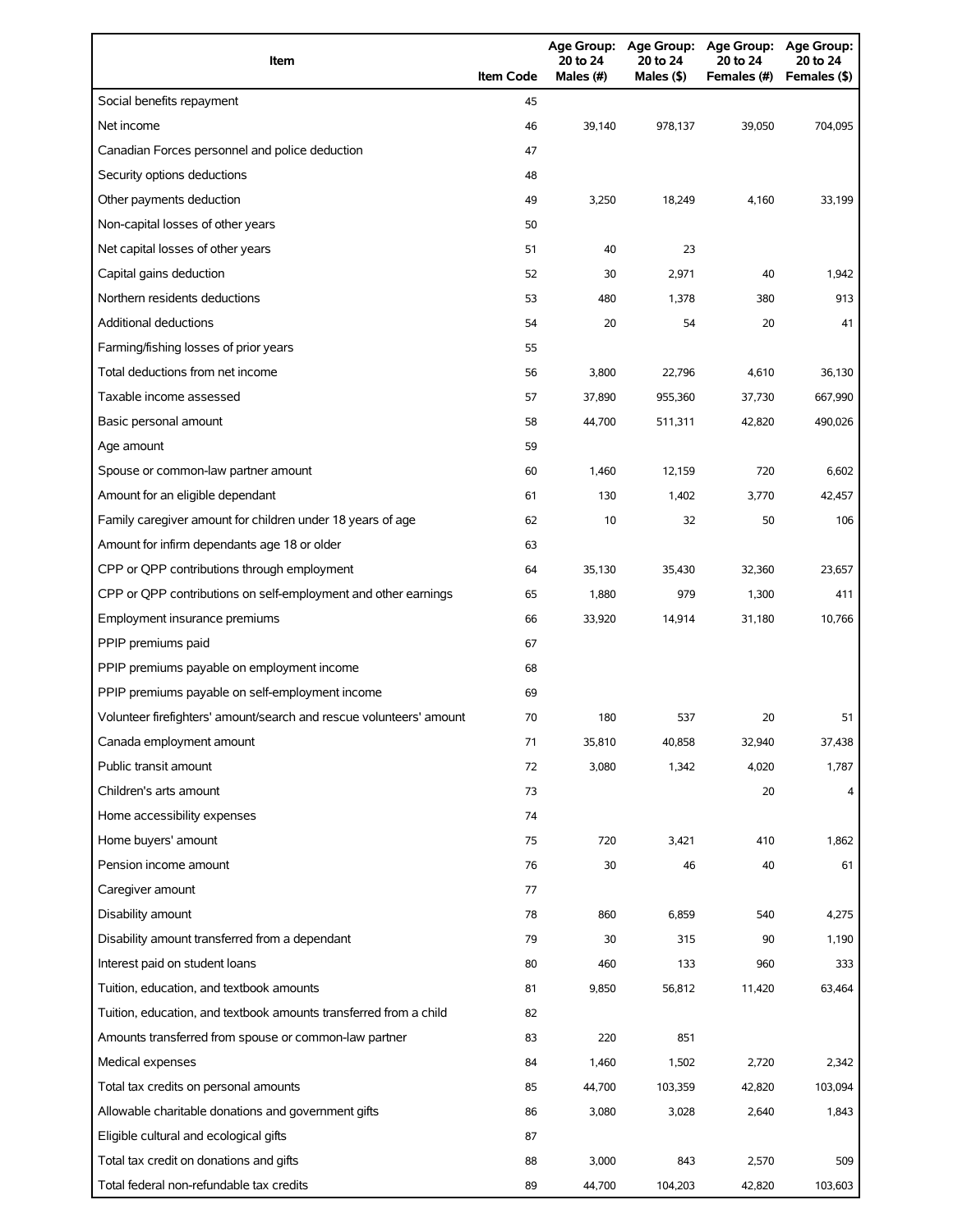| Item | Item Code | Age Group: 20 to 24 Males (#) | Age Group: 20 to 24 Males ($) | Age Group: 20 to 24 Females (#) | Age Group: 20 to 24 Females ($) |
|---|---|---|---|---|---|
| Social benefits repayment | 45 | | | | |
| Net income | 46 | 39,140 | 978,137 | 39,050 | 704,095 |
| Canadian Forces personnel and police deduction | 47 | | | | |
| Security options deductions | 48 | | | | |
| Other payments deduction | 49 | 3,250 | 18,249 | 4,160 | 33,199 |
| Non-capital losses of other years | 50 | | | | |
| Net capital losses of other years | 51 | 40 | 23 | | |
| Capital gains deduction | 52 | 30 | 2,971 | 40 | 1,942 |
| Northern residents deductions | 53 | 480 | 1,378 | 380 | 913 |
| Additional deductions | 54 | 20 | 54 | 20 | 41 |
| Farming/fishing losses of prior years | 55 | | | | |
| Total deductions from net income | 56 | 3,800 | 22,796 | 4,610 | 36,130 |
| Taxable income assessed | 57 | 37,890 | 955,360 | 37,730 | 667,990 |
| Basic personal amount | 58 | 44,700 | 511,311 | 42,820 | 490,026 |
| Age amount | 59 | | | | |
| Spouse or common-law partner amount | 60 | 1,460 | 12,159 | 720 | 6,602 |
| Amount for an eligible dependant | 61 | 130 | 1,402 | 3,770 | 42,457 |
| Family caregiver amount for children under 18 years of age | 62 | 10 | 32 | 50 | 106 |
| Amount for infirm dependants age 18 or older | 63 | | | | |
| CPP or QPP contributions through employment | 64 | 35,130 | 35,430 | 32,360 | 23,657 |
| CPP or QPP contributions on self-employment and other earnings | 65 | 1,880 | 979 | 1,300 | 411 |
| Employment insurance premiums | 66 | 33,920 | 14,914 | 31,180 | 10,766 |
| PPIP premiums paid | 67 | | | | |
| PPIP premiums payable on employment income | 68 | | | | |
| PPIP premiums payable on self-employment income | 69 | | | | |
| Volunteer firefighters' amount/search and rescue volunteers' amount | 70 | 180 | 537 | 20 | 51 |
| Canada employment amount | 71 | 35,810 | 40,858 | 32,940 | 37,438 |
| Public transit amount | 72 | 3,080 | 1,342 | 4,020 | 1,787 |
| Children's arts amount | 73 | | | 20 | 4 |
| Home accessibility expenses | 74 | | | | |
| Home buyers' amount | 75 | 720 | 3,421 | 410 | 1,862 |
| Pension income amount | 76 | 30 | 46 | 40 | 61 |
| Caregiver amount | 77 | | | | |
| Disability amount | 78 | 860 | 6,859 | 540 | 4,275 |
| Disability amount transferred from a dependant | 79 | 30 | 315 | 90 | 1,190 |
| Interest paid on student loans | 80 | 460 | 133 | 960 | 333 |
| Tuition, education, and textbook amounts | 81 | 9,850 | 56,812 | 11,420 | 63,464 |
| Tuition, education, and textbook amounts transferred from a child | 82 | | | | |
| Amounts transferred from spouse or common-law partner | 83 | 220 | 851 | | |
| Medical expenses | 84 | 1,460 | 1,502 | 2,720 | 2,342 |
| Total tax credits on personal amounts | 85 | 44,700 | 103,359 | 42,820 | 103,094 |
| Allowable charitable donations and government gifts | 86 | 3,080 | 3,028 | 2,640 | 1,843 |
| Eligible cultural and ecological gifts | 87 | | | | |
| Total tax credit on donations and gifts | 88 | 3,000 | 843 | 2,570 | 509 |
| Total federal non-refundable tax credits | 89 | 44,700 | 104,203 | 42,820 | 103,603 |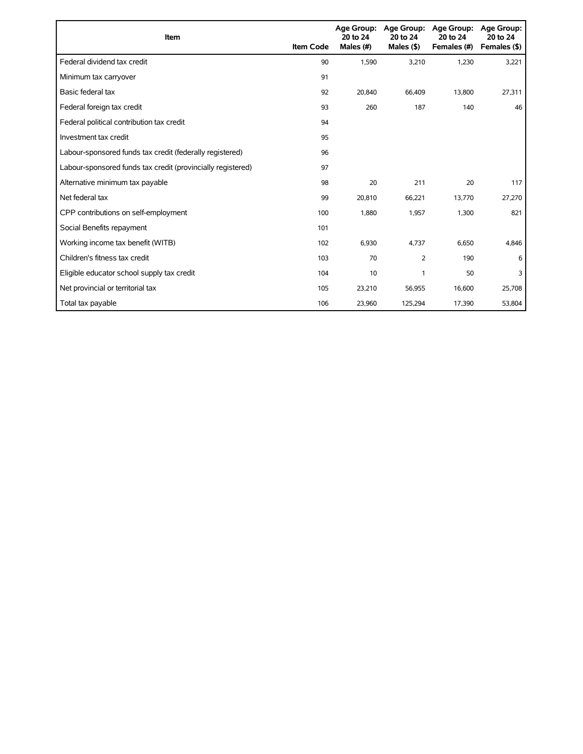| Item | Item Code | Age Group: 20 to 24 Males (#) | Age Group: 20 to 24 Males ($) | Age Group: 20 to 24 Females (#) | Age Group: 20 to 24 Females ($) |
|---|---|---|---|---|---|
| Federal dividend tax credit | 90 | 1,590 | 3,210 | 1,230 | 3,221 |
| Minimum tax carryover | 91 | | | | |
| Basic federal tax | 92 | 20,840 | 66,409 | 13,800 | 27,311 |
| Federal foreign tax credit | 93 | 260 | 187 | 140 | 46 |
| Federal political contribution tax credit | 94 | | | | |
| Investment tax credit | 95 | | | | |
| Labour-sponsored funds tax credit (federally registered) | 96 | | | | |
| Labour-sponsored funds tax credit (provincially registered) | 97 | | | | |
| Alternative minimum tax payable | 98 | 20 | 211 | 20 | 117 |
| Net federal tax | 99 | 20,810 | 66,221 | 13,770 | 27,270 |
| CPP contributions on self-employment | 100 | 1,880 | 1,957 | 1,300 | 821 |
| Social Benefits repayment | 101 | | | | |
| Working income tax benefit (WITB) | 102 | 6,930 | 4,737 | 6,650 | 4,846 |
| Children's fitness tax credit | 103 | 70 | 2 | 190 | 6 |
| Eligible educator school supply tax credit | 104 | 10 | 1 | 50 | 3 |
| Net provincial or territorial tax | 105 | 23,210 | 56,955 | 16,600 | 25,708 |
| Total tax payable | 106 | 23,960 | 125,294 | 17,390 | 53,804 |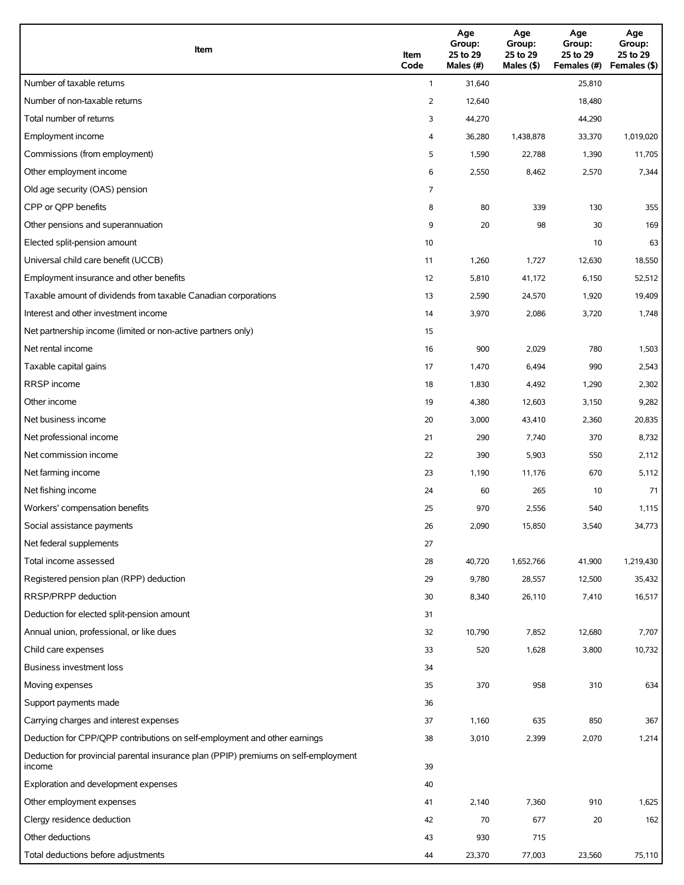| Item | Item Code | Age Group: 25 to 29 Males (#) | Age Group: 25 to 29 Males ($) | Age Group: 25 to 29 Females (#) | Age Group: 25 to 29 Females ($) |
|---|---|---|---|---|---|
| Number of taxable returns | 1 | 31,640 | | 25,810 | |
| Number of non-taxable returns | 2 | 12,640 | | 18,480 | |
| Total number of returns | 3 | 44,270 | | 44,290 | |
| Employment income | 4 | 36,280 | 1,438,878 | 33,370 | 1,019,020 |
| Commissions (from employment) | 5 | 1,590 | 22,788 | 1,390 | 11,705 |
| Other employment income | 6 | 2,550 | 8,462 | 2,570 | 7,344 |
| Old age security (OAS) pension | 7 | | | | |
| CPP or QPP benefits | 8 | 80 | 339 | 130 | 355 |
| Other pensions and superannuation | 9 | 20 | 98 | 30 | 169 |
| Elected split-pension amount | 10 | | | 10 | 63 |
| Universal child care benefit (UCCB) | 11 | 1,260 | 1,727 | 12,630 | 18,550 |
| Employment insurance and other benefits | 12 | 5,810 | 41,172 | 6,150 | 52,512 |
| Taxable amount of dividends from taxable Canadian corporations | 13 | 2,590 | 24,570 | 1,920 | 19,409 |
| Interest and other investment income | 14 | 3,970 | 2,086 | 3,720 | 1,748 |
| Net partnership income (limited or non-active partners only) | 15 | | | | |
| Net rental income | 16 | 900 | 2,029 | 780 | 1,503 |
| Taxable capital gains | 17 | 1,470 | 6,494 | 990 | 2,543 |
| RRSP income | 18 | 1,830 | 4,492 | 1,290 | 2,302 |
| Other income | 19 | 4,380 | 12,603 | 3,150 | 9,282 |
| Net business income | 20 | 3,000 | 43,410 | 2,360 | 20,835 |
| Net professional income | 21 | 290 | 7,740 | 370 | 8,732 |
| Net commission income | 22 | 390 | 5,903 | 550 | 2,112 |
| Net farming income | 23 | 1,190 | 11,176 | 670 | 5,112 |
| Net fishing income | 24 | 60 | 265 | 10 | 71 |
| Workers' compensation benefits | 25 | 970 | 2,556 | 540 | 1,115 |
| Social assistance payments | 26 | 2,090 | 15,850 | 3,540 | 34,773 |
| Net federal supplements | 27 | | | | |
| Total income assessed | 28 | 40,720 | 1,652,766 | 41,900 | 1,219,430 |
| Registered pension plan (RPP) deduction | 29 | 9,780 | 28,557 | 12,500 | 35,432 |
| RRSP/PRPP deduction | 30 | 8,340 | 26,110 | 7,410 | 16,517 |
| Deduction for elected split-pension amount | 31 | | | | |
| Annual union, professional, or like dues | 32 | 10,790 | 7,852 | 12,680 | 7,707 |
| Child care expenses | 33 | 520 | 1,628 | 3,800 | 10,732 |
| Business investment loss | 34 | | | | |
| Moving expenses | 35 | 370 | 958 | 310 | 634 |
| Support payments made | 36 | | | | |
| Carrying charges and interest expenses | 37 | 1,160 | 635 | 850 | 367 |
| Deduction for CPP/QPP contributions on self-employment and other earnings | 38 | 3,010 | 2,399 | 2,070 | 1,214 |
| Deduction for provincial parental insurance plan (PPIP) premiums on self-employment income | 39 | | | | |
| Exploration and development expenses | 40 | | | | |
| Other employment expenses | 41 | 2,140 | 7,360 | 910 | 1,625 |
| Clergy residence deduction | 42 | 70 | 677 | 20 | 162 |
| Other deductions | 43 | 930 | 715 | | |
| Total deductions before adjustments | 44 | 23,370 | 77,003 | 23,560 | 75,110 |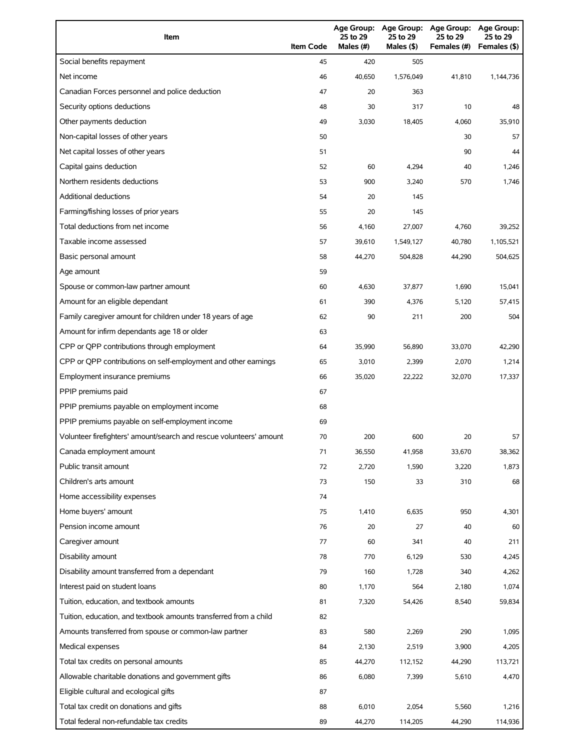| Item | Item Code | Age Group: 25 to 29 Males (#) | Age Group: 25 to 29 Males ($) | Age Group: 25 to 29 Females (#) | Age Group: 25 to 29 Females ($) |
|---|---|---|---|---|---|
| Social benefits repayment | 45 | 420 | 505 | | |
| Net income | 46 | 40,650 | 1,576,049 | 41,810 | 1,144,736 |
| Canadian Forces personnel and police deduction | 47 | 20 | 363 | | |
| Security options deductions | 48 | 30 | 317 | 10 | 48 |
| Other payments deduction | 49 | 3,030 | 18,405 | 4,060 | 35,910 |
| Non-capital losses of other years | 50 | | | 30 | 57 |
| Net capital losses of other years | 51 | | | 90 | 44 |
| Capital gains deduction | 52 | 60 | 4,294 | 40 | 1,246 |
| Northern residents deductions | 53 | 900 | 3,240 | 570 | 1,746 |
| Additional deductions | 54 | 20 | 145 | | |
| Farming/fishing losses of prior years | 55 | 20 | 145 | | |
| Total deductions from net income | 56 | 4,160 | 27,007 | 4,760 | 39,252 |
| Taxable income assessed | 57 | 39,610 | 1,549,127 | 40,780 | 1,105,521 |
| Basic personal amount | 58 | 44,270 | 504,828 | 44,290 | 504,625 |
| Age amount | 59 | | | | |
| Spouse or common-law partner amount | 60 | 4,630 | 37,877 | 1,690 | 15,041 |
| Amount for an eligible dependant | 61 | 390 | 4,376 | 5,120 | 57,415 |
| Family caregiver amount for children under 18 years of age | 62 | 90 | 211 | 200 | 504 |
| Amount for infirm dependants age 18 or older | 63 | | | | |
| CPP or QPP contributions through employment | 64 | 35,990 | 56,890 | 33,070 | 42,290 |
| CPP or QPP contributions on self-employment and other earnings | 65 | 3,010 | 2,399 | 2,070 | 1,214 |
| Employment insurance premiums | 66 | 35,020 | 22,222 | 32,070 | 17,337 |
| PPIP premiums paid | 67 | | | | |
| PPIP premiums payable on employment income | 68 | | | | |
| PPIP premiums payable on self-employment income | 69 | | | | |
| Volunteer firefighters' amount/search and rescue volunteers' amount | 70 | 200 | 600 | 20 | 57 |
| Canada employment amount | 71 | 36,550 | 41,958 | 33,670 | 38,362 |
| Public transit amount | 72 | 2,720 | 1,590 | 3,220 | 1,873 |
| Children's arts amount | 73 | 150 | 33 | 310 | 68 |
| Home accessibility expenses | 74 | | | | |
| Home buyers' amount | 75 | 1,410 | 6,635 | 950 | 4,301 |
| Pension income amount | 76 | 20 | 27 | 40 | 60 |
| Caregiver amount | 77 | 60 | 341 | 40 | 211 |
| Disability amount | 78 | 770 | 6,129 | 530 | 4,245 |
| Disability amount transferred from a dependant | 79 | 160 | 1,728 | 340 | 4,262 |
| Interest paid on student loans | 80 | 1,170 | 564 | 2,180 | 1,074 |
| Tuition, education, and textbook amounts | 81 | 7,320 | 54,426 | 8,540 | 59,834 |
| Tuition, education, and textbook amounts transferred from a child | 82 | | | | |
| Amounts transferred from spouse or common-law partner | 83 | 580 | 2,269 | 290 | 1,095 |
| Medical expenses | 84 | 2,130 | 2,519 | 3,900 | 4,205 |
| Total tax credits on personal amounts | 85 | 44,270 | 112,152 | 44,290 | 113,721 |
| Allowable charitable donations and government gifts | 86 | 6,080 | 7,399 | 5,610 | 4,470 |
| Eligible cultural and ecological gifts | 87 | | | | |
| Total tax credit on donations and gifts | 88 | 6,010 | 2,054 | 5,560 | 1,216 |
| Total federal non-refundable tax credits | 89 | 44,270 | 114,205 | 44,290 | 114,936 |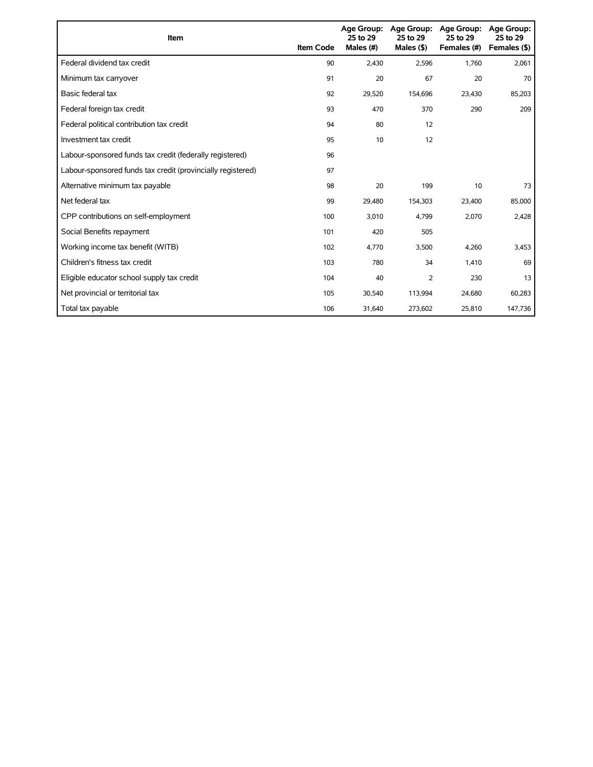| Item | Item Code | Age Group: 25 to 29 Males (#) | Age Group: 25 to 29 Males ($) | Age Group: 25 to 29 Females (#) | Age Group: 25 to 29 Females ($) |
|---|---|---|---|---|---|
| Federal dividend tax credit | 90 | 2,430 | 2,596 | 1,760 | 2,061 |
| Minimum tax carryover | 91 | 20 | 67 | 20 | 70 |
| Basic federal tax | 92 | 29,520 | 154,696 | 23,430 | 85,203 |
| Federal foreign tax credit | 93 | 470 | 370 | 290 | 209 |
| Federal political contribution tax credit | 94 | 80 | 12 | | |
| Investment tax credit | 95 | 10 | 12 | | |
| Labour-sponsored funds tax credit (federally registered) | 96 | | | | |
| Labour-sponsored funds tax credit (provincially registered) | 97 | | | | |
| Alternative minimum tax payable | 98 | 20 | 199 | 10 | 73 |
| Net federal tax | 99 | 29,480 | 154,303 | 23,400 | 85,000 |
| CPP contributions on self-employment | 100 | 3,010 | 4,799 | 2,070 | 2,428 |
| Social Benefits repayment | 101 | 420 | 505 | | |
| Working income tax benefit (WITB) | 102 | 4,770 | 3,500 | 4,260 | 3,453 |
| Children's fitness tax credit | 103 | 780 | 34 | 1,410 | 69 |
| Eligible educator school supply tax credit | 104 | 40 | 2 | 230 | 13 |
| Net provincial or territorial tax | 105 | 30,540 | 113,994 | 24,680 | 60,283 |
| Total tax payable | 106 | 31,640 | 273,602 | 25,810 | 147,736 |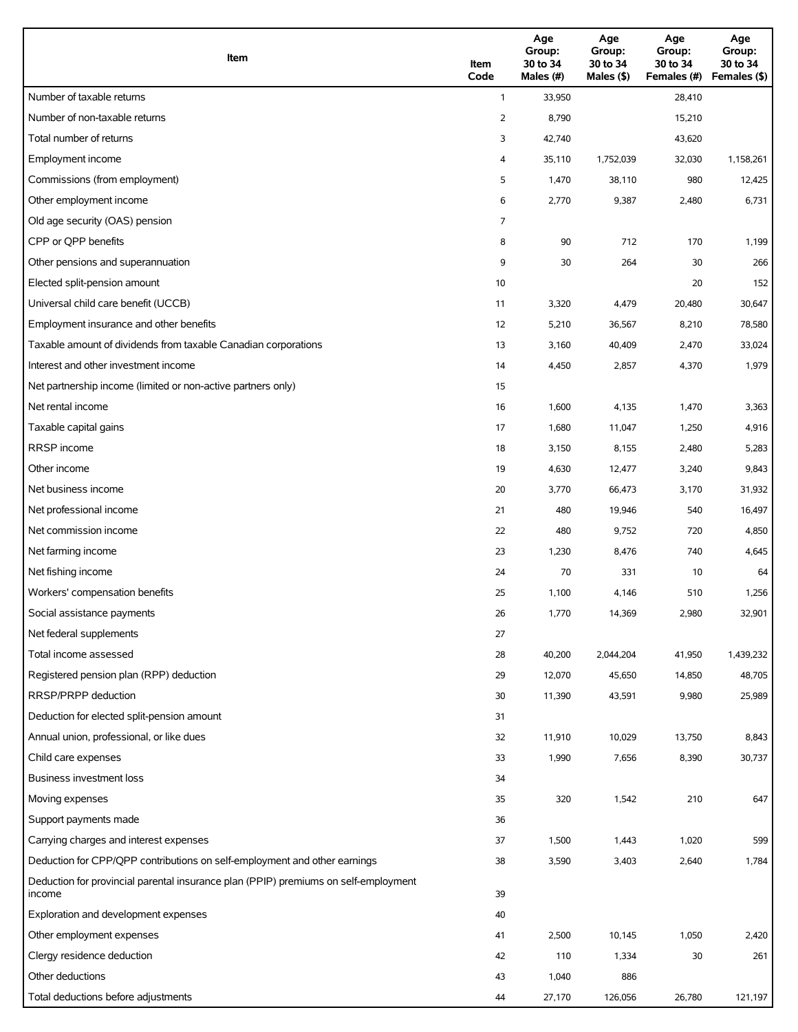| Item | Item Code | Age Group: 30 to 34 Males (#) | Age Group: 30 to 34 Males ($) | Age Group: 30 to 34 Females (#) | Age Group: 30 to 34 Females ($) |
|---|---|---|---|---|---|
| Number of taxable returns | 1 | 33,950 | | 28,410 | |
| Number of non-taxable returns | 2 | 8,790 | | 15,210 | |
| Total number of returns | 3 | 42,740 | | 43,620 | |
| Employment income | 4 | 35,110 | 1,752,039 | 32,030 | 1,158,261 |
| Commissions (from employment) | 5 | 1,470 | 38,110 | 980 | 12,425 |
| Other employment income | 6 | 2,770 | 9,387 | 2,480 | 6,731 |
| Old age security (OAS) pension | 7 | | | | |
| CPP or QPP benefits | 8 | 90 | 712 | 170 | 1,199 |
| Other pensions and superannuation | 9 | 30 | 264 | 30 | 266 |
| Elected split-pension amount | 10 | | | 20 | 152 |
| Universal child care benefit (UCCB) | 11 | 3,320 | 4,479 | 20,480 | 30,647 |
| Employment insurance and other benefits | 12 | 5,210 | 36,567 | 8,210 | 78,580 |
| Taxable amount of dividends from taxable Canadian corporations | 13 | 3,160 | 40,409 | 2,470 | 33,024 |
| Interest and other investment income | 14 | 4,450 | 2,857 | 4,370 | 1,979 |
| Net partnership income (limited or non-active partners only) | 15 | | | | |
| Net rental income | 16 | 1,600 | 4,135 | 1,470 | 3,363 |
| Taxable capital gains | 17 | 1,680 | 11,047 | 1,250 | 4,916 |
| RRSP income | 18 | 3,150 | 8,155 | 2,480 | 5,283 |
| Other income | 19 | 4,630 | 12,477 | 3,240 | 9,843 |
| Net business income | 20 | 3,770 | 66,473 | 3,170 | 31,932 |
| Net professional income | 21 | 480 | 19,946 | 540 | 16,497 |
| Net commission income | 22 | 480 | 9,752 | 720 | 4,850 |
| Net farming income | 23 | 1,230 | 8,476 | 740 | 4,645 |
| Net fishing income | 24 | 70 | 331 | 10 | 64 |
| Workers' compensation benefits | 25 | 1,100 | 4,146 | 510 | 1,256 |
| Social assistance payments | 26 | 1,770 | 14,369 | 2,980 | 32,901 |
| Net federal supplements | 27 | | | | |
| Total income assessed | 28 | 40,200 | 2,044,204 | 41,950 | 1,439,232 |
| Registered pension plan (RPP) deduction | 29 | 12,070 | 45,650 | 14,850 | 48,705 |
| RRSP/PRPP deduction | 30 | 11,390 | 43,591 | 9,980 | 25,989 |
| Deduction for elected split-pension amount | 31 | | | | |
| Annual union, professional, or like dues | 32 | 11,910 | 10,029 | 13,750 | 8,843 |
| Child care expenses | 33 | 1,990 | 7,656 | 8,390 | 30,737 |
| Business investment loss | 34 | | | | |
| Moving expenses | 35 | 320 | 1,542 | 210 | 647 |
| Support payments made | 36 | | | | |
| Carrying charges and interest expenses | 37 | 1,500 | 1,443 | 1,020 | 599 |
| Deduction for CPP/QPP contributions on self-employment and other earnings | 38 | 3,590 | 3,403 | 2,640 | 1,784 |
| Deduction for provincial parental insurance plan (PPIP) premiums on self-employment income | 39 | | | | |
| Exploration and development expenses | 40 | | | | |
| Other employment expenses | 41 | 2,500 | 10,145 | 1,050 | 2,420 |
| Clergy residence deduction | 42 | 110 | 1,334 | 30 | 261 |
| Other deductions | 43 | 1,040 | 886 | | |
| Total deductions before adjustments | 44 | 27,170 | 126,056 | 26,780 | 121,197 |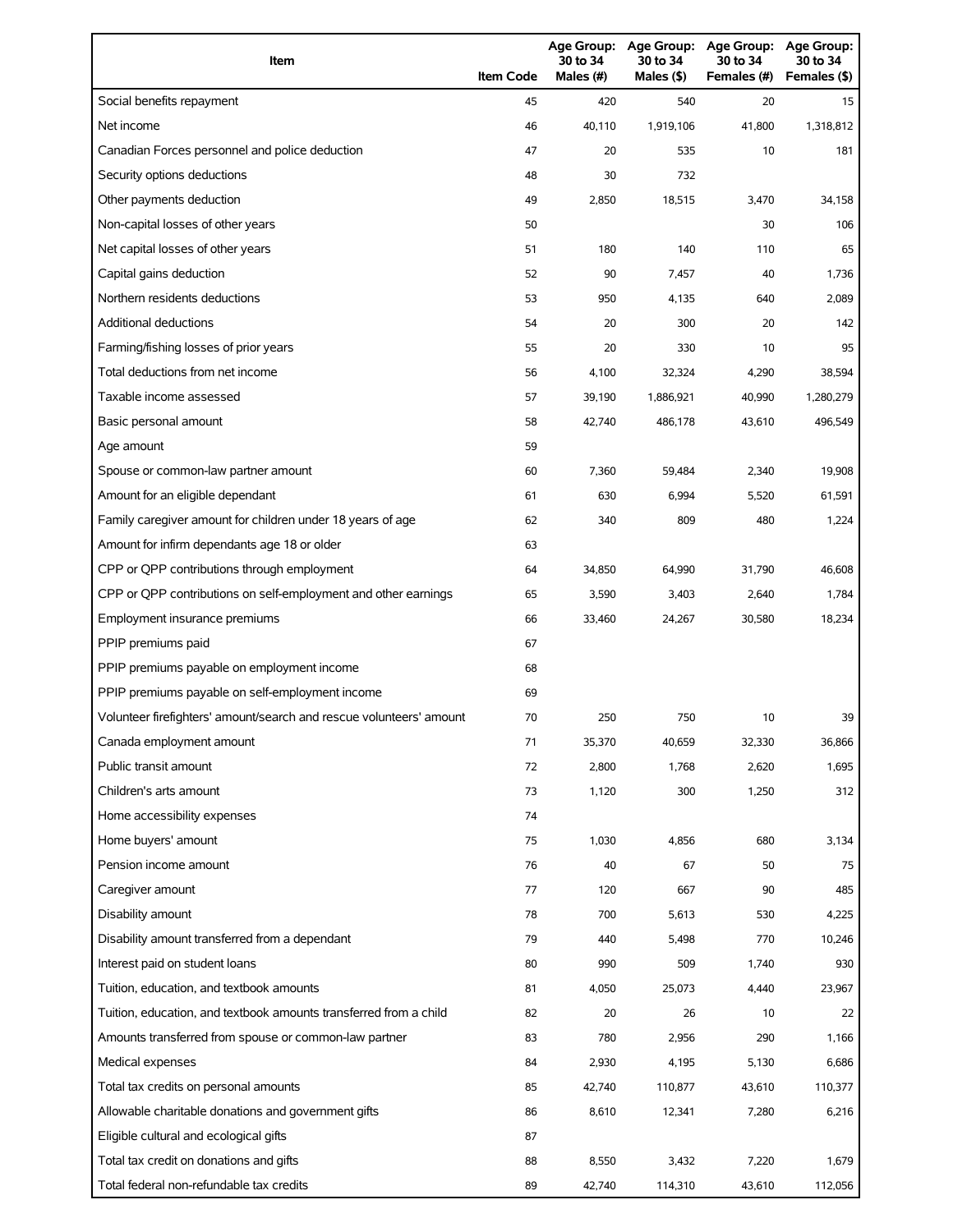| Item | Item Code | Age Group: 30 to 34 Males (#) | Age Group: 30 to 34 Males ($) | Age Group: 30 to 34 Females (#) | Age Group: 30 to 34 Females ($) |
|---|---|---|---|---|---|
| Social benefits repayment | 45 | 420 | 540 | 20 | 15 |
| Net income | 46 | 40,110 | 1,919,106 | 41,800 | 1,318,812 |
| Canadian Forces personnel and police deduction | 47 | 20 | 535 | 10 | 181 |
| Security options deductions | 48 | 30 | 732 | | |
| Other payments deduction | 49 | 2,850 | 18,515 | 3,470 | 34,158 |
| Non-capital losses of other years | 50 | | | 30 | 106 |
| Net capital losses of other years | 51 | 180 | 140 | 110 | 65 |
| Capital gains deduction | 52 | 90 | 7,457 | 40 | 1,736 |
| Northern residents deductions | 53 | 950 | 4,135 | 640 | 2,089 |
| Additional deductions | 54 | 20 | 300 | 20 | 142 |
| Farming/fishing losses of prior years | 55 | 20 | 330 | 10 | 95 |
| Total deductions from net income | 56 | 4,100 | 32,324 | 4,290 | 38,594 |
| Taxable income assessed | 57 | 39,190 | 1,886,921 | 40,990 | 1,280,279 |
| Basic personal amount | 58 | 42,740 | 486,178 | 43,610 | 496,549 |
| Age amount | 59 | | | | |
| Spouse or common-law partner amount | 60 | 7,360 | 59,484 | 2,340 | 19,908 |
| Amount for an eligible dependant | 61 | 630 | 6,994 | 5,520 | 61,591 |
| Family caregiver amount for children under 18 years of age | 62 | 340 | 809 | 480 | 1,224 |
| Amount for infirm dependants age 18 or older | 63 | | | | |
| CPP or QPP contributions through employment | 64 | 34,850 | 64,990 | 31,790 | 46,608 |
| CPP or QPP contributions on self-employment and other earnings | 65 | 3,590 | 3,403 | 2,640 | 1,784 |
| Employment insurance premiums | 66 | 33,460 | 24,267 | 30,580 | 18,234 |
| PPIP premiums paid | 67 | | | | |
| PPIP premiums payable on employment income | 68 | | | | |
| PPIP premiums payable on self-employment income | 69 | | | | |
| Volunteer firefighters' amount/search and rescue volunteers' amount | 70 | 250 | 750 | 10 | 39 |
| Canada employment amount | 71 | 35,370 | 40,659 | 32,330 | 36,866 |
| Public transit amount | 72 | 2,800 | 1,768 | 2,620 | 1,695 |
| Children's arts amount | 73 | 1,120 | 300 | 1,250 | 312 |
| Home accessibility expenses | 74 | | | | |
| Home buyers' amount | 75 | 1,030 | 4,856 | 680 | 3,134 |
| Pension income amount | 76 | 40 | 67 | 50 | 75 |
| Caregiver amount | 77 | 120 | 667 | 90 | 485 |
| Disability amount | 78 | 700 | 5,613 | 530 | 4,225 |
| Disability amount transferred from a dependant | 79 | 440 | 5,498 | 770 | 10,246 |
| Interest paid on student loans | 80 | 990 | 509 | 1,740 | 930 |
| Tuition, education, and textbook amounts | 81 | 4,050 | 25,073 | 4,440 | 23,967 |
| Tuition, education, and textbook amounts transferred from a child | 82 | 20 | 26 | 10 | 22 |
| Amounts transferred from spouse or common-law partner | 83 | 780 | 2,956 | 290 | 1,166 |
| Medical expenses | 84 | 2,930 | 4,195 | 5,130 | 6,686 |
| Total tax credits on personal amounts | 85 | 42,740 | 110,877 | 43,610 | 110,377 |
| Allowable charitable donations and government gifts | 86 | 8,610 | 12,341 | 7,280 | 6,216 |
| Eligible cultural and ecological gifts | 87 | | | | |
| Total tax credit on donations and gifts | 88 | 8,550 | 3,432 | 7,220 | 1,679 |
| Total federal non-refundable tax credits | 89 | 42,740 | 114,310 | 43,610 | 112,056 |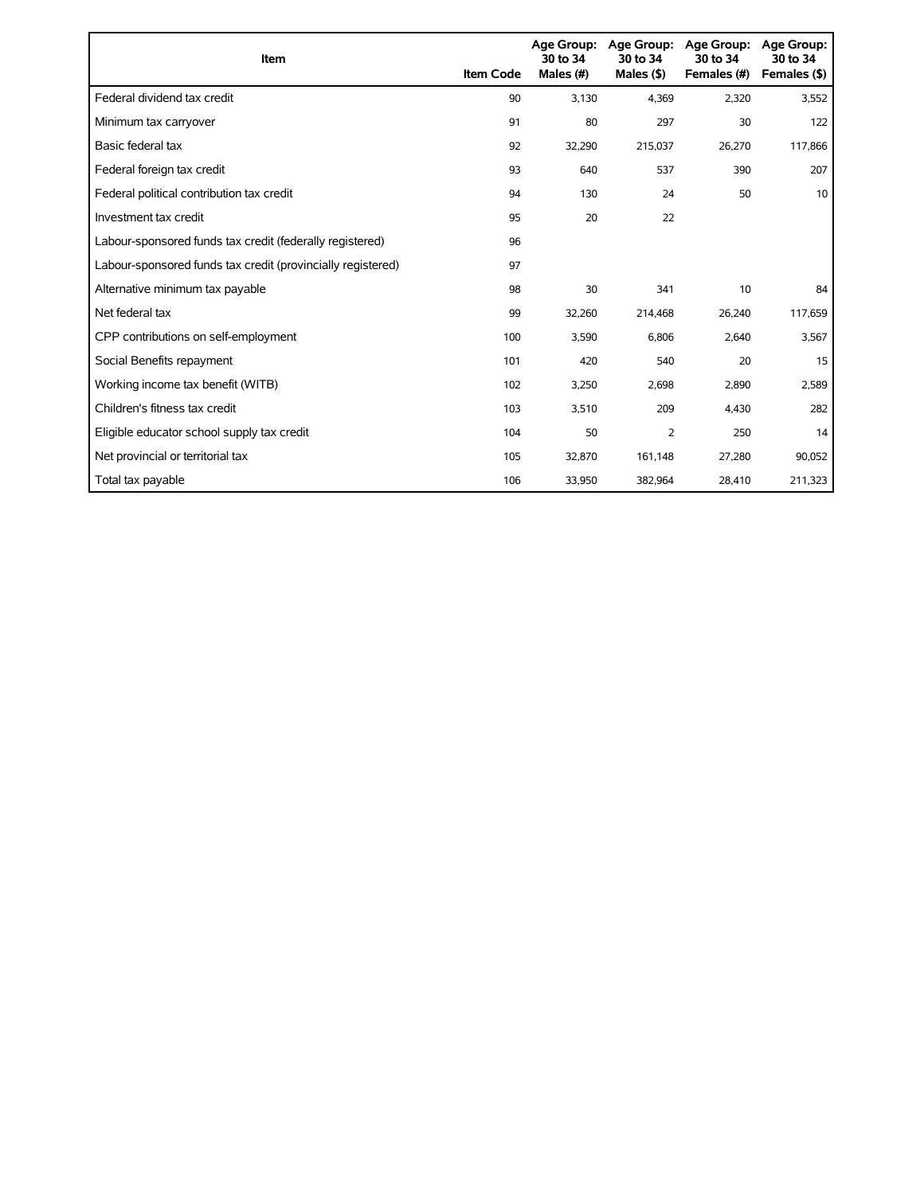| Item | Item Code | Age Group: 30 to 34 Males (#) | Age Group: 30 to 34 Males ($) | Age Group: 30 to 34 Females (#) | Age Group: 30 to 34 Females ($) |
|---|---|---|---|---|---|
| Federal dividend tax credit | 90 | 3,130 | 4,369 | 2,320 | 3,552 |
| Minimum tax carryover | 91 | 80 | 297 | 30 | 122 |
| Basic federal tax | 92 | 32,290 | 215,037 | 26,270 | 117,866 |
| Federal foreign tax credit | 93 | 640 | 537 | 390 | 207 |
| Federal political contribution tax credit | 94 | 130 | 24 | 50 | 10 |
| Investment tax credit | 95 | 20 | 22 | | |
| Labour-sponsored funds tax credit (federally registered) | 96 | | | | |
| Labour-sponsored funds tax credit (provincially registered) | 97 | | | | |
| Alternative minimum tax payable | 98 | 30 | 341 | 10 | 84 |
| Net federal tax | 99 | 32,260 | 214,468 | 26,240 | 117,659 |
| CPP contributions on self-employment | 100 | 3,590 | 6,806 | 2,640 | 3,567 |
| Social Benefits repayment | 101 | 420 | 540 | 20 | 15 |
| Working income tax benefit (WITB) | 102 | 3,250 | 2,698 | 2,890 | 2,589 |
| Children's fitness tax credit | 103 | 3,510 | 209 | 4,430 | 282 |
| Eligible educator school supply tax credit | 104 | 50 | 2 | 250 | 14 |
| Net provincial or territorial tax | 105 | 32,870 | 161,148 | 27,280 | 90,052 |
| Total tax payable | 106 | 33,950 | 382,964 | 28,410 | 211,323 |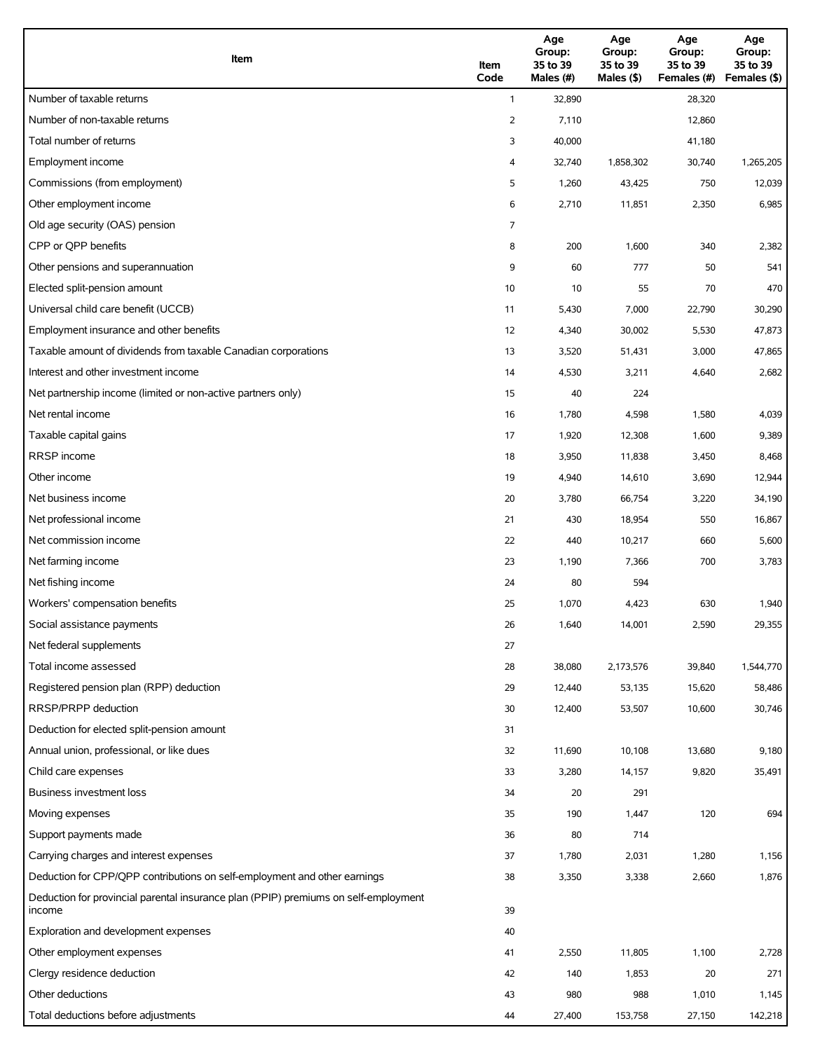| Item | Item Code | Age Group: 35 to 39 Males (#) | Age Group: 35 to 39 Males ($) | Age Group: 35 to 39 Females (#) | Age Group: 35 to 39 Females ($) |
|---|---|---|---|---|---|
| Number of taxable returns | 1 | 32,890 | | 28,320 | |
| Number of non-taxable returns | 2 | 7,110 | | 12,860 | |
| Total number of returns | 3 | 40,000 | | 41,180 | |
| Employment income | 4 | 32,740 | 1,858,302 | 30,740 | 1,265,205 |
| Commissions (from employment) | 5 | 1,260 | 43,425 | 750 | 12,039 |
| Other employment income | 6 | 2,710 | 11,851 | 2,350 | 6,985 |
| Old age security (OAS) pension | 7 | | | | |
| CPP or QPP benefits | 8 | 200 | 1,600 | 340 | 2,382 |
| Other pensions and superannuation | 9 | 60 | 777 | 50 | 541 |
| Elected split-pension amount | 10 | 10 | 55 | 70 | 470 |
| Universal child care benefit (UCCB) | 11 | 5,430 | 7,000 | 22,790 | 30,290 |
| Employment insurance and other benefits | 12 | 4,340 | 30,002 | 5,530 | 47,873 |
| Taxable amount of dividends from taxable Canadian corporations | 13 | 3,520 | 51,431 | 3,000 | 47,865 |
| Interest and other investment income | 14 | 4,530 | 3,211 | 4,640 | 2,682 |
| Net partnership income (limited or non-active partners only) | 15 | 40 | 224 | | |
| Net rental income | 16 | 1,780 | 4,598 | 1,580 | 4,039 |
| Taxable capital gains | 17 | 1,920 | 12,308 | 1,600 | 9,389 |
| RRSP income | 18 | 3,950 | 11,838 | 3,450 | 8,468 |
| Other income | 19 | 4,940 | 14,610 | 3,690 | 12,944 |
| Net business income | 20 | 3,780 | 66,754 | 3,220 | 34,190 |
| Net professional income | 21 | 430 | 18,954 | 550 | 16,867 |
| Net commission income | 22 | 440 | 10,217 | 660 | 5,600 |
| Net farming income | 23 | 1,190 | 7,366 | 700 | 3,783 |
| Net fishing income | 24 | 80 | 594 | | |
| Workers' compensation benefits | 25 | 1,070 | 4,423 | 630 | 1,940 |
| Social assistance payments | 26 | 1,640 | 14,001 | 2,590 | 29,355 |
| Net federal supplements | 27 | | | | |
| Total income assessed | 28 | 38,080 | 2,173,576 | 39,840 | 1,544,770 |
| Registered pension plan (RPP) deduction | 29 | 12,440 | 53,135 | 15,620 | 58,486 |
| RRSP/PRPP deduction | 30 | 12,400 | 53,507 | 10,600 | 30,746 |
| Deduction for elected split-pension amount | 31 | | | | |
| Annual union, professional, or like dues | 32 | 11,690 | 10,108 | 13,680 | 9,180 |
| Child care expenses | 33 | 3,280 | 14,157 | 9,820 | 35,491 |
| Business investment loss | 34 | 20 | 291 | | |
| Moving expenses | 35 | 190 | 1,447 | 120 | 694 |
| Support payments made | 36 | 80 | 714 | | |
| Carrying charges and interest expenses | 37 | 1,780 | 2,031 | 1,280 | 1,156 |
| Deduction for CPP/QPP contributions on self-employment and other earnings | 38 | 3,350 | 3,338 | 2,660 | 1,876 |
| Deduction for provincial parental insurance plan (PPIP) premiums on self-employment income | 39 | | | | |
| Exploration and development expenses | 40 | | | | |
| Other employment expenses | 41 | 2,550 | 11,805 | 1,100 | 2,728 |
| Clergy residence deduction | 42 | 140 | 1,853 | 20 | 271 |
| Other deductions | 43 | 980 | 988 | 1,010 | 1,145 |
| Total deductions before adjustments | 44 | 27,400 | 153,758 | 27,150 | 142,218 |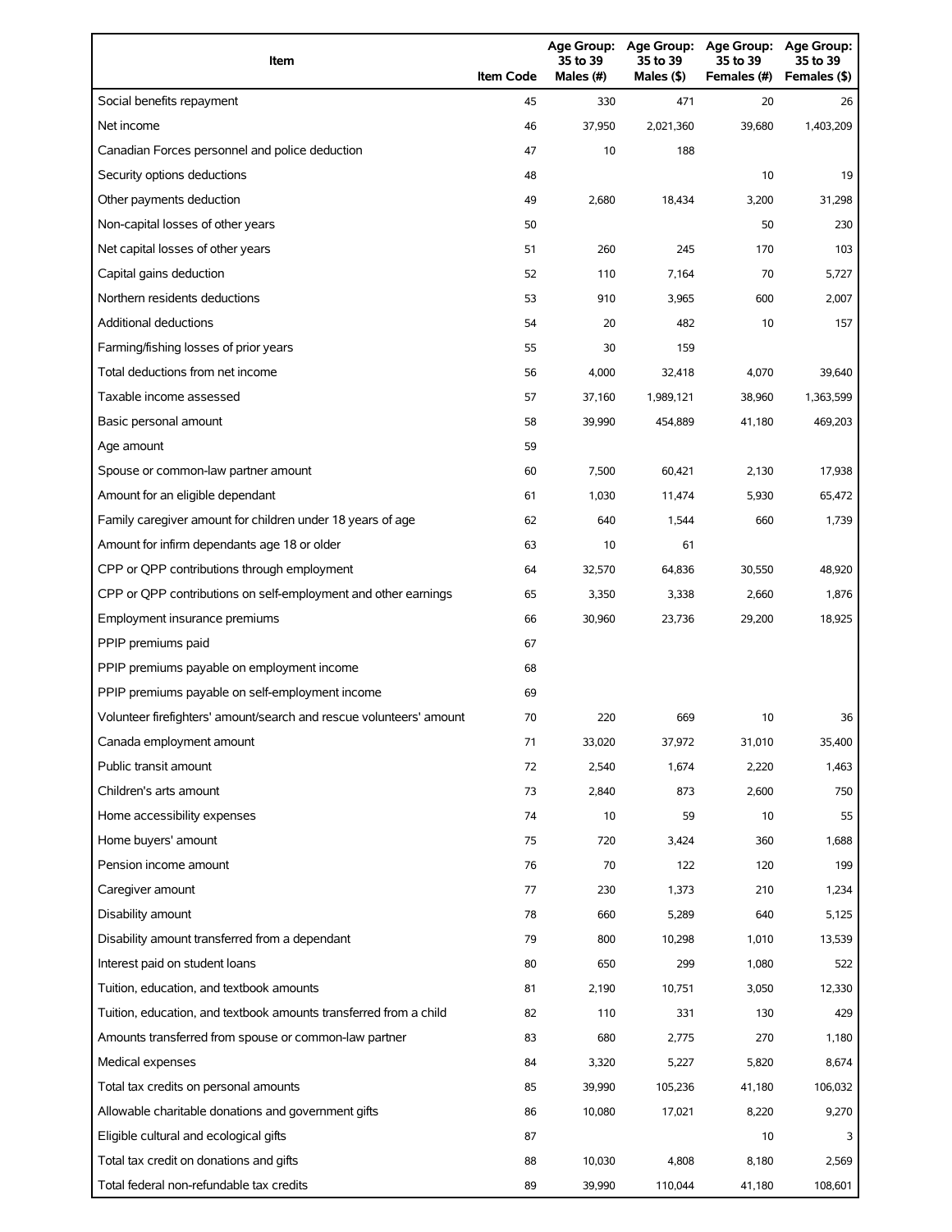| Item | Item Code | Age Group: 35 to 39 Males (#) | Age Group: 35 to 39 Males ($) | Age Group: 35 to 39 Females (#) | Age Group: 35 to 39 Females ($) |
|---|---|---|---|---|---|
| Social benefits repayment | 45 | 330 | 471 | 20 | 26 |
| Net income | 46 | 37,950 | 2,021,360 | 39,680 | 1,403,209 |
| Canadian Forces personnel and police deduction | 47 | 10 | 188 | | |
| Security options deductions | 48 | | | 10 | 19 |
| Other payments deduction | 49 | 2,680 | 18,434 | 3,200 | 31,298 |
| Non-capital losses of other years | 50 | | | 50 | 230 |
| Net capital losses of other years | 51 | 260 | 245 | 170 | 103 |
| Capital gains deduction | 52 | 110 | 7,164 | 70 | 5,727 |
| Northern residents deductions | 53 | 910 | 3,965 | 600 | 2,007 |
| Additional deductions | 54 | 20 | 482 | 10 | 157 |
| Farming/fishing losses of prior years | 55 | 30 | 159 | | |
| Total deductions from net income | 56 | 4,000 | 32,418 | 4,070 | 39,640 |
| Taxable income assessed | 57 | 37,160 | 1,989,121 | 38,960 | 1,363,599 |
| Basic personal amount | 58 | 39,990 | 454,889 | 41,180 | 469,203 |
| Age amount | 59 | | | | |
| Spouse or common-law partner amount | 60 | 7,500 | 60,421 | 2,130 | 17,938 |
| Amount for an eligible dependant | 61 | 1,030 | 11,474 | 5,930 | 65,472 |
| Family caregiver amount for children under 18 years of age | 62 | 640 | 1,544 | 660 | 1,739 |
| Amount for infirm dependants age 18 or older | 63 | 10 | 61 | | |
| CPP or QPP contributions through employment | 64 | 32,570 | 64,836 | 30,550 | 48,920 |
| CPP or QPP contributions on self-employment and other earnings | 65 | 3,350 | 3,338 | 2,660 | 1,876 |
| Employment insurance premiums | 66 | 30,960 | 23,736 | 29,200 | 18,925 |
| PPIP premiums paid | 67 | | | | |
| PPIP premiums payable on employment income | 68 | | | | |
| PPIP premiums payable on self-employment income | 69 | | | | |
| Volunteer firefighters' amount/search and rescue volunteers' amount | 70 | 220 | 669 | 10 | 36 |
| Canada employment amount | 71 | 33,020 | 37,972 | 31,010 | 35,400 |
| Public transit amount | 72 | 2,540 | 1,674 | 2,220 | 1,463 |
| Children's arts amount | 73 | 2,840 | 873 | 2,600 | 750 |
| Home accessibility expenses | 74 | 10 | 59 | 10 | 55 |
| Home buyers' amount | 75 | 720 | 3,424 | 360 | 1,688 |
| Pension income amount | 76 | 70 | 122 | 120 | 199 |
| Caregiver amount | 77 | 230 | 1,373 | 210 | 1,234 |
| Disability amount | 78 | 660 | 5,289 | 640 | 5,125 |
| Disability amount transferred from a dependant | 79 | 800 | 10,298 | 1,010 | 13,539 |
| Interest paid on student loans | 80 | 650 | 299 | 1,080 | 522 |
| Tuition, education, and textbook amounts | 81 | 2,190 | 10,751 | 3,050 | 12,330 |
| Tuition, education, and textbook amounts transferred from a child | 82 | 110 | 331 | 130 | 429 |
| Amounts transferred from spouse or common-law partner | 83 | 680 | 2,775 | 270 | 1,180 |
| Medical expenses | 84 | 3,320 | 5,227 | 5,820 | 8,674 |
| Total tax credits on personal amounts | 85 | 39,990 | 105,236 | 41,180 | 106,032 |
| Allowable charitable donations and government gifts | 86 | 10,080 | 17,021 | 8,220 | 9,270 |
| Eligible cultural and ecological gifts | 87 | | | 10 | 3 |
| Total tax credit on donations and gifts | 88 | 10,030 | 4,808 | 8,180 | 2,569 |
| Total federal non-refundable tax credits | 89 | 39,990 | 110,044 | 41,180 | 108,601 |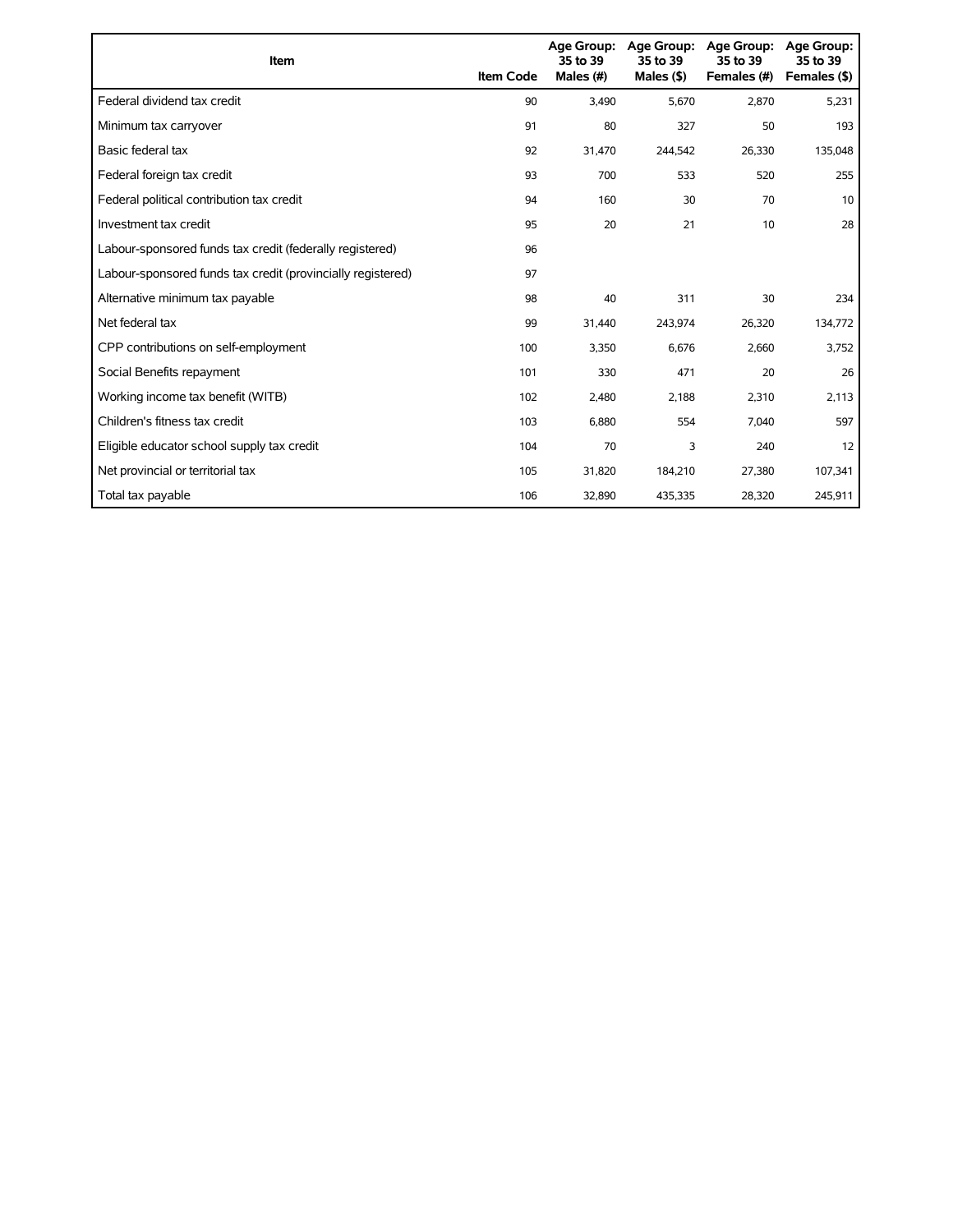| Item | Item Code | Age Group: 35 to 39 Males (#) | Age Group: 35 to 39 Males ($) | Age Group: 35 to 39 Females (#) | Age Group: 35 to 39 Females ($) |
|---|---|---|---|---|---|
| Federal dividend tax credit | 90 | 3,490 | 5,670 | 2,870 | 5,231 |
| Minimum tax carryover | 91 | 80 | 327 | 50 | 193 |
| Basic federal tax | 92 | 31,470 | 244,542 | 26,330 | 135,048 |
| Federal foreign tax credit | 93 | 700 | 533 | 520 | 255 |
| Federal political contribution tax credit | 94 | 160 | 30 | 70 | 10 |
| Investment tax credit | 95 | 20 | 21 | 10 | 28 |
| Labour-sponsored funds tax credit (federally registered) | 96 | | | | |
| Labour-sponsored funds tax credit (provincially registered) | 97 | | | | |
| Alternative minimum tax payable | 98 | 40 | 311 | 30 | 234 |
| Net federal tax | 99 | 31,440 | 243,974 | 26,320 | 134,772 |
| CPP contributions on self-employment | 100 | 3,350 | 6,676 | 2,660 | 3,752 |
| Social Benefits repayment | 101 | 330 | 471 | 20 | 26 |
| Working income tax benefit (WITB) | 102 | 2,480 | 2,188 | 2,310 | 2,113 |
| Children's fitness tax credit | 103 | 6,880 | 554 | 7,040 | 597 |
| Eligible educator school supply tax credit | 104 | 70 | 3 | 240 | 12 |
| Net provincial or territorial tax | 105 | 31,820 | 184,210 | 27,380 | 107,341 |
| Total tax payable | 106 | 32,890 | 435,335 | 28,320 | 245,911 |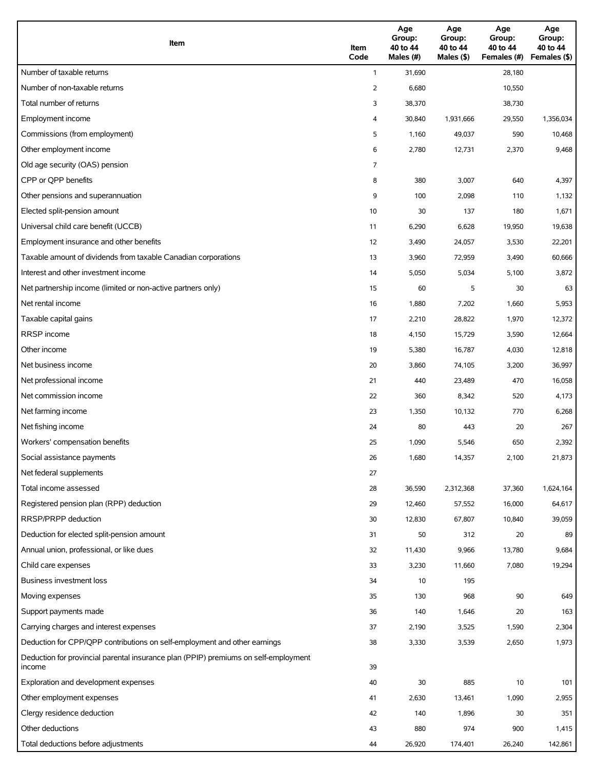| Item | Item Code | Age Group: 40 to 44 Males (#) | Age Group: 40 to 44 Males ($) | Age Group: 40 to 44 Females (#) | Age Group: 40 to 44 Females ($) |
|---|---|---|---|---|---|
| Number of taxable returns | 1 | 31,690 | | 28,180 | |
| Number of non-taxable returns | 2 | 6,680 | | 10,550 | |
| Total number of returns | 3 | 38,370 | | 38,730 | |
| Employment income | 4 | 30,840 | 1,931,666 | 29,550 | 1,356,034 |
| Commissions (from employment) | 5 | 1,160 | 49,037 | 590 | 10,468 |
| Other employment income | 6 | 2,780 | 12,731 | 2,370 | 9,468 |
| Old age security (OAS) pension | 7 | | | | |
| CPP or QPP benefits | 8 | 380 | 3,007 | 640 | 4,397 |
| Other pensions and superannuation | 9 | 100 | 2,098 | 110 | 1,132 |
| Elected split-pension amount | 10 | 30 | 137 | 180 | 1,671 |
| Universal child care benefit (UCCB) | 11 | 6,290 | 6,628 | 19,950 | 19,638 |
| Employment insurance and other benefits | 12 | 3,490 | 24,057 | 3,530 | 22,201 |
| Taxable amount of dividends from taxable Canadian corporations | 13 | 3,960 | 72,959 | 3,490 | 60,666 |
| Interest and other investment income | 14 | 5,050 | 5,034 | 5,100 | 3,872 |
| Net partnership income (limited or non-active partners only) | 15 | 60 | 5 | 30 | 63 |
| Net rental income | 16 | 1,880 | 7,202 | 1,660 | 5,953 |
| Taxable capital gains | 17 | 2,210 | 28,822 | 1,970 | 12,372 |
| RRSP income | 18 | 4,150 | 15,729 | 3,590 | 12,664 |
| Other income | 19 | 5,380 | 16,787 | 4,030 | 12,818 |
| Net business income | 20 | 3,860 | 74,105 | 3,200 | 36,997 |
| Net professional income | 21 | 440 | 23,489 | 470 | 16,058 |
| Net commission income | 22 | 360 | 8,342 | 520 | 4,173 |
| Net farming income | 23 | 1,350 | 10,132 | 770 | 6,268 |
| Net fishing income | 24 | 80 | 443 | 20 | 267 |
| Workers' compensation benefits | 25 | 1,090 | 5,546 | 650 | 2,392 |
| Social assistance payments | 26 | 1,680 | 14,357 | 2,100 | 21,873 |
| Net federal supplements | 27 | | | | |
| Total income assessed | 28 | 36,590 | 2,312,368 | 37,360 | 1,624,164 |
| Registered pension plan (RPP) deduction | 29 | 12,460 | 57,552 | 16,000 | 64,617 |
| RRSP/PRPP deduction | 30 | 12,830 | 67,807 | 10,840 | 39,059 |
| Deduction for elected split-pension amount | 31 | 50 | 312 | 20 | 89 |
| Annual union, professional, or like dues | 32 | 11,430 | 9,966 | 13,780 | 9,684 |
| Child care expenses | 33 | 3,230 | 11,660 | 7,080 | 19,294 |
| Business investment loss | 34 | 10 | 195 | | |
| Moving expenses | 35 | 130 | 968 | 90 | 649 |
| Support payments made | 36 | 140 | 1,646 | 20 | 163 |
| Carrying charges and interest expenses | 37 | 2,190 | 3,525 | 1,590 | 2,304 |
| Deduction for CPP/QPP contributions on self-employment and other earnings | 38 | 3,330 | 3,539 | 2,650 | 1,973 |
| Deduction for provincial parental insurance plan (PPIP) premiums on self-employment income | 39 | | | | |
| Exploration and development expenses | 40 | 30 | 885 | 10 | 101 |
| Other employment expenses | 41 | 2,630 | 13,461 | 1,090 | 2,955 |
| Clergy residence deduction | 42 | 140 | 1,896 | 30 | 351 |
| Other deductions | 43 | 880 | 974 | 900 | 1,415 |
| Total deductions before adjustments | 44 | 26,920 | 174,401 | 26,240 | 142,861 |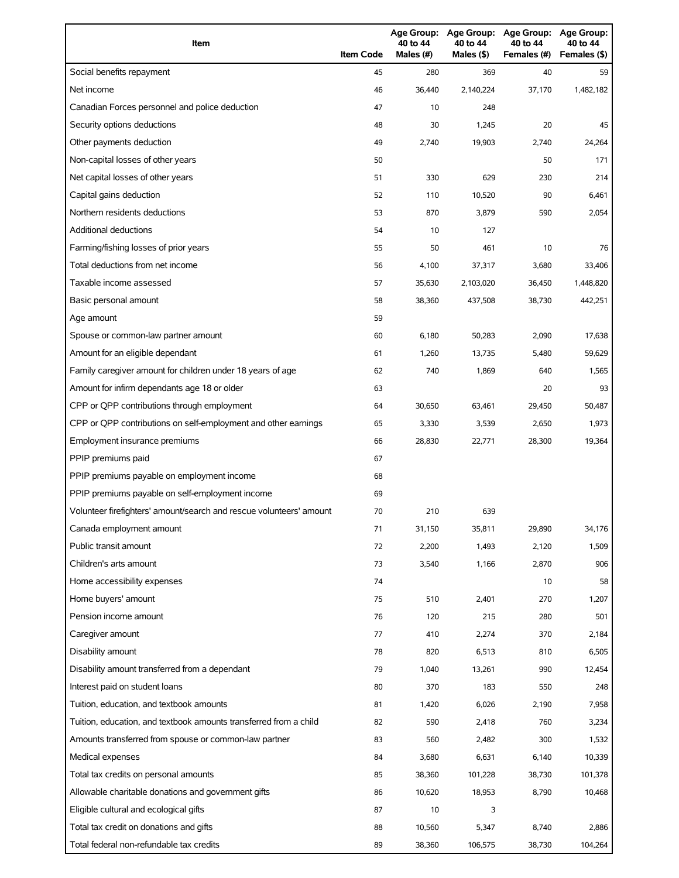| Item | Item Code | Age Group: 40 to 44 Males (#) | Age Group: 40 to 44 Males ($) | Age Group: 40 to 44 Females (#) | Age Group: 40 to 44 Females ($) |
|---|---|---|---|---|---|
| Social benefits repayment | 45 | 280 | 369 | 40 | 59 |
| Net income | 46 | 36,440 | 2,140,224 | 37,170 | 1,482,182 |
| Canadian Forces personnel and police deduction | 47 | 10 | 248 | | |
| Security options deductions | 48 | 30 | 1,245 | 20 | 45 |
| Other payments deduction | 49 | 2,740 | 19,903 | 2,740 | 24,264 |
| Non-capital losses of other years | 50 | | | 50 | 171 |
| Net capital losses of other years | 51 | 330 | 629 | 230 | 214 |
| Capital gains deduction | 52 | 110 | 10,520 | 90 | 6,461 |
| Northern residents deductions | 53 | 870 | 3,879 | 590 | 2,054 |
| Additional deductions | 54 | 10 | 127 | | |
| Farming/fishing losses of prior years | 55 | 50 | 461 | 10 | 76 |
| Total deductions from net income | 56 | 4,100 | 37,317 | 3,680 | 33,406 |
| Taxable income assessed | 57 | 35,630 | 2,103,020 | 36,450 | 1,448,820 |
| Basic personal amount | 58 | 38,360 | 437,508 | 38,730 | 442,251 |
| Age amount | 59 | | | | |
| Spouse or common-law partner amount | 60 | 6,180 | 50,283 | 2,090 | 17,638 |
| Amount for an eligible dependant | 61 | 1,260 | 13,735 | 5,480 | 59,629 |
| Family caregiver amount for children under 18 years of age | 62 | 740 | 1,869 | 640 | 1,565 |
| Amount for infirm dependants age 18 or older | 63 | | | 20 | 93 |
| CPP or QPP contributions through employment | 64 | 30,650 | 63,461 | 29,450 | 50,487 |
| CPP or QPP contributions on self-employment and other earnings | 65 | 3,330 | 3,539 | 2,650 | 1,973 |
| Employment insurance premiums | 66 | 28,830 | 22,771 | 28,300 | 19,364 |
| PPIP premiums paid | 67 | | | | |
| PPIP premiums payable on employment income | 68 | | | | |
| PPIP premiums payable on self-employment income | 69 | | | | |
| Volunteer firefighters' amount/search and rescue volunteers' amount | 70 | 210 | 639 | | |
| Canada employment amount | 71 | 31,150 | 35,811 | 29,890 | 34,176 |
| Public transit amount | 72 | 2,200 | 1,493 | 2,120 | 1,509 |
| Children's arts amount | 73 | 3,540 | 1,166 | 2,870 | 906 |
| Home accessibility expenses | 74 | | | 10 | 58 |
| Home buyers' amount | 75 | 510 | 2,401 | 270 | 1,207 |
| Pension income amount | 76 | 120 | 215 | 280 | 501 |
| Caregiver amount | 77 | 410 | 2,274 | 370 | 2,184 |
| Disability amount | 78 | 820 | 6,513 | 810 | 6,505 |
| Disability amount transferred from a dependant | 79 | 1,040 | 13,261 | 990 | 12,454 |
| Interest paid on student loans | 80 | 370 | 183 | 550 | 248 |
| Tuition, education, and textbook amounts | 81 | 1,420 | 6,026 | 2,190 | 7,958 |
| Tuition, education, and textbook amounts transferred from a child | 82 | 590 | 2,418 | 760 | 3,234 |
| Amounts transferred from spouse or common-law partner | 83 | 560 | 2,482 | 300 | 1,532 |
| Medical expenses | 84 | 3,680 | 6,631 | 6,140 | 10,339 |
| Total tax credits on personal amounts | 85 | 38,360 | 101,228 | 38,730 | 101,378 |
| Allowable charitable donations and government gifts | 86 | 10,620 | 18,953 | 8,790 | 10,468 |
| Eligible cultural and ecological gifts | 87 | 10 | 3 | | |
| Total tax credit on donations and gifts | 88 | 10,560 | 5,347 | 8,740 | 2,886 |
| Total federal non-refundable tax credits | 89 | 38,360 | 106,575 | 38,730 | 104,264 |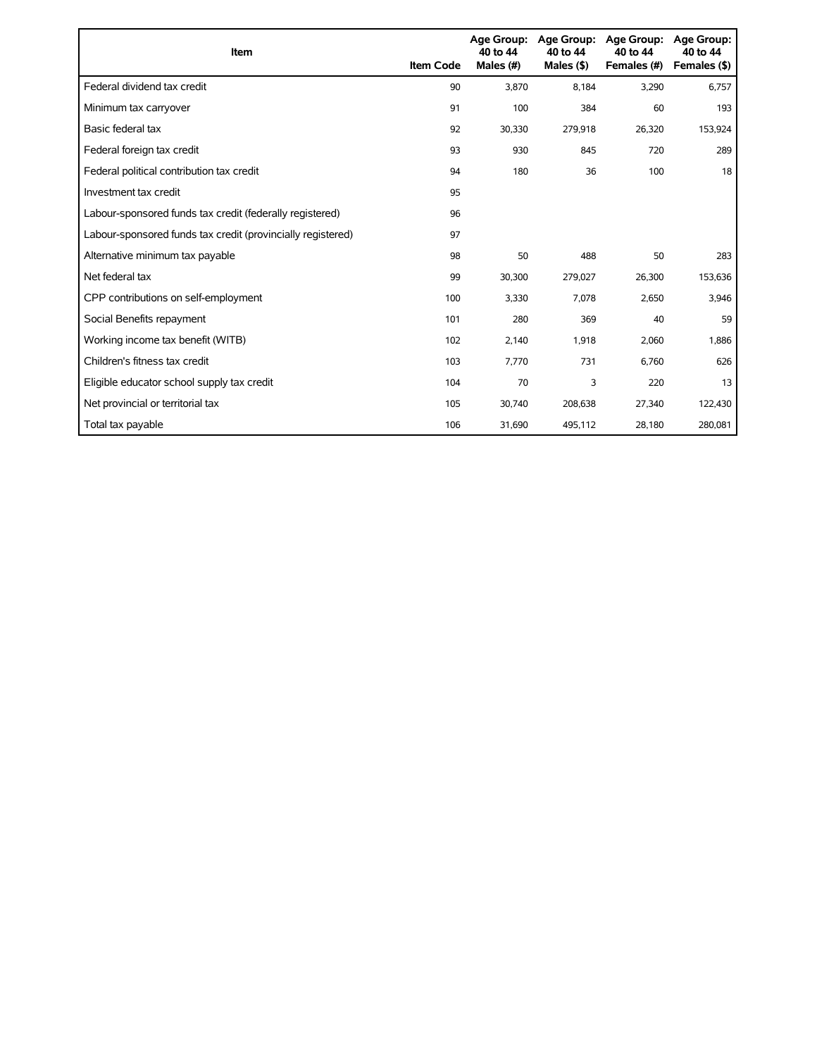| Item | Item Code | Age Group: 40 to 44 Males (#) | Age Group: 40 to 44 Males ($) | Age Group: 40 to 44 Females (#) | Age Group: 40 to 44 Females ($) |
|---|---|---|---|---|---|
| Federal dividend tax credit | 90 | 3,870 | 8,184 | 3,290 | 6,757 |
| Minimum tax carryover | 91 | 100 | 384 | 60 | 193 |
| Basic federal tax | 92 | 30,330 | 279,918 | 26,320 | 153,924 |
| Federal foreign tax credit | 93 | 930 | 845 | 720 | 289 |
| Federal political contribution tax credit | 94 | 180 | 36 | 100 | 18 |
| Investment tax credit | 95 | | | | |
| Labour-sponsored funds tax credit (federally registered) | 96 | | | | |
| Labour-sponsored funds tax credit (provincially registered) | 97 | | | | |
| Alternative minimum tax payable | 98 | 50 | 488 | 50 | 283 |
| Net federal tax | 99 | 30,300 | 279,027 | 26,300 | 153,636 |
| CPP contributions on self-employment | 100 | 3,330 | 7,078 | 2,650 | 3,946 |
| Social Benefits repayment | 101 | 280 | 369 | 40 | 59 |
| Working income tax benefit (WITB) | 102 | 2,140 | 1,918 | 2,060 | 1,886 |
| Children's fitness tax credit | 103 | 7,770 | 731 | 6,760 | 626 |
| Eligible educator school supply tax credit | 104 | 70 | 3 | 220 | 13 |
| Net provincial or territorial tax | 105 | 30,740 | 208,638 | 27,340 | 122,430 |
| Total tax payable | 106 | 31,690 | 495,112 | 28,180 | 280,081 |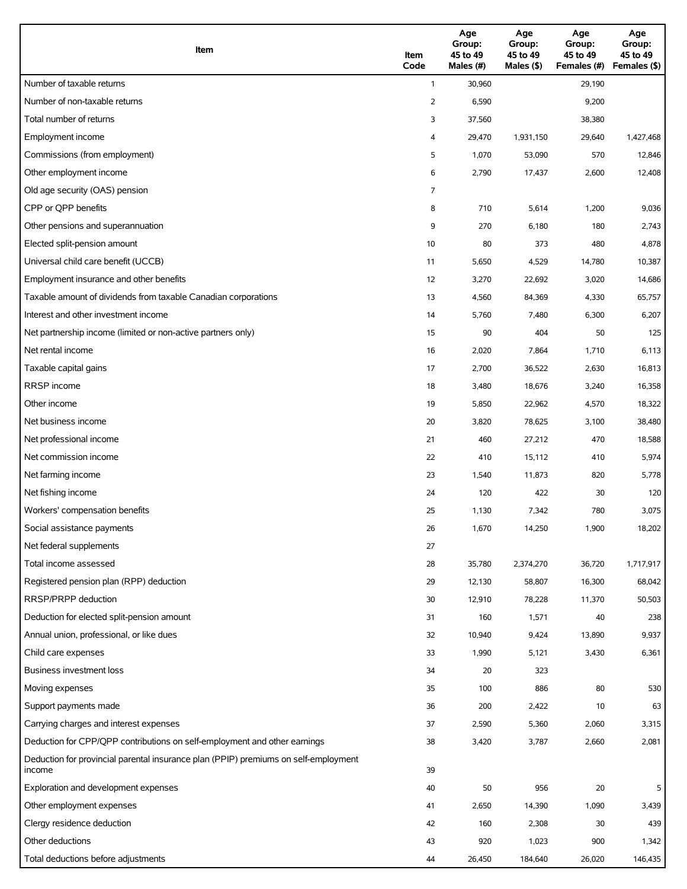| Item | Item Code | Age Group: 45 to 49 Males (#) | Age Group: 45 to 49 Males ($) | Age Group: 45 to 49 Females (#) | Age Group: 45 to 49 Females ($) |
|---|---|---|---|---|---|
| Number of taxable returns | 1 | 30,960 | | 29,190 | |
| Number of non-taxable returns | 2 | 6,590 | | 9,200 | |
| Total number of returns | 3 | 37,560 | | 38,380 | |
| Employment income | 4 | 29,470 | 1,931,150 | 29,640 | 1,427,468 |
| Commissions (from employment) | 5 | 1,070 | 53,090 | 570 | 12,846 |
| Other employment income | 6 | 2,790 | 17,437 | 2,600 | 12,408 |
| Old age security (OAS) pension | 7 | | | | |
| CPP or QPP benefits | 8 | 710 | 5,614 | 1,200 | 9,036 |
| Other pensions and superannuation | 9 | 270 | 6,180 | 180 | 2,743 |
| Elected split-pension amount | 10 | 80 | 373 | 480 | 4,878 |
| Universal child care benefit (UCCB) | 11 | 5,650 | 4,529 | 14,780 | 10,387 |
| Employment insurance and other benefits | 12 | 3,270 | 22,692 | 3,020 | 14,686 |
| Taxable amount of dividends from taxable Canadian corporations | 13 | 4,560 | 84,369 | 4,330 | 65,757 |
| Interest and other investment income | 14 | 5,760 | 7,480 | 6,300 | 6,207 |
| Net partnership income (limited or non-active partners only) | 15 | 90 | 404 | 50 | 125 |
| Net rental income | 16 | 2,020 | 7,864 | 1,710 | 6,113 |
| Taxable capital gains | 17 | 2,700 | 36,522 | 2,630 | 16,813 |
| RRSP income | 18 | 3,480 | 18,676 | 3,240 | 16,358 |
| Other income | 19 | 5,850 | 22,962 | 4,570 | 18,322 |
| Net business income | 20 | 3,820 | 78,625 | 3,100 | 38,480 |
| Net professional income | 21 | 460 | 27,212 | 470 | 18,588 |
| Net commission income | 22 | 410 | 15,112 | 410 | 5,974 |
| Net farming income | 23 | 1,540 | 11,873 | 820 | 5,778 |
| Net fishing income | 24 | 120 | 422 | 30 | 120 |
| Workers' compensation benefits | 25 | 1,130 | 7,342 | 780 | 3,075 |
| Social assistance payments | 26 | 1,670 | 14,250 | 1,900 | 18,202 |
| Net federal supplements | 27 | | | | |
| Total income assessed | 28 | 35,780 | 2,374,270 | 36,720 | 1,717,917 |
| Registered pension plan (RPP) deduction | 29 | 12,130 | 58,807 | 16,300 | 68,042 |
| RRSP/PRPP deduction | 30 | 12,910 | 78,228 | 11,370 | 50,503 |
| Deduction for elected split-pension amount | 31 | 160 | 1,571 | 40 | 238 |
| Annual union, professional, or like dues | 32 | 10,940 | 9,424 | 13,890 | 9,937 |
| Child care expenses | 33 | 1,990 | 5,121 | 3,430 | 6,361 |
| Business investment loss | 34 | 20 | 323 | | |
| Moving expenses | 35 | 100 | 886 | 80 | 530 |
| Support payments made | 36 | 200 | 2,422 | 10 | 63 |
| Carrying charges and interest expenses | 37 | 2,590 | 5,360 | 2,060 | 3,315 |
| Deduction for CPP/QPP contributions on self-employment and other earnings | 38 | 3,420 | 3,787 | 2,660 | 2,081 |
| Deduction for provincial parental insurance plan (PPIP) premiums on self-employment income | 39 | | | | |
| Exploration and development expenses | 40 | 50 | 956 | 20 | 5 |
| Other employment expenses | 41 | 2,650 | 14,390 | 1,090 | 3,439 |
| Clergy residence deduction | 42 | 160 | 2,308 | 30 | 439 |
| Other deductions | 43 | 920 | 1,023 | 900 | 1,342 |
| Total deductions before adjustments | 44 | 26,450 | 184,640 | 26,020 | 146,435 |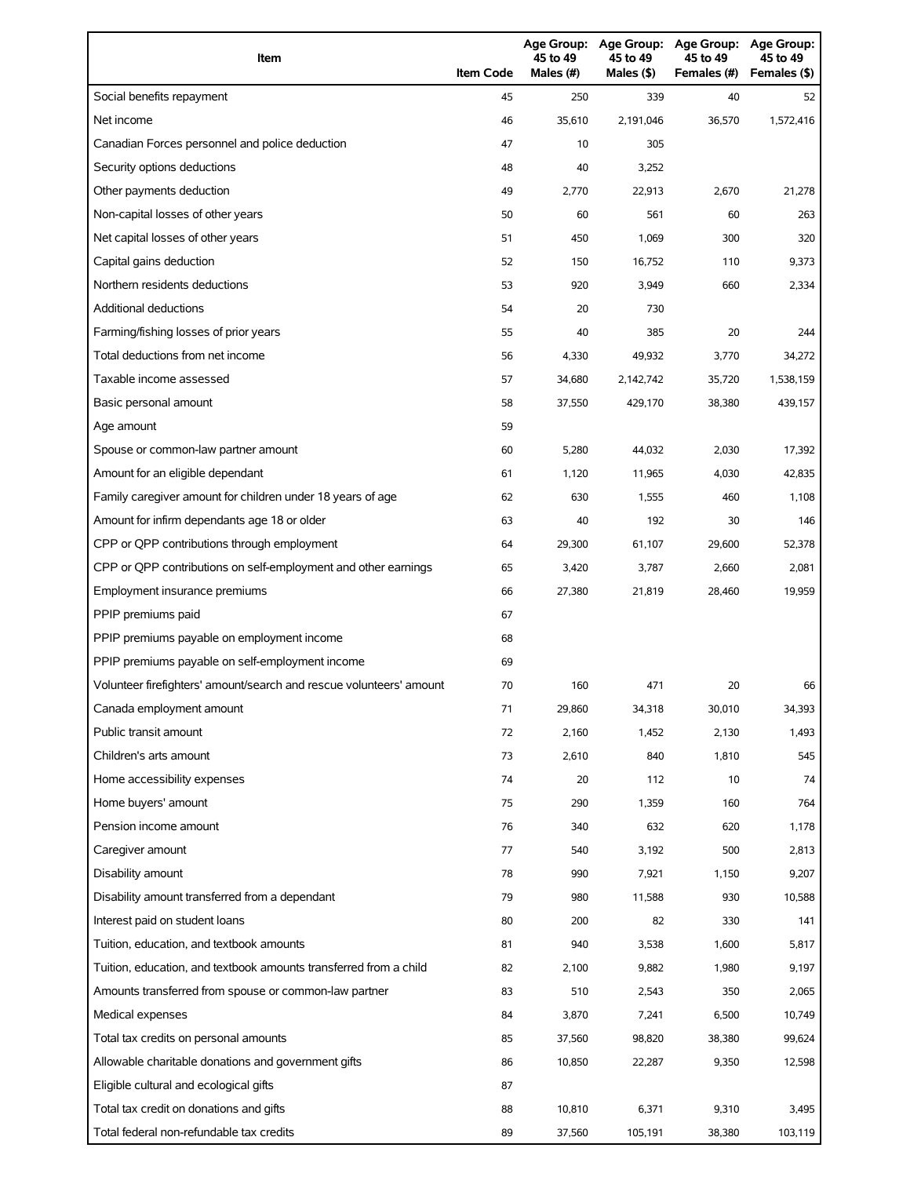| Item | Item Code | Age Group: 45 to 49 Males (#) | Age Group: 45 to 49 Males ($) | Age Group: 45 to 49 Females (#) | Age Group: 45 to 49 Females ($) |
|---|---|---|---|---|---|
| Social benefits repayment | 45 | 250 | 339 | 40 | 52 |
| Net income | 46 | 35,610 | 2,191,046 | 36,570 | 1,572,416 |
| Canadian Forces personnel and police deduction | 47 | 10 | 305 | | |
| Security options deductions | 48 | 40 | 3,252 | | |
| Other payments deduction | 49 | 2,770 | 22,913 | 2,670 | 21,278 |
| Non-capital losses of other years | 50 | 60 | 561 | 60 | 263 |
| Net capital losses of other years | 51 | 450 | 1,069 | 300 | 320 |
| Capital gains deduction | 52 | 150 | 16,752 | 110 | 9,373 |
| Northern residents deductions | 53 | 920 | 3,949 | 660 | 2,334 |
| Additional deductions | 54 | 20 | 730 | | |
| Farming/fishing losses of prior years | 55 | 40 | 385 | 20 | 244 |
| Total deductions from net income | 56 | 4,330 | 49,932 | 3,770 | 34,272 |
| Taxable income assessed | 57 | 34,680 | 2,142,742 | 35,720 | 1,538,159 |
| Basic personal amount | 58 | 37,550 | 429,170 | 38,380 | 439,157 |
| Age amount | 59 | | | | |
| Spouse or common-law partner amount | 60 | 5,280 | 44,032 | 2,030 | 17,392 |
| Amount for an eligible dependant | 61 | 1,120 | 11,965 | 4,030 | 42,835 |
| Family caregiver amount for children under 18 years of age | 62 | 630 | 1,555 | 460 | 1,108 |
| Amount for infirm dependants age 18 or older | 63 | 40 | 192 | 30 | 146 |
| CPP or QPP contributions through employment | 64 | 29,300 | 61,107 | 29,600 | 52,378 |
| CPP or QPP contributions on self-employment and other earnings | 65 | 3,420 | 3,787 | 2,660 | 2,081 |
| Employment insurance premiums | 66 | 27,380 | 21,819 | 28,460 | 19,959 |
| PPIP premiums paid | 67 | | | | |
| PPIP premiums payable on employment income | 68 | | | | |
| PPIP premiums payable on self-employment income | 69 | | | | |
| Volunteer firefighters' amount/search and rescue volunteers' amount | 70 | 160 | 471 | 20 | 66 |
| Canada employment amount | 71 | 29,860 | 34,318 | 30,010 | 34,393 |
| Public transit amount | 72 | 2,160 | 1,452 | 2,130 | 1,493 |
| Children's arts amount | 73 | 2,610 | 840 | 1,810 | 545 |
| Home accessibility expenses | 74 | 20 | 112 | 10 | 74 |
| Home buyers' amount | 75 | 290 | 1,359 | 160 | 764 |
| Pension income amount | 76 | 340 | 632 | 620 | 1,178 |
| Caregiver amount | 77 | 540 | 3,192 | 500 | 2,813 |
| Disability amount | 78 | 990 | 7,921 | 1,150 | 9,207 |
| Disability amount transferred from a dependant | 79 | 980 | 11,588 | 930 | 10,588 |
| Interest paid on student loans | 80 | 200 | 82 | 330 | 141 |
| Tuition, education, and textbook amounts | 81 | 940 | 3,538 | 1,600 | 5,817 |
| Tuition, education, and textbook amounts transferred from a child | 82 | 2,100 | 9,882 | 1,980 | 9,197 |
| Amounts transferred from spouse or common-law partner | 83 | 510 | 2,543 | 350 | 2,065 |
| Medical expenses | 84 | 3,870 | 7,241 | 6,500 | 10,749 |
| Total tax credits on personal amounts | 85 | 37,560 | 98,820 | 38,380 | 99,624 |
| Allowable charitable donations and government gifts | 86 | 10,850 | 22,287 | 9,350 | 12,598 |
| Eligible cultural and ecological gifts | 87 | | | | |
| Total tax credit on donations and gifts | 88 | 10,810 | 6,371 | 9,310 | 3,495 |
| Total federal non-refundable tax credits | 89 | 37,560 | 105,191 | 38,380 | 103,119 |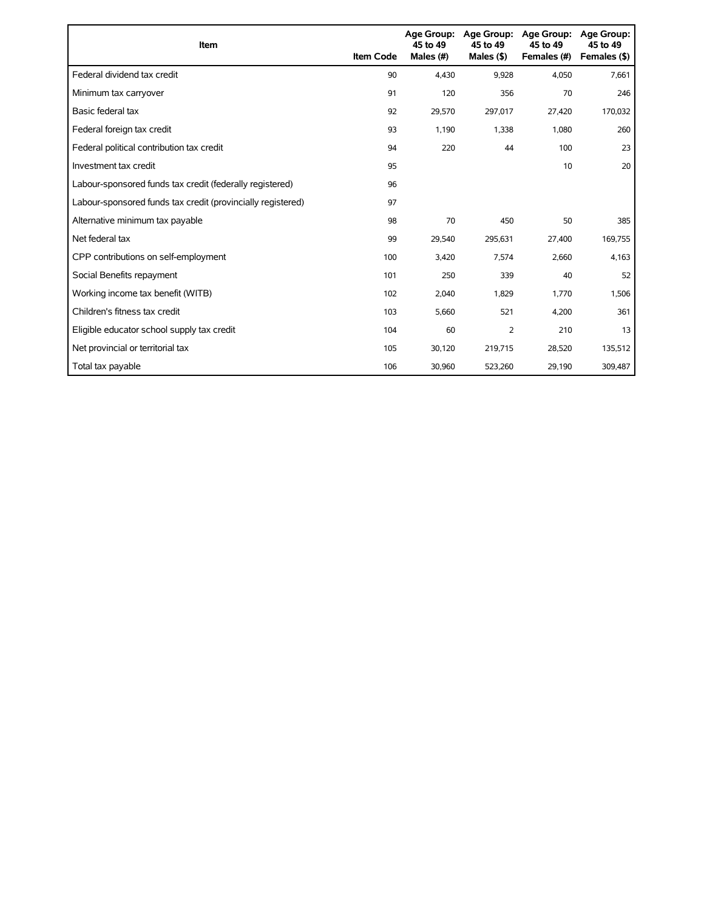| Item | Item Code | Age Group: 45 to 49 Males (#) | Age Group: 45 to 49 Males ($) | Age Group: 45 to 49 Females (#) | Age Group: 45 to 49 Females ($) |
|---|---|---|---|---|---|
| Federal dividend tax credit | 90 | 4,430 | 9,928 | 4,050 | 7,661 |
| Minimum tax carryover | 91 | 120 | 356 | 70 | 246 |
| Basic federal tax | 92 | 29,570 | 297,017 | 27,420 | 170,032 |
| Federal foreign tax credit | 93 | 1,190 | 1,338 | 1,080 | 260 |
| Federal political contribution tax credit | 94 | 220 | 44 | 100 | 23 |
| Investment tax credit | 95 | | | 10 | 20 |
| Labour-sponsored funds tax credit (federally registered) | 96 | | | | |
| Labour-sponsored funds tax credit (provincially registered) | 97 | | | | |
| Alternative minimum tax payable | 98 | 70 | 450 | 50 | 385 |
| Net federal tax | 99 | 29,540 | 295,631 | 27,400 | 169,755 |
| CPP contributions on self-employment | 100 | 3,420 | 7,574 | 2,660 | 4,163 |
| Social Benefits repayment | 101 | 250 | 339 | 40 | 52 |
| Working income tax benefit (WITB) | 102 | 2,040 | 1,829 | 1,770 | 1,506 |
| Children's fitness tax credit | 103 | 5,660 | 521 | 4,200 | 361 |
| Eligible educator school supply tax credit | 104 | 60 | 2 | 210 | 13 |
| Net provincial or territorial tax | 105 | 30,120 | 219,715 | 28,520 | 135,512 |
| Total tax payable | 106 | 30,960 | 523,260 | 29,190 | 309,487 |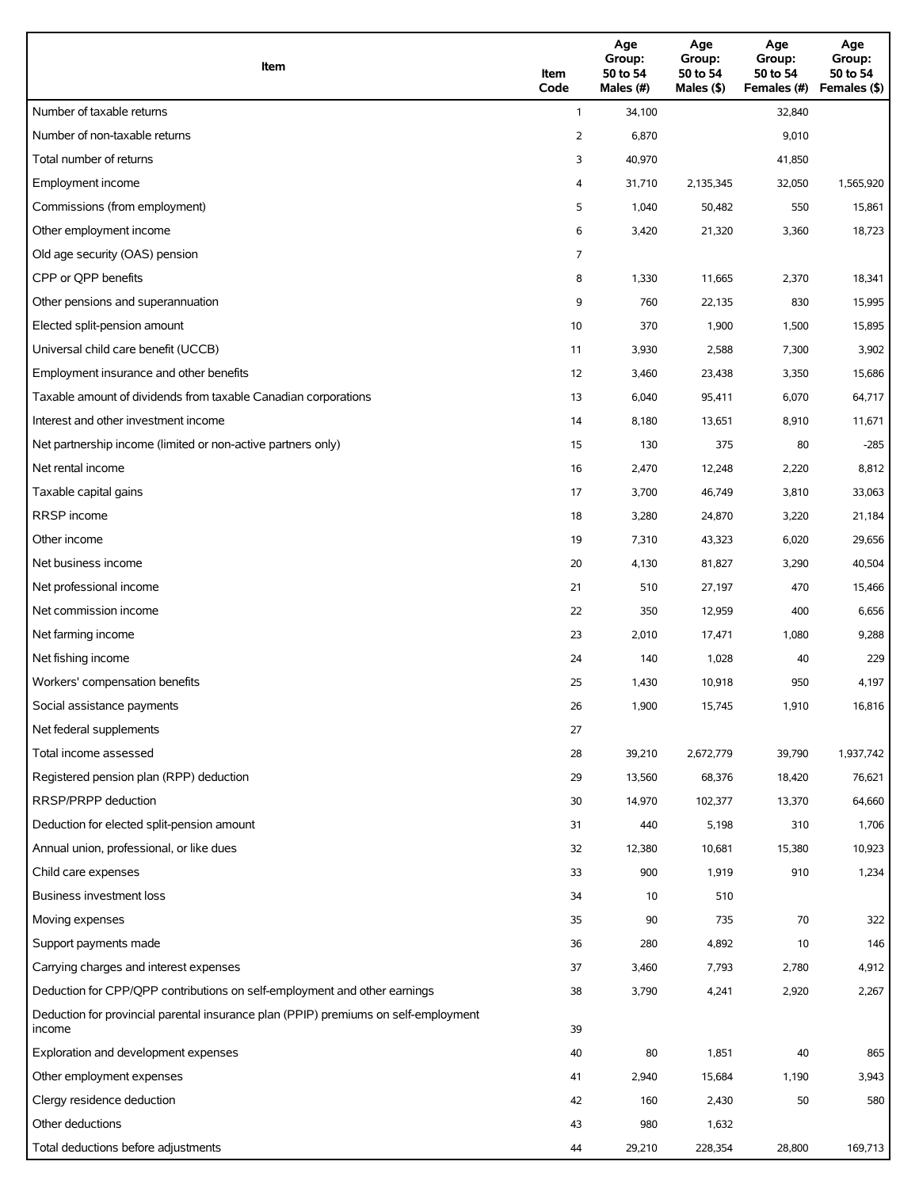| Item | Item Code | Age Group: 50 to 54 Males (#) | Age Group: 50 to 54 Males ($) | Age Group: 50 to 54 Females (#) | Age Group: 50 to 54 Females ($) |
|---|---|---|---|---|---|
| Number of taxable returns | 1 | 34,100 | | 32,840 | |
| Number of non-taxable returns | 2 | 6,870 | | 9,010 | |
| Total number of returns | 3 | 40,970 | | 41,850 | |
| Employment income | 4 | 31,710 | 2,135,345 | 32,050 | 1,565,920 |
| Commissions (from employment) | 5 | 1,040 | 50,482 | 550 | 15,861 |
| Other employment income | 6 | 3,420 | 21,320 | 3,360 | 18,723 |
| Old age security (OAS) pension | 7 | | | | |
| CPP or QPP benefits | 8 | 1,330 | 11,665 | 2,370 | 18,341 |
| Other pensions and superannuation | 9 | 760 | 22,135 | 830 | 15,995 |
| Elected split-pension amount | 10 | 370 | 1,900 | 1,500 | 15,895 |
| Universal child care benefit (UCCB) | 11 | 3,930 | 2,588 | 7,300 | 3,902 |
| Employment insurance and other benefits | 12 | 3,460 | 23,438 | 3,350 | 15,686 |
| Taxable amount of dividends from taxable Canadian corporations | 13 | 6,040 | 95,411 | 6,070 | 64,717 |
| Interest and other investment income | 14 | 8,180 | 13,651 | 8,910 | 11,671 |
| Net partnership income (limited or non-active partners only) | 15 | 130 | 375 | 80 | -285 |
| Net rental income | 16 | 2,470 | 12,248 | 2,220 | 8,812 |
| Taxable capital gains | 17 | 3,700 | 46,749 | 3,810 | 33,063 |
| RRSP income | 18 | 3,280 | 24,870 | 3,220 | 21,184 |
| Other income | 19 | 7,310 | 43,323 | 6,020 | 29,656 |
| Net business income | 20 | 4,130 | 81,827 | 3,290 | 40,504 |
| Net professional income | 21 | 510 | 27,197 | 470 | 15,466 |
| Net commission income | 22 | 350 | 12,959 | 400 | 6,656 |
| Net farming income | 23 | 2,010 | 17,471 | 1,080 | 9,288 |
| Net fishing income | 24 | 140 | 1,028 | 40 | 229 |
| Workers' compensation benefits | 25 | 1,430 | 10,918 | 950 | 4,197 |
| Social assistance payments | 26 | 1,900 | 15,745 | 1,910 | 16,816 |
| Net federal supplements | 27 | | | | |
| Total income assessed | 28 | 39,210 | 2,672,779 | 39,790 | 1,937,742 |
| Registered pension plan (RPP) deduction | 29 | 13,560 | 68,376 | 18,420 | 76,621 |
| RRSP/PRPP deduction | 30 | 14,970 | 102,377 | 13,370 | 64,660 |
| Deduction for elected split-pension amount | 31 | 440 | 5,198 | 310 | 1,706 |
| Annual union, professional, or like dues | 32 | 12,380 | 10,681 | 15,380 | 10,923 |
| Child care expenses | 33 | 900 | 1,919 | 910 | 1,234 |
| Business investment loss | 34 | 10 | 510 | | |
| Moving expenses | 35 | 90 | 735 | 70 | 322 |
| Support payments made | 36 | 280 | 4,892 | 10 | 146 |
| Carrying charges and interest expenses | 37 | 3,460 | 7,793 | 2,780 | 4,912 |
| Deduction for CPP/QPP contributions on self-employment and other earnings | 38 | 3,790 | 4,241 | 2,920 | 2,267 |
| Deduction for provincial parental insurance plan (PPIP) premiums on self-employment income | 39 | | | | |
| Exploration and development expenses | 40 | 80 | 1,851 | 40 | 865 |
| Other employment expenses | 41 | 2,940 | 15,684 | 1,190 | 3,943 |
| Clergy residence deduction | 42 | 160 | 2,430 | 50 | 580 |
| Other deductions | 43 | 980 | 1,632 | | |
| Total deductions before adjustments | 44 | 29,210 | 228,354 | 28,800 | 169,713 |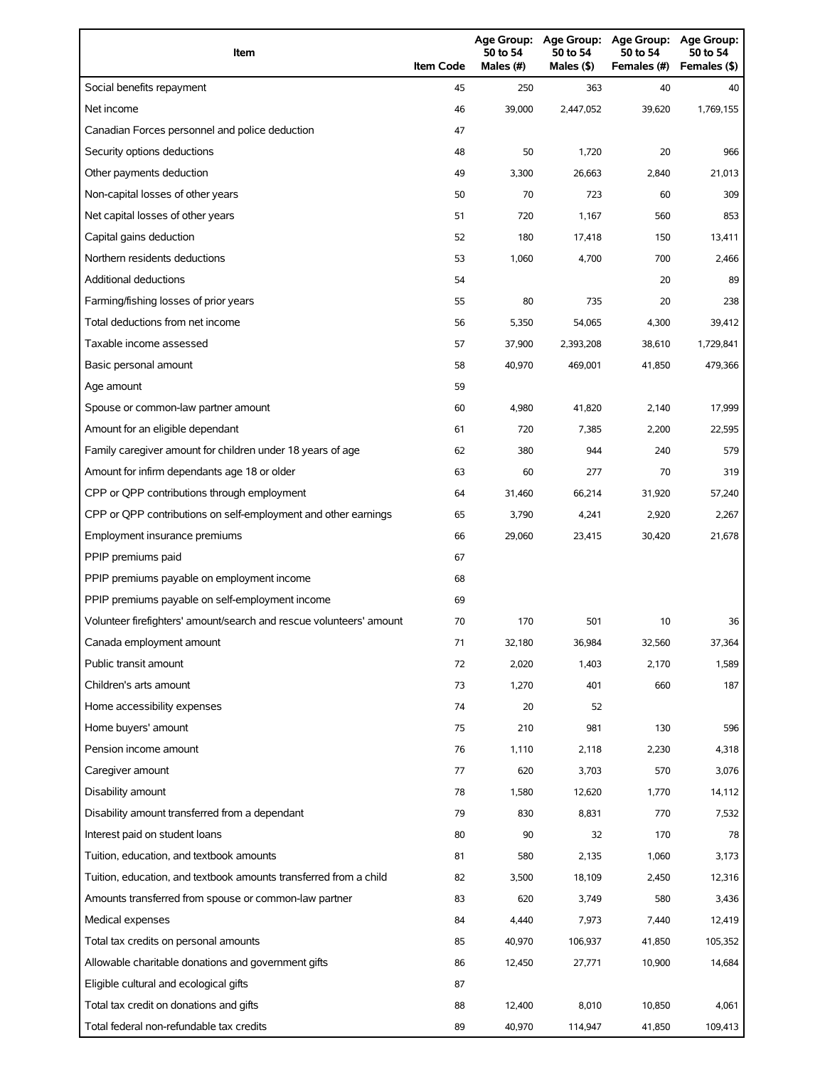| Item | Item Code | Age Group: 50 to 54 Males (#) | Age Group: 50 to 54 Males ($) | Age Group: 50 to 54 Females (#) | Age Group: 50 to 54 Females ($) |
|---|---|---|---|---|---|
| Social benefits repayment | 45 | 250 | 363 | 40 | 40 |
| Net income | 46 | 39,000 | 2,447,052 | 39,620 | 1,769,155 |
| Canadian Forces personnel and police deduction | 47 | | | | |
| Security options deductions | 48 | 50 | 1,720 | 20 | 966 |
| Other payments deduction | 49 | 3,300 | 26,663 | 2,840 | 21,013 |
| Non-capital losses of other years | 50 | 70 | 723 | 60 | 309 |
| Net capital losses of other years | 51 | 720 | 1,167 | 560 | 853 |
| Capital gains deduction | 52 | 180 | 17,418 | 150 | 13,411 |
| Northern residents deductions | 53 | 1,060 | 4,700 | 700 | 2,466 |
| Additional deductions | 54 | | | 20 | 89 |
| Farming/fishing losses of prior years | 55 | 80 | 735 | 20 | 238 |
| Total deductions from net income | 56 | 5,350 | 54,065 | 4,300 | 39,412 |
| Taxable income assessed | 57 | 37,900 | 2,393,208 | 38,610 | 1,729,841 |
| Basic personal amount | 58 | 40,970 | 469,001 | 41,850 | 479,366 |
| Age amount | 59 | | | | |
| Spouse or common-law partner amount | 60 | 4,980 | 41,820 | 2,140 | 17,999 |
| Amount for an eligible dependant | 61 | 720 | 7,385 | 2,200 | 22,595 |
| Family caregiver amount for children under 18 years of age | 62 | 380 | 944 | 240 | 579 |
| Amount for infirm dependants age 18 or older | 63 | 60 | 277 | 70 | 319 |
| CPP or QPP contributions through employment | 64 | 31,460 | 66,214 | 31,920 | 57,240 |
| CPP or QPP contributions on self-employment and other earnings | 65 | 3,790 | 4,241 | 2,920 | 2,267 |
| Employment insurance premiums | 66 | 29,060 | 23,415 | 30,420 | 21,678 |
| PPIP premiums paid | 67 | | | | |
| PPIP premiums payable on employment income | 68 | | | | |
| PPIP premiums payable on self-employment income | 69 | | | | |
| Volunteer firefighters' amount/search and rescue volunteers' amount | 70 | 170 | 501 | 10 | 36 |
| Canada employment amount | 71 | 32,180 | 36,984 | 32,560 | 37,364 |
| Public transit amount | 72 | 2,020 | 1,403 | 2,170 | 1,589 |
| Children's arts amount | 73 | 1,270 | 401 | 660 | 187 |
| Home accessibility expenses | 74 | 20 | 52 | | |
| Home buyers' amount | 75 | 210 | 981 | 130 | 596 |
| Pension income amount | 76 | 1,110 | 2,118 | 2,230 | 4,318 |
| Caregiver amount | 77 | 620 | 3,703 | 570 | 3,076 |
| Disability amount | 78 | 1,580 | 12,620 | 1,770 | 14,112 |
| Disability amount transferred from a dependant | 79 | 830 | 8,831 | 770 | 7,532 |
| Interest paid on student loans | 80 | 90 | 32 | 170 | 78 |
| Tuition, education, and textbook amounts | 81 | 580 | 2,135 | 1,060 | 3,173 |
| Tuition, education, and textbook amounts transferred from a child | 82 | 3,500 | 18,109 | 2,450 | 12,316 |
| Amounts transferred from spouse or common-law partner | 83 | 620 | 3,749 | 580 | 3,436 |
| Medical expenses | 84 | 4,440 | 7,973 | 7,440 | 12,419 |
| Total tax credits on personal amounts | 85 | 40,970 | 106,937 | 41,850 | 105,352 |
| Allowable charitable donations and government gifts | 86 | 12,450 | 27,771 | 10,900 | 14,684 |
| Eligible cultural and ecological gifts | 87 | | | | |
| Total tax credit on donations and gifts | 88 | 12,400 | 8,010 | 10,850 | 4,061 |
| Total federal non-refundable tax credits | 89 | 40,970 | 114,947 | 41,850 | 109,413 |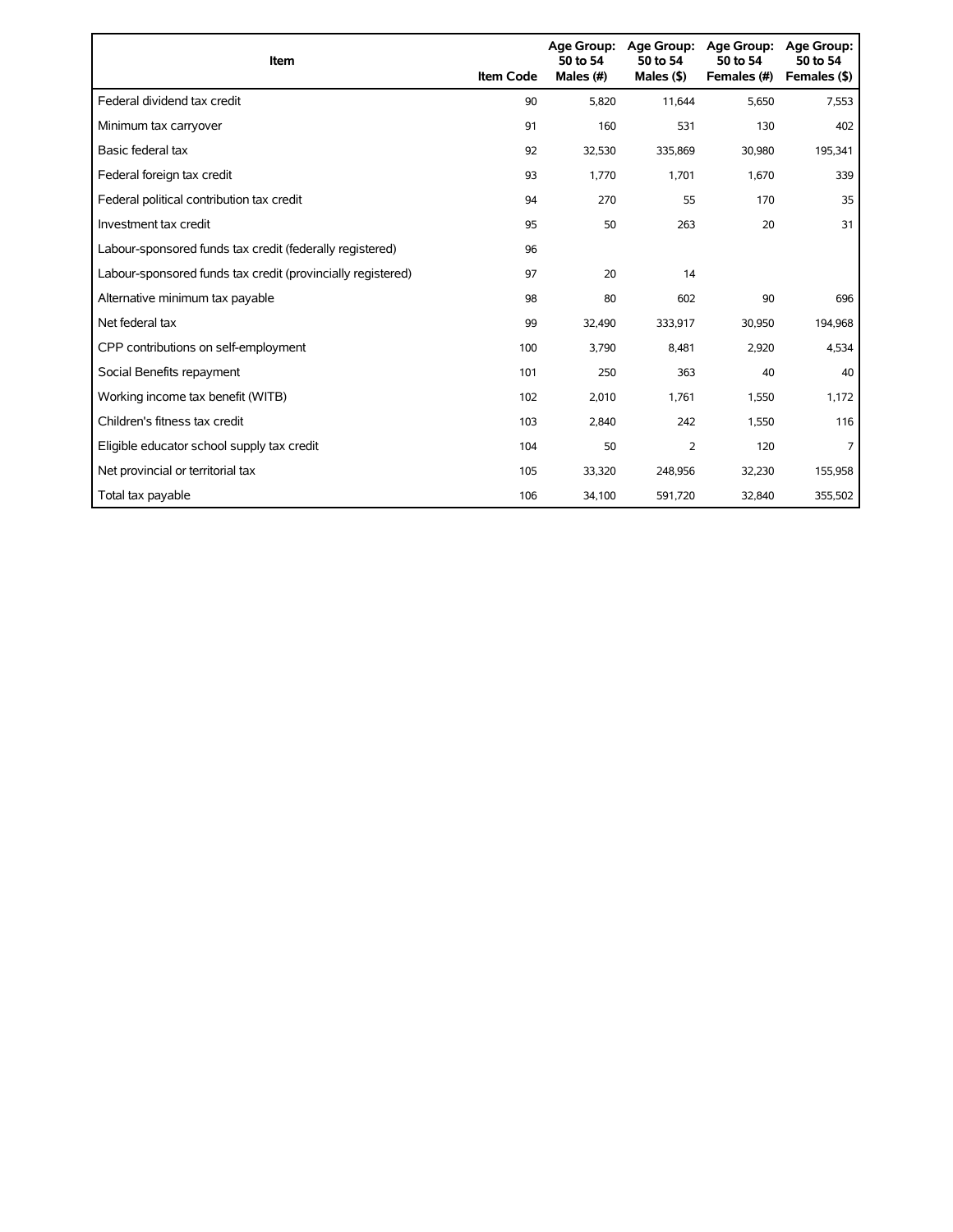| Item | Item Code | Age Group: 50 to 54 Males (#) | Age Group: 50 to 54 Males ($) | Age Group: 50 to 54 Females (#) | Age Group: 50 to 54 Females ($) |
|---|---|---|---|---|---|
| Federal dividend tax credit | 90 | 5,820 | 11,644 | 5,650 | 7,553 |
| Minimum tax carryover | 91 | 160 | 531 | 130 | 402 |
| Basic federal tax | 92 | 32,530 | 335,869 | 30,980 | 195,341 |
| Federal foreign tax credit | 93 | 1,770 | 1,701 | 1,670 | 339 |
| Federal political contribution tax credit | 94 | 270 | 55 | 170 | 35 |
| Investment tax credit | 95 | 50 | 263 | 20 | 31 |
| Labour-sponsored funds tax credit (federally registered) | 96 | | | | |
| Labour-sponsored funds tax credit (provincially registered) | 97 | 20 | 14 | | |
| Alternative minimum tax payable | 98 | 80 | 602 | 90 | 696 |
| Net federal tax | 99 | 32,490 | 333,917 | 30,950 | 194,968 |
| CPP contributions on self-employment | 100 | 3,790 | 8,481 | 2,920 | 4,534 |
| Social Benefits repayment | 101 | 250 | 363 | 40 | 40 |
| Working income tax benefit (WITB) | 102 | 2,010 | 1,761 | 1,550 | 1,172 |
| Children's fitness tax credit | 103 | 2,840 | 242 | 1,550 | 116 |
| Eligible educator school supply tax credit | 104 | 50 | 2 | 120 | 7 |
| Net provincial or territorial tax | 105 | 33,320 | 248,956 | 32,230 | 155,958 |
| Total tax payable | 106 | 34,100 | 591,720 | 32,840 | 355,502 |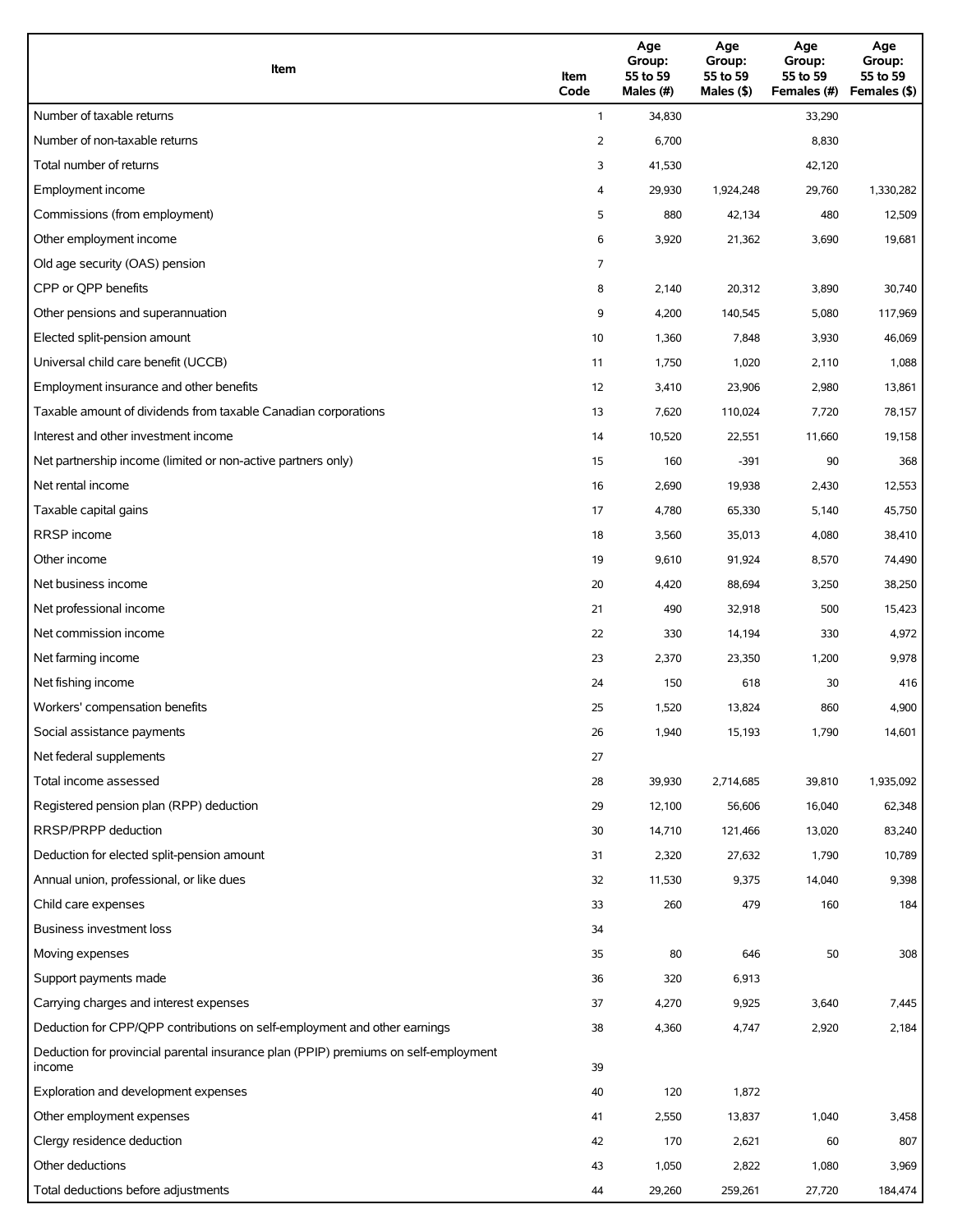| Item | Item Code | Age Group: 55 to 59 Males (#) | Age Group: 55 to 59 Males ($) | Age Group: 55 to 59 Females (#) | Age Group: 55 to 59 Females ($) |
|---|---|---|---|---|---|
| Number of taxable returns | 1 | 34,830 | | 33,290 | |
| Number of non-taxable returns | 2 | 6,700 | | 8,830 | |
| Total number of returns | 3 | 41,530 | | 42,120 | |
| Employment income | 4 | 29,930 | 1,924,248 | 29,760 | 1,330,282 |
| Commissions (from employment) | 5 | 880 | 42,134 | 480 | 12,509 |
| Other employment income | 6 | 3,920 | 21,362 | 3,690 | 19,681 |
| Old age security (OAS) pension | 7 | | | | |
| CPP or QPP benefits | 8 | 2,140 | 20,312 | 3,890 | 30,740 |
| Other pensions and superannuation | 9 | 4,200 | 140,545 | 5,080 | 117,969 |
| Elected split-pension amount | 10 | 1,360 | 7,848 | 3,930 | 46,069 |
| Universal child care benefit (UCCB) | 11 | 1,750 | 1,020 | 2,110 | 1,088 |
| Employment insurance and other benefits | 12 | 3,410 | 23,906 | 2,980 | 13,861 |
| Taxable amount of dividends from taxable Canadian corporations | 13 | 7,620 | 110,024 | 7,720 | 78,157 |
| Interest and other investment income | 14 | 10,520 | 22,551 | 11,660 | 19,158 |
| Net partnership income (limited or non-active partners only) | 15 | 160 | -391 | 90 | 368 |
| Net rental income | 16 | 2,690 | 19,938 | 2,430 | 12,553 |
| Taxable capital gains | 17 | 4,780 | 65,330 | 5,140 | 45,750 |
| RRSP income | 18 | 3,560 | 35,013 | 4,080 | 38,410 |
| Other income | 19 | 9,610 | 91,924 | 8,570 | 74,490 |
| Net business income | 20 | 4,420 | 88,694 | 3,250 | 38,250 |
| Net professional income | 21 | 490 | 32,918 | 500 | 15,423 |
| Net commission income | 22 | 330 | 14,194 | 330 | 4,972 |
| Net farming income | 23 | 2,370 | 23,350 | 1,200 | 9,978 |
| Net fishing income | 24 | 150 | 618 | 30 | 416 |
| Workers' compensation benefits | 25 | 1,520 | 13,824 | 860 | 4,900 |
| Social assistance payments | 26 | 1,940 | 15,193 | 1,790 | 14,601 |
| Net federal supplements | 27 | | | | |
| Total income assessed | 28 | 39,930 | 2,714,685 | 39,810 | 1,935,092 |
| Registered pension plan (RPP) deduction | 29 | 12,100 | 56,606 | 16,040 | 62,348 |
| RRSP/PRPP deduction | 30 | 14,710 | 121,466 | 13,020 | 83,240 |
| Deduction for elected split-pension amount | 31 | 2,320 | 27,632 | 1,790 | 10,789 |
| Annual union, professional, or like dues | 32 | 11,530 | 9,375 | 14,040 | 9,398 |
| Child care expenses | 33 | 260 | 479 | 160 | 184 |
| Business investment loss | 34 | | | | |
| Moving expenses | 35 | 80 | 646 | 50 | 308 |
| Support payments made | 36 | 320 | 6,913 | | |
| Carrying charges and interest expenses | 37 | 4,270 | 9,925 | 3,640 | 7,445 |
| Deduction for CPP/QPP contributions on self-employment and other earnings | 38 | 4,360 | 4,747 | 2,920 | 2,184 |
| Deduction for provincial parental insurance plan (PPIP) premiums on self-employment income | 39 | | | | |
| Exploration and development expenses | 40 | 120 | 1,872 | | |
| Other employment expenses | 41 | 2,550 | 13,837 | 1,040 | 3,458 |
| Clergy residence deduction | 42 | 170 | 2,621 | 60 | 807 |
| Other deductions | 43 | 1,050 | 2,822 | 1,080 | 3,969 |
| Total deductions before adjustments | 44 | 29,260 | 259,261 | 27,720 | 184,474 |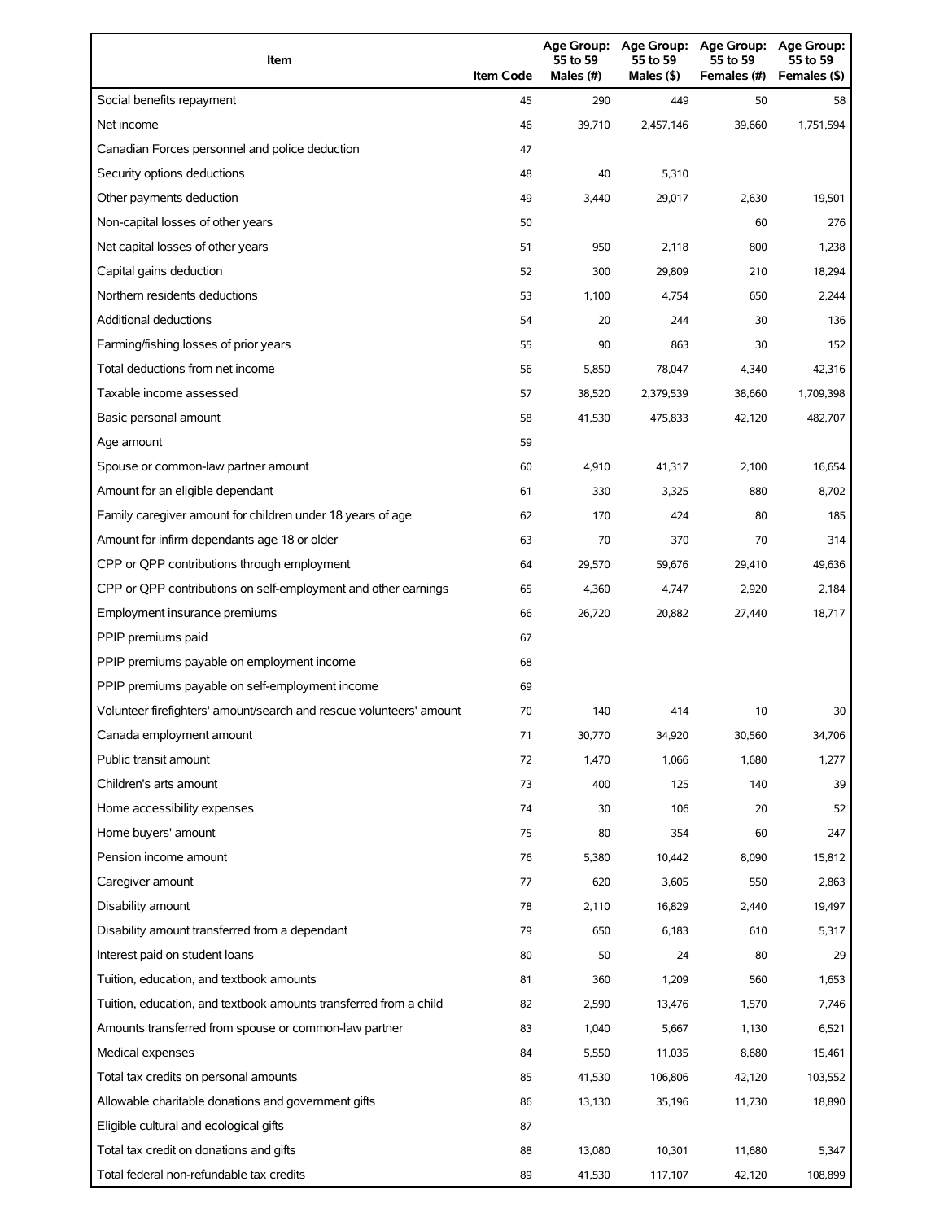| Item | Item Code | Age Group: 55 to 59 Males (#) | Age Group: 55 to 59 Males ($) | Age Group: 55 to 59 Females (#) | Age Group: 55 to 59 Females ($) |
|---|---|---|---|---|---|
| Social benefits repayment | 45 | 290 | 449 | 50 | 58 |
| Net income | 46 | 39,710 | 2,457,146 | 39,660 | 1,751,594 |
| Canadian Forces personnel and police deduction | 47 | | | | |
| Security options deductions | 48 | 40 | 5,310 | | |
| Other payments deduction | 49 | 3,440 | 29,017 | 2,630 | 19,501 |
| Non-capital losses of other years | 50 | | | 60 | 276 |
| Net capital losses of other years | 51 | 950 | 2,118 | 800 | 1,238 |
| Capital gains deduction | 52 | 300 | 29,809 | 210 | 18,294 |
| Northern residents deductions | 53 | 1,100 | 4,754 | 650 | 2,244 |
| Additional deductions | 54 | 20 | 244 | 30 | 136 |
| Farming/fishing losses of prior years | 55 | 90 | 863 | 30 | 152 |
| Total deductions from net income | 56 | 5,850 | 78,047 | 4,340 | 42,316 |
| Taxable income assessed | 57 | 38,520 | 2,379,539 | 38,660 | 1,709,398 |
| Basic personal amount | 58 | 41,530 | 475,833 | 42,120 | 482,707 |
| Age amount | 59 | | | | |
| Spouse or common-law partner amount | 60 | 4,910 | 41,317 | 2,100 | 16,654 |
| Amount for an eligible dependant | 61 | 330 | 3,325 | 880 | 8,702 |
| Family caregiver amount for children under 18 years of age | 62 | 170 | 424 | 80 | 185 |
| Amount for infirm dependants age 18 or older | 63 | 70 | 370 | 70 | 314 |
| CPP or QPP contributions through employment | 64 | 29,570 | 59,676 | 29,410 | 49,636 |
| CPP or QPP contributions on self-employment and other earnings | 65 | 4,360 | 4,747 | 2,920 | 2,184 |
| Employment insurance premiums | 66 | 26,720 | 20,882 | 27,440 | 18,717 |
| PPIP premiums paid | 67 | | | | |
| PPIP premiums payable on employment income | 68 | | | | |
| PPIP premiums payable on self-employment income | 69 | | | | |
| Volunteer firefighters' amount/search and rescue volunteers' amount | 70 | 140 | 414 | 10 | 30 |
| Canada employment amount | 71 | 30,770 | 34,920 | 30,560 | 34,706 |
| Public transit amount | 72 | 1,470 | 1,066 | 1,680 | 1,277 |
| Children's arts amount | 73 | 400 | 125 | 140 | 39 |
| Home accessibility expenses | 74 | 30 | 106 | 20 | 52 |
| Home buyers' amount | 75 | 80 | 354 | 60 | 247 |
| Pension income amount | 76 | 5,380 | 10,442 | 8,090 | 15,812 |
| Caregiver amount | 77 | 620 | 3,605 | 550 | 2,863 |
| Disability amount | 78 | 2,110 | 16,829 | 2,440 | 19,497 |
| Disability amount transferred from a dependant | 79 | 650 | 6,183 | 610 | 5,317 |
| Interest paid on student loans | 80 | 50 | 24 | 80 | 29 |
| Tuition, education, and textbook amounts | 81 | 360 | 1,209 | 560 | 1,653 |
| Tuition, education, and textbook amounts transferred from a child | 82 | 2,590 | 13,476 | 1,570 | 7,746 |
| Amounts transferred from spouse or common-law partner | 83 | 1,040 | 5,667 | 1,130 | 6,521 |
| Medical expenses | 84 | 5,550 | 11,035 | 8,680 | 15,461 |
| Total tax credits on personal amounts | 85 | 41,530 | 106,806 | 42,120 | 103,552 |
| Allowable charitable donations and government gifts | 86 | 13,130 | 35,196 | 11,730 | 18,890 |
| Eligible cultural and ecological gifts | 87 | | | | |
| Total tax credit on donations and gifts | 88 | 13,080 | 10,301 | 11,680 | 5,347 |
| Total federal non-refundable tax credits | 89 | 41,530 | 117,107 | 42,120 | 108,899 |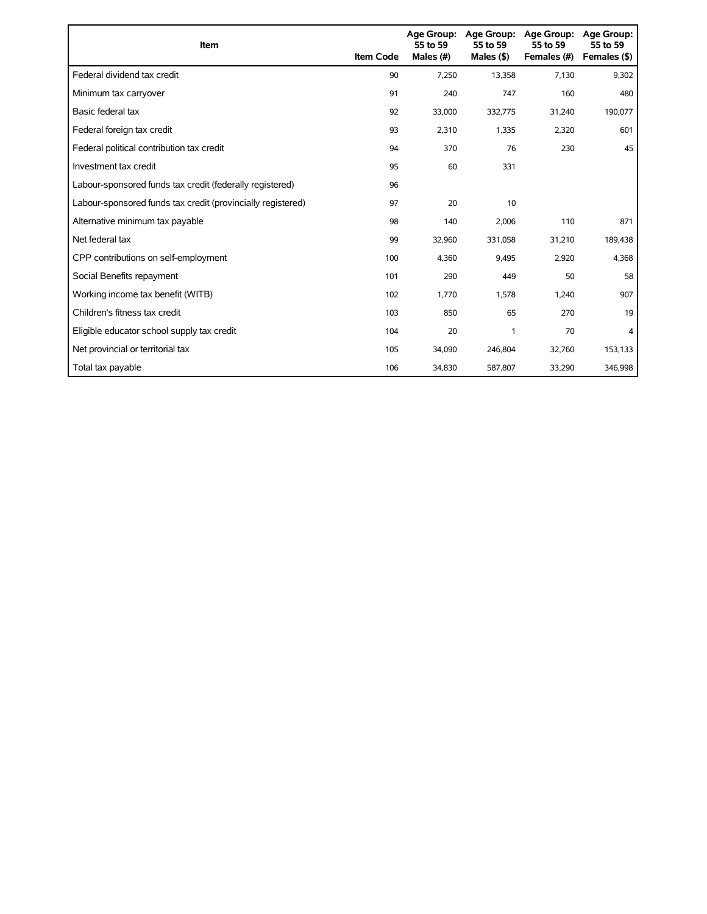| Item | Item Code | Age Group: 55 to 59 Males (#) | Age Group: 55 to 59 Males ($) | Age Group: 55 to 59 Females (#) | Age Group: 55 to 59 Females ($) |
|---|---|---|---|---|---|
| Federal dividend tax credit | 90 | 7,250 | 13,358 | 7,130 | 9,302 |
| Minimum tax carryover | 91 | 240 | 747 | 160 | 480 |
| Basic federal tax | 92 | 33,000 | 332,775 | 31,240 | 190,077 |
| Federal foreign tax credit | 93 | 2,310 | 1,335 | 2,320 | 601 |
| Federal political contribution tax credit | 94 | 370 | 76 | 230 | 45 |
| Investment tax credit | 95 | 60 | 331 | | |
| Labour-sponsored funds tax credit (federally registered) | 96 | | | | |
| Labour-sponsored funds tax credit (provincially registered) | 97 | 20 | 10 | | |
| Alternative minimum tax payable | 98 | 140 | 2,006 | 110 | 871 |
| Net federal tax | 99 | 32,960 | 331,058 | 31,210 | 189,438 |
| CPP contributions on self-employment | 100 | 4,360 | 9,495 | 2,920 | 4,368 |
| Social Benefits repayment | 101 | 290 | 449 | 50 | 58 |
| Working income tax benefit (WITB) | 102 | 1,770 | 1,578 | 1,240 | 907 |
| Children's fitness tax credit | 103 | 850 | 65 | 270 | 19 |
| Eligible educator school supply tax credit | 104 | 20 | 1 | 70 | 4 |
| Net provincial or territorial tax | 105 | 34,090 | 246,804 | 32,760 | 153,133 |
| Total tax payable | 106 | 34,830 | 587,807 | 33,290 | 346,998 |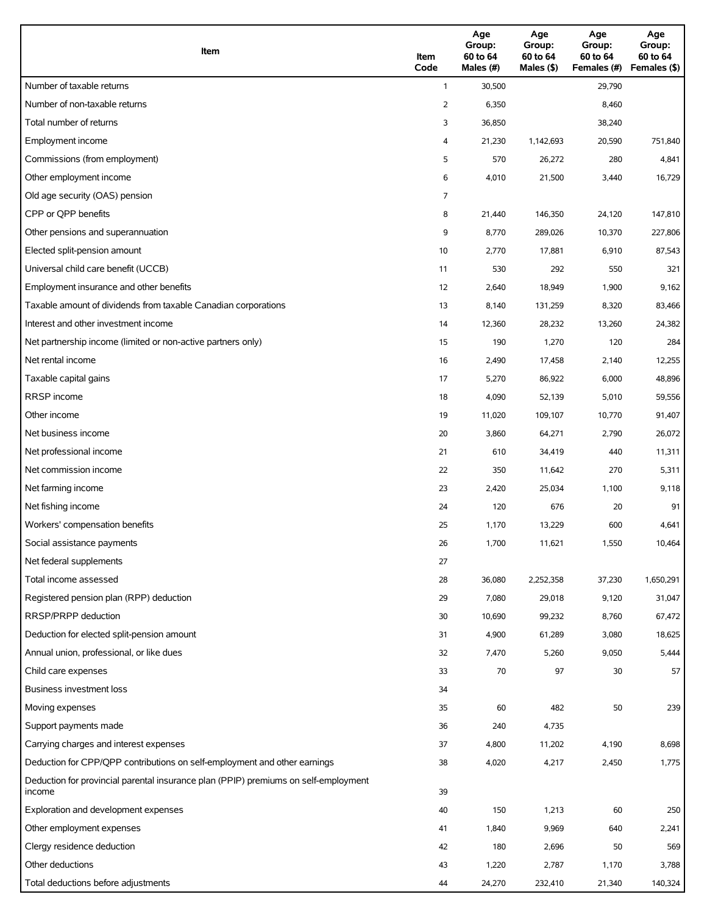| Item | Item Code | Age Group: 60 to 64 Males (#) | Age Group: 60 to 64 Males ($) | Age Group: 60 to 64 Females (#) | Age Group: 60 to 64 Females ($) |
|---|---|---|---|---|---|
| Number of taxable returns | 1 | 30,500 | | 29,790 | |
| Number of non-taxable returns | 2 | 6,350 | | 8,460 | |
| Total number of returns | 3 | 36,850 | | 38,240 | |
| Employment income | 4 | 21,230 | 1,142,693 | 20,590 | 751,840 |
| Commissions (from employment) | 5 | 570 | 26,272 | 280 | 4,841 |
| Other employment income | 6 | 4,010 | 21,500 | 3,440 | 16,729 |
| Old age security (OAS) pension | 7 | | | | |
| CPP or QPP benefits | 8 | 21,440 | 146,350 | 24,120 | 147,810 |
| Other pensions and superannuation | 9 | 8,770 | 289,026 | 10,370 | 227,806 |
| Elected split-pension amount | 10 | 2,770 | 17,881 | 6,910 | 87,543 |
| Universal child care benefit (UCCB) | 11 | 530 | 292 | 550 | 321 |
| Employment insurance and other benefits | 12 | 2,640 | 18,949 | 1,900 | 9,162 |
| Taxable amount of dividends from taxable Canadian corporations | 13 | 8,140 | 131,259 | 8,320 | 83,466 |
| Interest and other investment income | 14 | 12,360 | 28,232 | 13,260 | 24,382 |
| Net partnership income (limited or non-active partners only) | 15 | 190 | 1,270 | 120 | 284 |
| Net rental income | 16 | 2,490 | 17,458 | 2,140 | 12,255 |
| Taxable capital gains | 17 | 5,270 | 86,922 | 6,000 | 48,896 |
| RRSP income | 18 | 4,090 | 52,139 | 5,010 | 59,556 |
| Other income | 19 | 11,020 | 109,107 | 10,770 | 91,407 |
| Net business income | 20 | 3,860 | 64,271 | 2,790 | 26,072 |
| Net professional income | 21 | 610 | 34,419 | 440 | 11,311 |
| Net commission income | 22 | 350 | 11,642 | 270 | 5,311 |
| Net farming income | 23 | 2,420 | 25,034 | 1,100 | 9,118 |
| Net fishing income | 24 | 120 | 676 | 20 | 91 |
| Workers' compensation benefits | 25 | 1,170 | 13,229 | 600 | 4,641 |
| Social assistance payments | 26 | 1,700 | 11,621 | 1,550 | 10,464 |
| Net federal supplements | 27 | | | | |
| Total income assessed | 28 | 36,080 | 2,252,358 | 37,230 | 1,650,291 |
| Registered pension plan (RPP) deduction | 29 | 7,080 | 29,018 | 9,120 | 31,047 |
| RRSP/PRPP deduction | 30 | 10,690 | 99,232 | 8,760 | 67,472 |
| Deduction for elected split-pension amount | 31 | 4,900 | 61,289 | 3,080 | 18,625 |
| Annual union, professional, or like dues | 32 | 7,470 | 5,260 | 9,050 | 5,444 |
| Child care expenses | 33 | 70 | 97 | 30 | 57 |
| Business investment loss | 34 | | | | |
| Moving expenses | 35 | 60 | 482 | 50 | 239 |
| Support payments made | 36 | 240 | 4,735 | | |
| Carrying charges and interest expenses | 37 | 4,800 | 11,202 | 4,190 | 8,698 |
| Deduction for CPP/QPP contributions on self-employment and other earnings | 38 | 4,020 | 4,217 | 2,450 | 1,775 |
| Deduction for provincial parental insurance plan (PPIP) premiums on self-employment income | 39 | | | | |
| Exploration and development expenses | 40 | 150 | 1,213 | 60 | 250 |
| Other employment expenses | 41 | 1,840 | 9,969 | 640 | 2,241 |
| Clergy residence deduction | 42 | 180 | 2,696 | 50 | 569 |
| Other deductions | 43 | 1,220 | 2,787 | 1,170 | 3,788 |
| Total deductions before adjustments | 44 | 24,270 | 232,410 | 21,340 | 140,324 |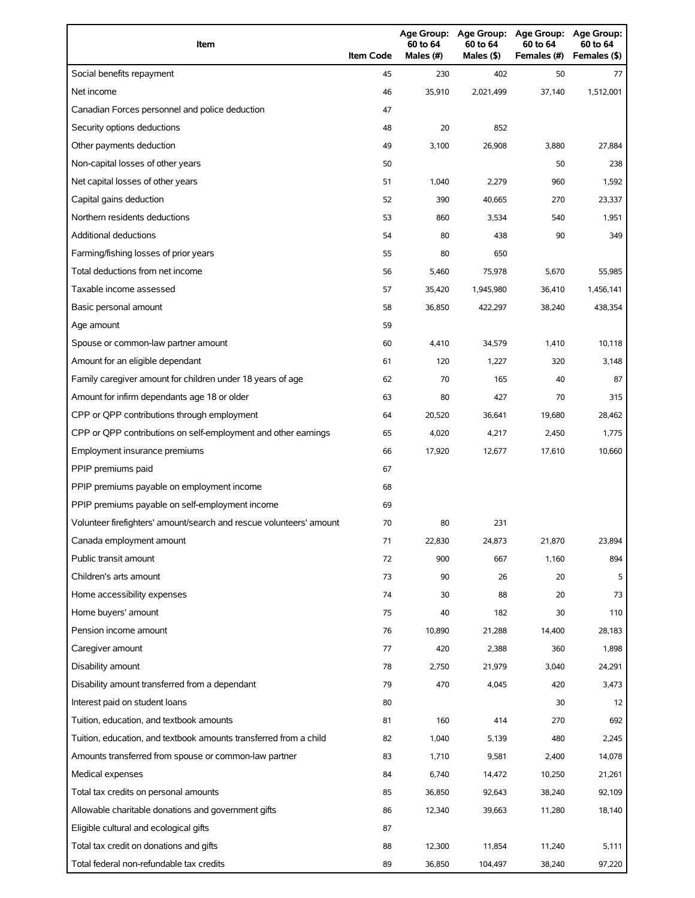| Item | Item Code | Age Group: 60 to 64 Males (#) | Age Group: 60 to 64 Males ($) | Age Group: 60 to 64 Females (#) | Age Group: 60 to 64 Females ($) |
|---|---|---|---|---|---|
| Social benefits repayment | 45 | 230 | 402 | 50 | 77 |
| Net income | 46 | 35,910 | 2,021,499 | 37,140 | 1,512,001 |
| Canadian Forces personnel and police deduction | 47 | | | | |
| Security options deductions | 48 | 20 | 852 | | |
| Other payments deduction | 49 | 3,100 | 26,908 | 3,880 | 27,884 |
| Non-capital losses of other years | 50 | | | 50 | 238 |
| Net capital losses of other years | 51 | 1,040 | 2,279 | 960 | 1,592 |
| Capital gains deduction | 52 | 390 | 40,665 | 270 | 23,337 |
| Northern residents deductions | 53 | 860 | 3,534 | 540 | 1,951 |
| Additional deductions | 54 | 80 | 438 | 90 | 349 |
| Farming/fishing losses of prior years | 55 | 80 | 650 | | |
| Total deductions from net income | 56 | 5,460 | 75,978 | 5,670 | 55,985 |
| Taxable income assessed | 57 | 35,420 | 1,945,980 | 36,410 | 1,456,141 |
| Basic personal amount | 58 | 36,850 | 422,297 | 38,240 | 438,354 |
| Age amount | 59 | | | | |
| Spouse or common-law partner amount | 60 | 4,410 | 34,579 | 1,410 | 10,118 |
| Amount for an eligible dependant | 61 | 120 | 1,227 | 320 | 3,148 |
| Family caregiver amount for children under 18 years of age | 62 | 70 | 165 | 40 | 87 |
| Amount for infirm dependants age 18 or older | 63 | 80 | 427 | 70 | 315 |
| CPP or QPP contributions through employment | 64 | 20,520 | 36,641 | 19,680 | 28,462 |
| CPP or QPP contributions on self-employment and other earnings | 65 | 4,020 | 4,217 | 2,450 | 1,775 |
| Employment insurance premiums | 66 | 17,920 | 12,677 | 17,610 | 10,660 |
| PPIP premiums paid | 67 | | | | |
| PPIP premiums payable on employment income | 68 | | | | |
| PPIP premiums payable on self-employment income | 69 | | | | |
| Volunteer firefighters' amount/search and rescue volunteers' amount | 70 | 80 | 231 | | |
| Canada employment amount | 71 | 22,830 | 24,873 | 21,870 | 23,894 |
| Public transit amount | 72 | 900 | 667 | 1,160 | 894 |
| Children's arts amount | 73 | 90 | 26 | 20 | 5 |
| Home accessibility expenses | 74 | 30 | 88 | 20 | 73 |
| Home buyers' amount | 75 | 40 | 182 | 30 | 110 |
| Pension income amount | 76 | 10,890 | 21,288 | 14,400 | 28,183 |
| Caregiver amount | 77 | 420 | 2,388 | 360 | 1,898 |
| Disability amount | 78 | 2,750 | 21,979 | 3,040 | 24,291 |
| Disability amount transferred from a dependant | 79 | 470 | 4,045 | 420 | 3,473 |
| Interest paid on student loans | 80 | | | 30 | 12 |
| Tuition, education, and textbook amounts | 81 | 160 | 414 | 270 | 692 |
| Tuition, education, and textbook amounts transferred from a child | 82 | 1,040 | 5,139 | 480 | 2,245 |
| Amounts transferred from spouse or common-law partner | 83 | 1,710 | 9,581 | 2,400 | 14,078 |
| Medical expenses | 84 | 6,740 | 14,472 | 10,250 | 21,261 |
| Total tax credits on personal amounts | 85 | 36,850 | 92,643 | 38,240 | 92,109 |
| Allowable charitable donations and government gifts | 86 | 12,340 | 39,663 | 11,280 | 18,140 |
| Eligible cultural and ecological gifts | 87 | | | | |
| Total tax credit on donations and gifts | 88 | 12,300 | 11,854 | 11,240 | 5,111 |
| Total federal non-refundable tax credits | 89 | 36,850 | 104,497 | 38,240 | 97,220 |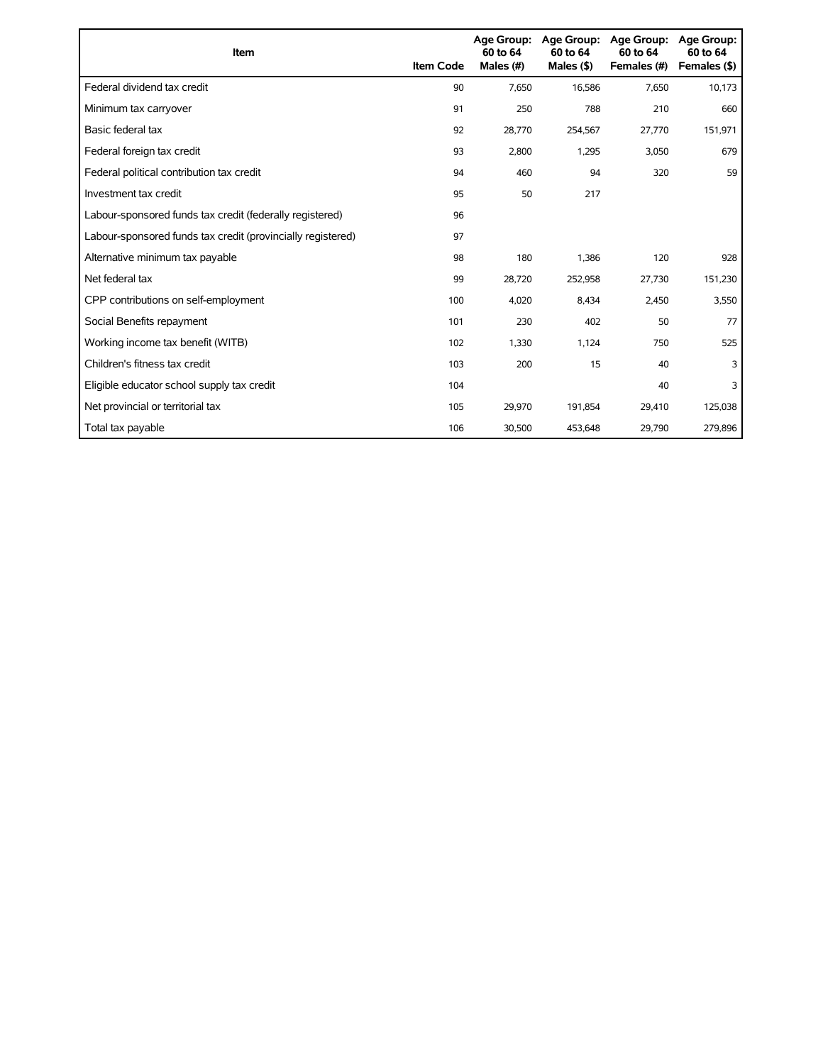| Item | Item Code | Age Group: 60 to 64 Males (#) | Age Group: 60 to 64 Males ($) | Age Group: 60 to 64 Females (#) | Age Group: 60 to 64 Females ($) |
|---|---|---|---|---|---|
| Federal dividend tax credit | 90 | 7,650 | 16,586 | 7,650 | 10,173 |
| Minimum tax carryover | 91 | 250 | 788 | 210 | 660 |
| Basic federal tax | 92 | 28,770 | 254,567 | 27,770 | 151,971 |
| Federal foreign tax credit | 93 | 2,800 | 1,295 | 3,050 | 679 |
| Federal political contribution tax credit | 94 | 460 | 94 | 320 | 59 |
| Investment tax credit | 95 | 50 | 217 | | |
| Labour-sponsored funds tax credit (federally registered) | 96 | | | | |
| Labour-sponsored funds tax credit (provincially registered) | 97 | | | | |
| Alternative minimum tax payable | 98 | 180 | 1,386 | 120 | 928 |
| Net federal tax | 99 | 28,720 | 252,958 | 27,730 | 151,230 |
| CPP contributions on self-employment | 100 | 4,020 | 8,434 | 2,450 | 3,550 |
| Social Benefits repayment | 101 | 230 | 402 | 50 | 77 |
| Working income tax benefit (WITB) | 102 | 1,330 | 1,124 | 750 | 525 |
| Children's fitness tax credit | 103 | 200 | 15 | 40 | 3 |
| Eligible educator school supply tax credit | 104 | | | 40 | 3 |
| Net provincial or territorial tax | 105 | 29,970 | 191,854 | 29,410 | 125,038 |
| Total tax payable | 106 | 30,500 | 453,648 | 29,790 | 279,896 |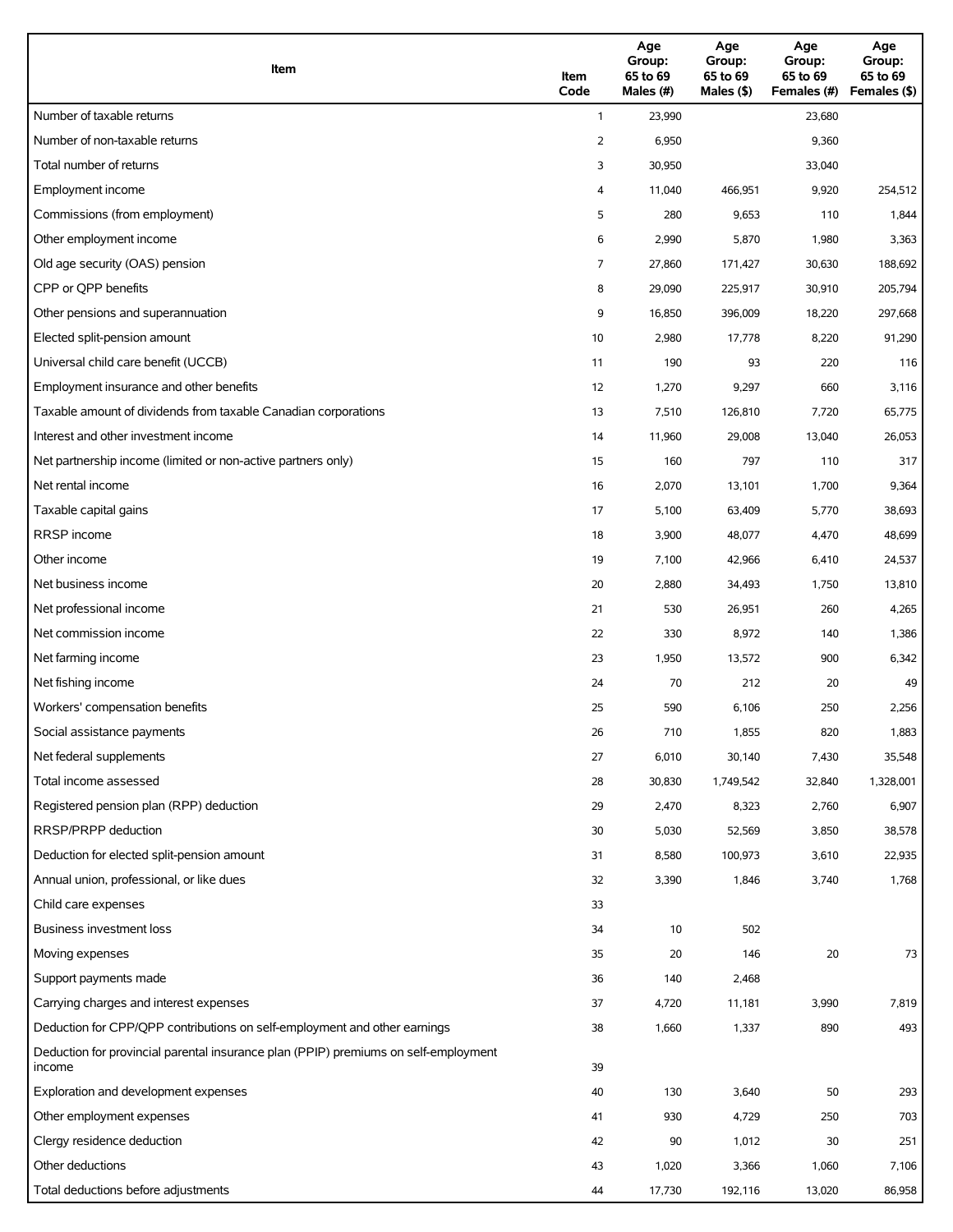| Item | Item Code | Age Group: 65 to 69 Males (#) | Age Group: 65 to 69 Males ($) | Age Group: 65 to 69 Females (#) | Age Group: 65 to 69 Females ($) |
|---|---|---|---|---|---|
| Number of taxable returns | 1 | 23,990 | | 23,680 | |
| Number of non-taxable returns | 2 | 6,950 | | 9,360 | |
| Total number of returns | 3 | 30,950 | | 33,040 | |
| Employment income | 4 | 11,040 | 466,951 | 9,920 | 254,512 |
| Commissions (from employment) | 5 | 280 | 9,653 | 110 | 1,844 |
| Other employment income | 6 | 2,990 | 5,870 | 1,980 | 3,363 |
| Old age security (OAS) pension | 7 | 27,860 | 171,427 | 30,630 | 188,692 |
| CPP or QPP benefits | 8 | 29,090 | 225,917 | 30,910 | 205,794 |
| Other pensions and superannuation | 9 | 16,850 | 396,009 | 18,220 | 297,668 |
| Elected split-pension amount | 10 | 2,980 | 17,778 | 8,220 | 91,290 |
| Universal child care benefit (UCCB) | 11 | 190 | 93 | 220 | 116 |
| Employment insurance and other benefits | 12 | 1,270 | 9,297 | 660 | 3,116 |
| Taxable amount of dividends from taxable Canadian corporations | 13 | 7,510 | 126,810 | 7,720 | 65,775 |
| Interest and other investment income | 14 | 11,960 | 29,008 | 13,040 | 26,053 |
| Net partnership income (limited or non-active partners only) | 15 | 160 | 797 | 110 | 317 |
| Net rental income | 16 | 2,070 | 13,101 | 1,700 | 9,364 |
| Taxable capital gains | 17 | 5,100 | 63,409 | 5,770 | 38,693 |
| RRSP income | 18 | 3,900 | 48,077 | 4,470 | 48,699 |
| Other income | 19 | 7,100 | 42,966 | 6,410 | 24,537 |
| Net business income | 20 | 2,880 | 34,493 | 1,750 | 13,810 |
| Net professional income | 21 | 530 | 26,951 | 260 | 4,265 |
| Net commission income | 22 | 330 | 8,972 | 140 | 1,386 |
| Net farming income | 23 | 1,950 | 13,572 | 900 | 6,342 |
| Net fishing income | 24 | 70 | 212 | 20 | 49 |
| Workers' compensation benefits | 25 | 590 | 6,106 | 250 | 2,256 |
| Social assistance payments | 26 | 710 | 1,855 | 820 | 1,883 |
| Net federal supplements | 27 | 6,010 | 30,140 | 7,430 | 35,548 |
| Total income assessed | 28 | 30,830 | 1,749,542 | 32,840 | 1,328,001 |
| Registered pension plan (RPP) deduction | 29 | 2,470 | 8,323 | 2,760 | 6,907 |
| RRSP/PRPP deduction | 30 | 5,030 | 52,569 | 3,850 | 38,578 |
| Deduction for elected split-pension amount | 31 | 8,580 | 100,973 | 3,610 | 22,935 |
| Annual union, professional, or like dues | 32 | 3,390 | 1,846 | 3,740 | 1,768 |
| Child care expenses | 33 | | | | |
| Business investment loss | 34 | 10 | 502 | | |
| Moving expenses | 35 | 20 | 146 | 20 | 73 |
| Support payments made | 36 | 140 | 2,468 | | |
| Carrying charges and interest expenses | 37 | 4,720 | 11,181 | 3,990 | 7,819 |
| Deduction for CPP/QPP contributions on self-employment and other earnings | 38 | 1,660 | 1,337 | 890 | 493 |
| Deduction for provincial parental insurance plan (PPIP) premiums on self-employment income | 39 | | | | |
| Exploration and development expenses | 40 | 130 | 3,640 | 50 | 293 |
| Other employment expenses | 41 | 930 | 4,729 | 250 | 703 |
| Clergy residence deduction | 42 | 90 | 1,012 | 30 | 251 |
| Other deductions | 43 | 1,020 | 3,366 | 1,060 | 7,106 |
| Total deductions before adjustments | 44 | 17,730 | 192,116 | 13,020 | 86,958 |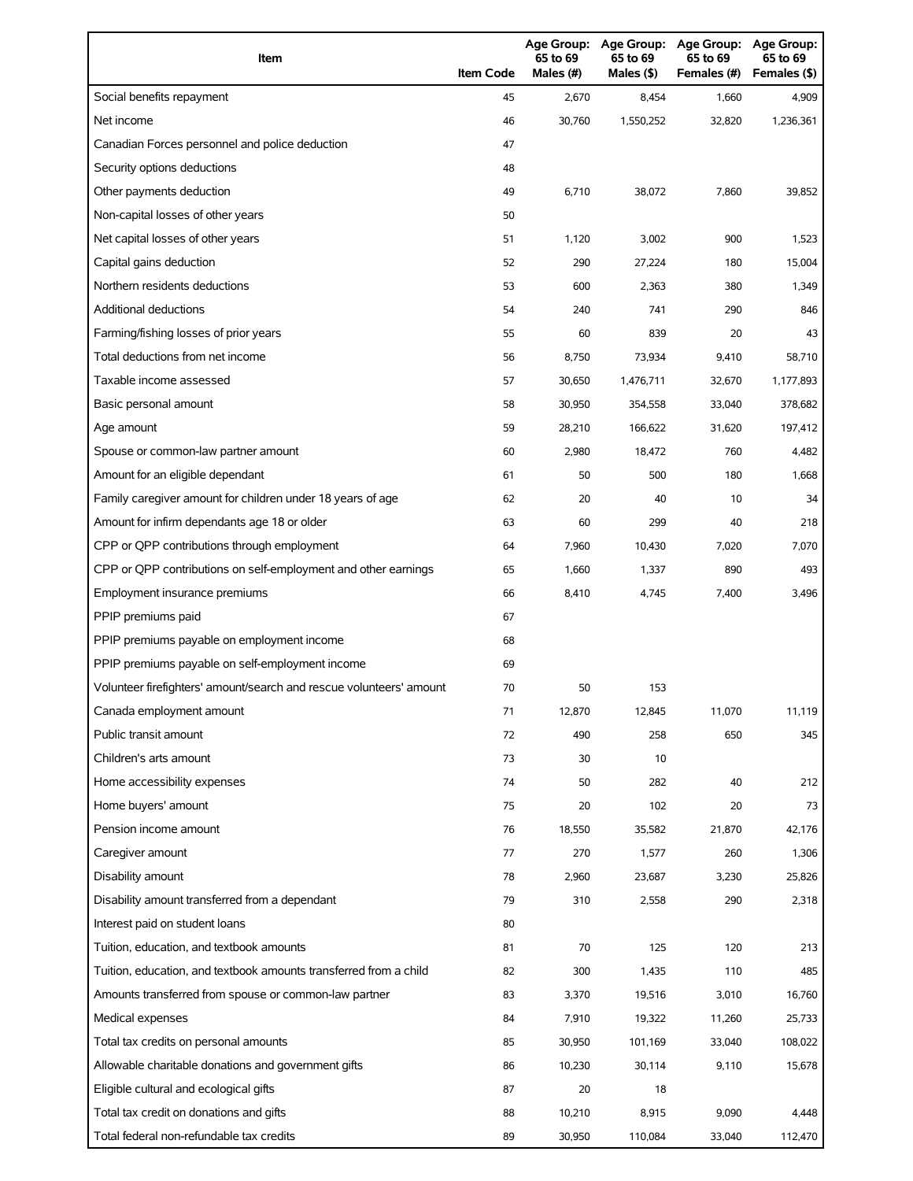| Item | Item Code | Age Group: 65 to 69 Males (#) | Age Group: 65 to 69 Males ($) | Age Group: 65 to 69 Females (#) | Age Group: 65 to 69 Females ($) |
| --- | --- | --- | --- | --- | --- |
| Social benefits repayment | 45 | 2,670 | 8,454 | 1,660 | 4,909 |
| Net income | 46 | 30,760 | 1,550,252 | 32,820 | 1,236,361 |
| Canadian Forces personnel and police deduction | 47 | | | | |
| Security options deductions | 48 | | | | |
| Other payments deduction | 49 | 6,710 | 38,072 | 7,860 | 39,852 |
| Non-capital losses of other years | 50 | | | | |
| Net capital losses of other years | 51 | 1,120 | 3,002 | 900 | 1,523 |
| Capital gains deduction | 52 | 290 | 27,224 | 180 | 15,004 |
| Northern residents deductions | 53 | 600 | 2,363 | 380 | 1,349 |
| Additional deductions | 54 | 240 | 741 | 290 | 846 |
| Farming/fishing losses of prior years | 55 | 60 | 839 | 20 | 43 |
| Total deductions from net income | 56 | 8,750 | 73,934 | 9,410 | 58,710 |
| Taxable income assessed | 57 | 30,650 | 1,476,711 | 32,670 | 1,177,893 |
| Basic personal amount | 58 | 30,950 | 354,558 | 33,040 | 378,682 |
| Age amount | 59 | 28,210 | 166,622 | 31,620 | 197,412 |
| Spouse or common-law partner amount | 60 | 2,980 | 18,472 | 760 | 4,482 |
| Amount for an eligible dependant | 61 | 50 | 500 | 180 | 1,668 |
| Family caregiver amount for children under 18 years of age | 62 | 20 | 40 | 10 | 34 |
| Amount for infirm dependants age 18 or older | 63 | 60 | 299 | 40 | 218 |
| CPP or QPP contributions through employment | 64 | 7,960 | 10,430 | 7,020 | 7,070 |
| CPP or QPP contributions on self-employment and other earnings | 65 | 1,660 | 1,337 | 890 | 493 |
| Employment insurance premiums | 66 | 8,410 | 4,745 | 7,400 | 3,496 |
| PPIP premiums paid | 67 | | | | |
| PPIP premiums payable on employment income | 68 | | | | |
| PPIP premiums payable on self-employment income | 69 | | | | |
| Volunteer firefighters' amount/search and rescue volunteers' amount | 70 | 50 | 153 | | |
| Canada employment amount | 71 | 12,870 | 12,845 | 11,070 | 11,119 |
| Public transit amount | 72 | 490 | 258 | 650 | 345 |
| Children's arts amount | 73 | 30 | 10 | | |
| Home accessibility expenses | 74 | 50 | 282 | 40 | 212 |
| Home buyers' amount | 75 | 20 | 102 | 20 | 73 |
| Pension income amount | 76 | 18,550 | 35,582 | 21,870 | 42,176 |
| Caregiver amount | 77 | 270 | 1,577 | 260 | 1,306 |
| Disability amount | 78 | 2,960 | 23,687 | 3,230 | 25,826 |
| Disability amount transferred from a dependant | 79 | 310 | 2,558 | 290 | 2,318 |
| Interest paid on student loans | 80 | | | | |
| Tuition, education, and textbook amounts | 81 | 70 | 125 | 120 | 213 |
| Tuition, education, and textbook amounts transferred from a child | 82 | 300 | 1,435 | 110 | 485 |
| Amounts transferred from spouse or common-law partner | 83 | 3,370 | 19,516 | 3,010 | 16,760 |
| Medical expenses | 84 | 7,910 | 19,322 | 11,260 | 25,733 |
| Total tax credits on personal amounts | 85 | 30,950 | 101,169 | 33,040 | 108,022 |
| Allowable charitable donations and government gifts | 86 | 10,230 | 30,114 | 9,110 | 15,678 |
| Eligible cultural and ecological gifts | 87 | 20 | 18 | | |
| Total tax credit on donations and gifts | 88 | 10,210 | 8,915 | 9,090 | 4,448 |
| Total federal non-refundable tax credits | 89 | 30,950 | 110,084 | 33,040 | 112,470 |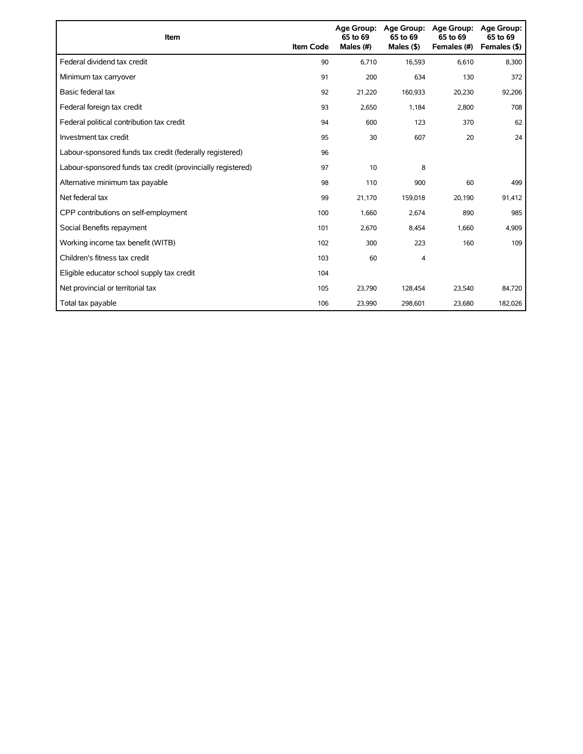| Item | Item Code | Age Group: 65 to 69 Males (#) | Age Group: 65 to 69 Males ($) | Age Group: 65 to 69 Females (#) | Age Group: 65 to 69 Females ($) |
|---|---|---|---|---|---|
| Federal dividend tax credit | 90 | 6,710 | 16,593 | 6,610 | 8,300 |
| Minimum tax carryover | 91 | 200 | 634 | 130 | 372 |
| Basic federal tax | 92 | 21,220 | 160,933 | 20,230 | 92,206 |
| Federal foreign tax credit | 93 | 2,650 | 1,184 | 2,800 | 708 |
| Federal political contribution tax credit | 94 | 600 | 123 | 370 | 62 |
| Investment tax credit | 95 | 30 | 607 | 20 | 24 |
| Labour-sponsored funds tax credit (federally registered) | 96 | | | | |
| Labour-sponsored funds tax credit (provincially registered) | 97 | 10 | 8 | | |
| Alternative minimum tax payable | 98 | 110 | 900 | 60 | 499 |
| Net federal tax | 99 | 21,170 | 159,018 | 20,190 | 91,412 |
| CPP contributions on self-employment | 100 | 1,660 | 2,674 | 890 | 985 |
| Social Benefits repayment | 101 | 2,670 | 8,454 | 1,660 | 4,909 |
| Working income tax benefit (WITB) | 102 | 300 | 223 | 160 | 109 |
| Children's fitness tax credit | 103 | 60 | 4 | | |
| Eligible educator school supply tax credit | 104 | | | | |
| Net provincial or territorial tax | 105 | 23,790 | 128,454 | 23,540 | 84,720 |
| Total tax payable | 106 | 23,990 | 298,601 | 23,680 | 182,026 |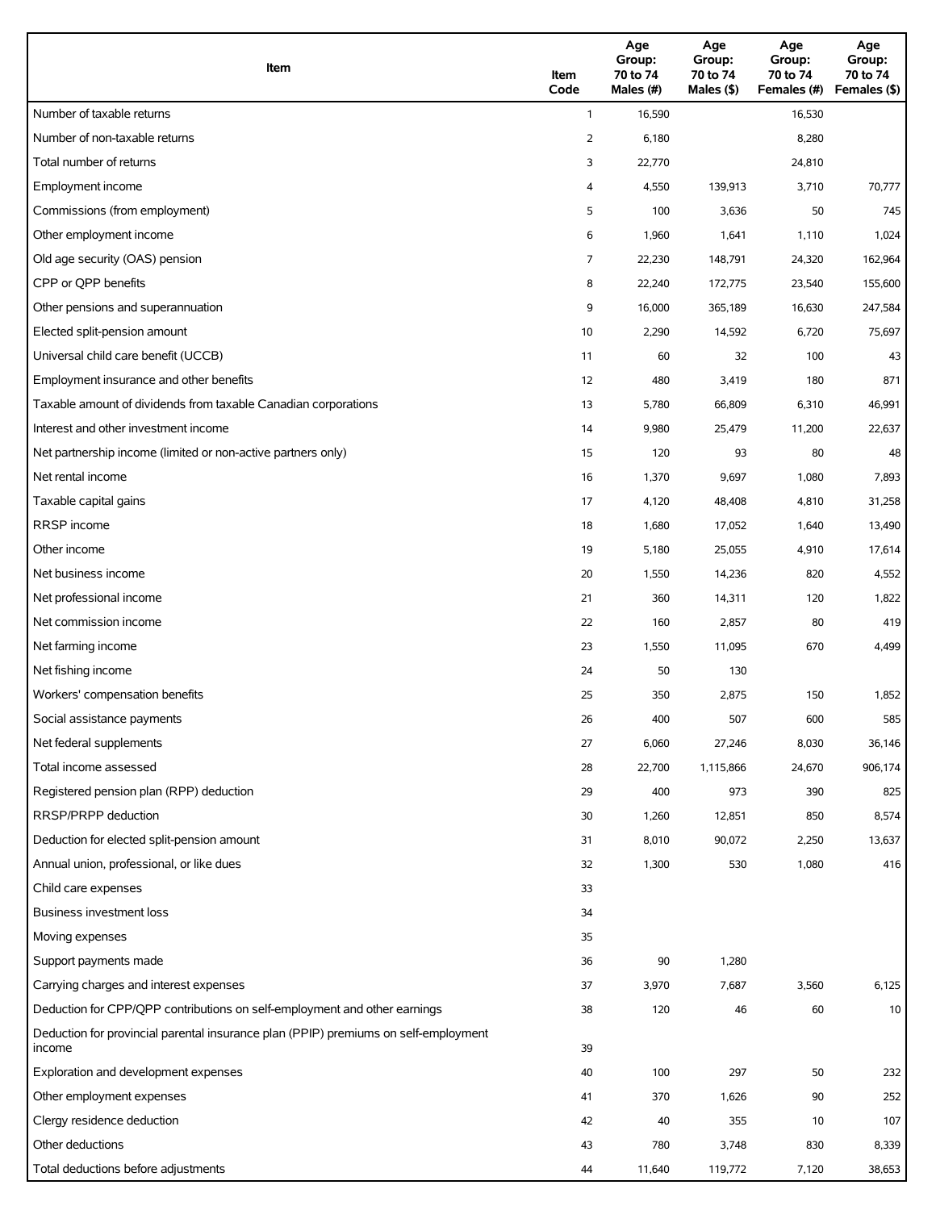| Item | Item Code | Age Group: 70 to 74 Males (#) | Age Group: 70 to 74 Males ($) | Age Group: 70 to 74 Females (#) | Age Group: 70 to 74 Females ($) |
|---|---|---|---|---|---|
| Number of taxable returns | 1 | 16,590 | | 16,530 | |
| Number of non-taxable returns | 2 | 6,180 | | 8,280 | |
| Total number of returns | 3 | 22,770 | | 24,810 | |
| Employment income | 4 | 4,550 | 139,913 | 3,710 | 70,777 |
| Commissions (from employment) | 5 | 100 | 3,636 | 50 | 745 |
| Other employment income | 6 | 1,960 | 1,641 | 1,110 | 1,024 |
| Old age security (OAS) pension | 7 | 22,230 | 148,791 | 24,320 | 162,964 |
| CPP or QPP benefits | 8 | 22,240 | 172,775 | 23,540 | 155,600 |
| Other pensions and superannuation | 9 | 16,000 | 365,189 | 16,630 | 247,584 |
| Elected split-pension amount | 10 | 2,290 | 14,592 | 6,720 | 75,697 |
| Universal child care benefit (UCCB) | 11 | 60 | 32 | 100 | 43 |
| Employment insurance and other benefits | 12 | 480 | 3,419 | 180 | 871 |
| Taxable amount of dividends from taxable Canadian corporations | 13 | 5,780 | 66,809 | 6,310 | 46,991 |
| Interest and other investment income | 14 | 9,980 | 25,479 | 11,200 | 22,637 |
| Net partnership income (limited or non-active partners only) | 15 | 120 | 93 | 80 | 48 |
| Net rental income | 16 | 1,370 | 9,697 | 1,080 | 7,893 |
| Taxable capital gains | 17 | 4,120 | 48,408 | 4,810 | 31,258 |
| RRSP income | 18 | 1,680 | 17,052 | 1,640 | 13,490 |
| Other income | 19 | 5,180 | 25,055 | 4,910 | 17,614 |
| Net business income | 20 | 1,550 | 14,236 | 820 | 4,552 |
| Net professional income | 21 | 360 | 14,311 | 120 | 1,822 |
| Net commission income | 22 | 160 | 2,857 | 80 | 419 |
| Net farming income | 23 | 1,550 | 11,095 | 670 | 4,499 |
| Net fishing income | 24 | 50 | 130 | | |
| Workers' compensation benefits | 25 | 350 | 2,875 | 150 | 1,852 |
| Social assistance payments | 26 | 400 | 507 | 600 | 585 |
| Net federal supplements | 27 | 6,060 | 27,246 | 8,030 | 36,146 |
| Total income assessed | 28 | 22,700 | 1,115,866 | 24,670 | 906,174 |
| Registered pension plan (RPP) deduction | 29 | 400 | 973 | 390 | 825 |
| RRSP/PRPP deduction | 30 | 1,260 | 12,851 | 850 | 8,574 |
| Deduction for elected split-pension amount | 31 | 8,010 | 90,072 | 2,250 | 13,637 |
| Annual union, professional, or like dues | 32 | 1,300 | 530 | 1,080 | 416 |
| Child care expenses | 33 | | | | |
| Business investment loss | 34 | | | | |
| Moving expenses | 35 | | | | |
| Support payments made | 36 | 90 | 1,280 | | |
| Carrying charges and interest expenses | 37 | 3,970 | 7,687 | 3,560 | 6,125 |
| Deduction for CPP/QPP contributions on self-employment and other earnings | 38 | 120 | 46 | 60 | 10 |
| Deduction for provincial parental insurance plan (PPIP) premiums on self-employment income | 39 | | | | |
| Exploration and development expenses | 40 | 100 | 297 | 50 | 232 |
| Other employment expenses | 41 | 370 | 1,626 | 90 | 252 |
| Clergy residence deduction | 42 | 40 | 355 | 10 | 107 |
| Other deductions | 43 | 780 | 3,748 | 830 | 8,339 |
| Total deductions before adjustments | 44 | 11,640 | 119,772 | 7,120 | 38,653 |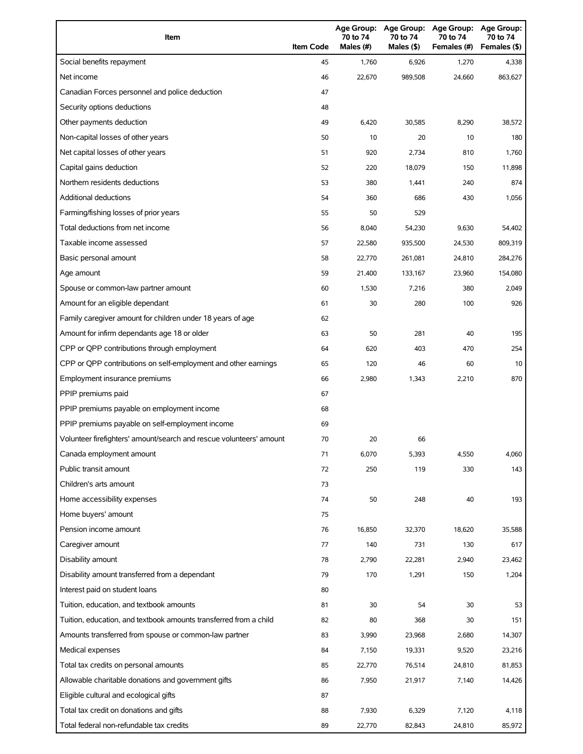| Item | Item Code | Age Group: 70 to 74 Males (#) | Age Group: 70 to 74 Males ($) | Age Group: 70 to 74 Females (#) | Age Group: 70 to 74 Females ($) |
|---|---|---|---|---|---|
| Social benefits repayment | 45 | 1,760 | 6,926 | 1,270 | 4,338 |
| Net income | 46 | 22,670 | 989,508 | 24,660 | 863,627 |
| Canadian Forces personnel and police deduction | 47 | | | | |
| Security options deductions | 48 | | | | |
| Other payments deduction | 49 | 6,420 | 30,585 | 8,290 | 38,572 |
| Non-capital losses of other years | 50 | 10 | 20 | 10 | 180 |
| Net capital losses of other years | 51 | 920 | 2,734 | 810 | 1,760 |
| Capital gains deduction | 52 | 220 | 18,079 | 150 | 11,898 |
| Northern residents deductions | 53 | 380 | 1,441 | 240 | 874 |
| Additional deductions | 54 | 360 | 686 | 430 | 1,056 |
| Farming/fishing losses of prior years | 55 | 50 | 529 | | |
| Total deductions from net income | 56 | 8,040 | 54,230 | 9,630 | 54,402 |
| Taxable income assessed | 57 | 22,580 | 935,500 | 24,530 | 809,319 |
| Basic personal amount | 58 | 22,770 | 261,081 | 24,810 | 284,276 |
| Age amount | 59 | 21,400 | 133,167 | 23,960 | 154,080 |
| Spouse or common-law partner amount | 60 | 1,530 | 7,216 | 380 | 2,049 |
| Amount for an eligible dependant | 61 | 30 | 280 | 100 | 926 |
| Family caregiver amount for children under 18 years of age | 62 | | | | |
| Amount for infirm dependants age 18 or older | 63 | 50 | 281 | 40 | 195 |
| CPP or QPP contributions through employment | 64 | 620 | 403 | 470 | 254 |
| CPP or QPP contributions on self-employment and other earnings | 65 | 120 | 46 | 60 | 10 |
| Employment insurance premiums | 66 | 2,980 | 1,343 | 2,210 | 870 |
| PPIP premiums paid | 67 | | | | |
| PPIP premiums payable on employment income | 68 | | | | |
| PPIP premiums payable on self-employment income | 69 | | | | |
| Volunteer firefighters' amount/search and rescue volunteers' amount | 70 | 20 | 66 | | |
| Canada employment amount | 71 | 6,070 | 5,393 | 4,550 | 4,060 |
| Public transit amount | 72 | 250 | 119 | 330 | 143 |
| Children's arts amount | 73 | | | | |
| Home accessibility expenses | 74 | 50 | 248 | 40 | 193 |
| Home buyers' amount | 75 | | | | |
| Pension income amount | 76 | 16,850 | 32,370 | 18,620 | 35,588 |
| Caregiver amount | 77 | 140 | 731 | 130 | 617 |
| Disability amount | 78 | 2,790 | 22,281 | 2,940 | 23,462 |
| Disability amount transferred from a dependant | 79 | 170 | 1,291 | 150 | 1,204 |
| Interest paid on student loans | 80 | | | | |
| Tuition, education, and textbook amounts | 81 | 30 | 54 | 30 | 53 |
| Tuition, education, and textbook amounts transferred from a child | 82 | 80 | 368 | 30 | 151 |
| Amounts transferred from spouse or common-law partner | 83 | 3,990 | 23,968 | 2,680 | 14,307 |
| Medical expenses | 84 | 7,150 | 19,331 | 9,520 | 23,216 |
| Total tax credits on personal amounts | 85 | 22,770 | 76,514 | 24,810 | 81,853 |
| Allowable charitable donations and government gifts | 86 | 7,950 | 21,917 | 7,140 | 14,426 |
| Eligible cultural and ecological gifts | 87 | | | | |
| Total tax credit on donations and gifts | 88 | 7,930 | 6,329 | 7,120 | 4,118 |
| Total federal non-refundable tax credits | 89 | 22,770 | 82,843 | 24,810 | 85,972 |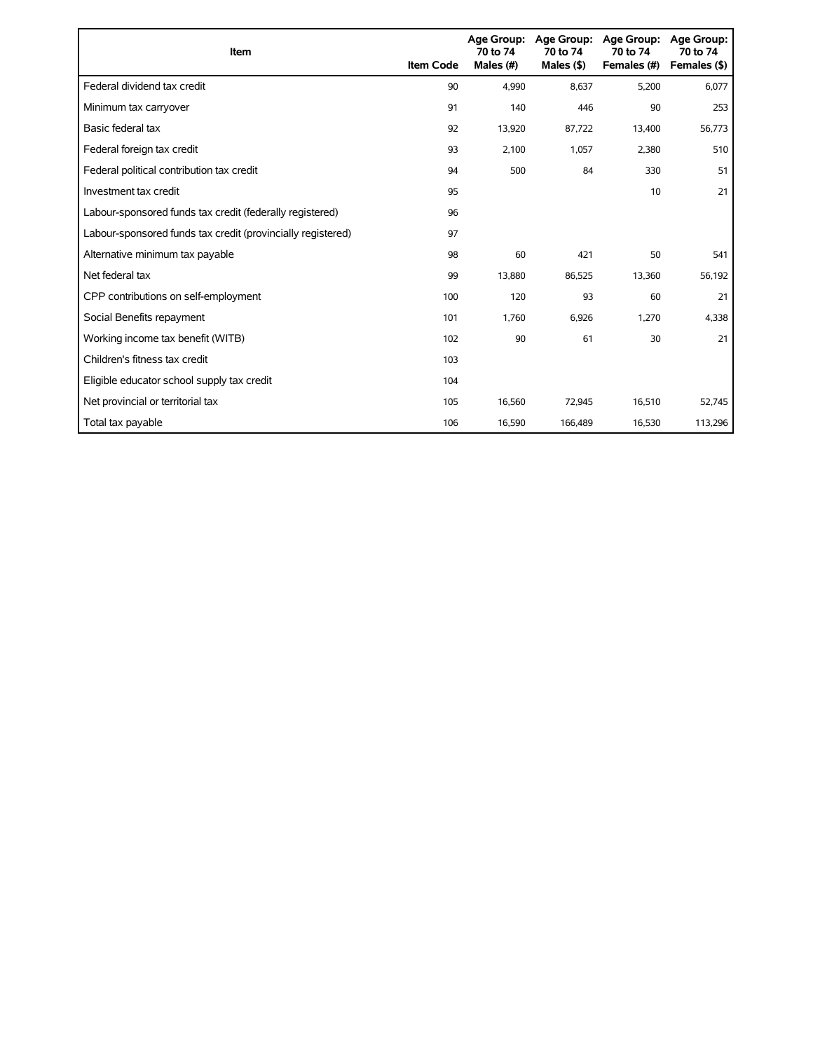| Item | Item Code | Age Group: 70 to 74 Males (#) | Age Group: 70 to 74 Males ($) | Age Group: 70 to 74 Females (#) | Age Group: 70 to 74 Females ($) |
| --- | --- | --- | --- | --- | --- |
| Federal dividend tax credit | 90 | 4,990 | 8,637 | 5,200 | 6,077 |
| Minimum tax carryover | 91 | 140 | 446 | 90 | 253 |
| Basic federal tax | 92 | 13,920 | 87,722 | 13,400 | 56,773 |
| Federal foreign tax credit | 93 | 2,100 | 1,057 | 2,380 | 510 |
| Federal political contribution tax credit | 94 | 500 | 84 | 330 | 51 |
| Investment tax credit | 95 | | | 10 | 21 |
| Labour-sponsored funds tax credit (federally registered) | 96 | | | | |
| Labour-sponsored funds tax credit (provincially registered) | 97 | | | | |
| Alternative minimum tax payable | 98 | 60 | 421 | 50 | 541 |
| Net federal tax | 99 | 13,880 | 86,525 | 13,360 | 56,192 |
| CPP contributions on self-employment | 100 | 120 | 93 | 60 | 21 |
| Social Benefits repayment | 101 | 1,760 | 6,926 | 1,270 | 4,338 |
| Working income tax benefit (WITB) | 102 | 90 | 61 | 30 | 21 |
| Children's fitness tax credit | 103 | | | | |
| Eligible educator school supply tax credit | 104 | | | | |
| Net provincial or territorial tax | 105 | 16,560 | 72,945 | 16,510 | 52,745 |
| Total tax payable | 106 | 16,590 | 166,489 | 16,530 | 113,296 |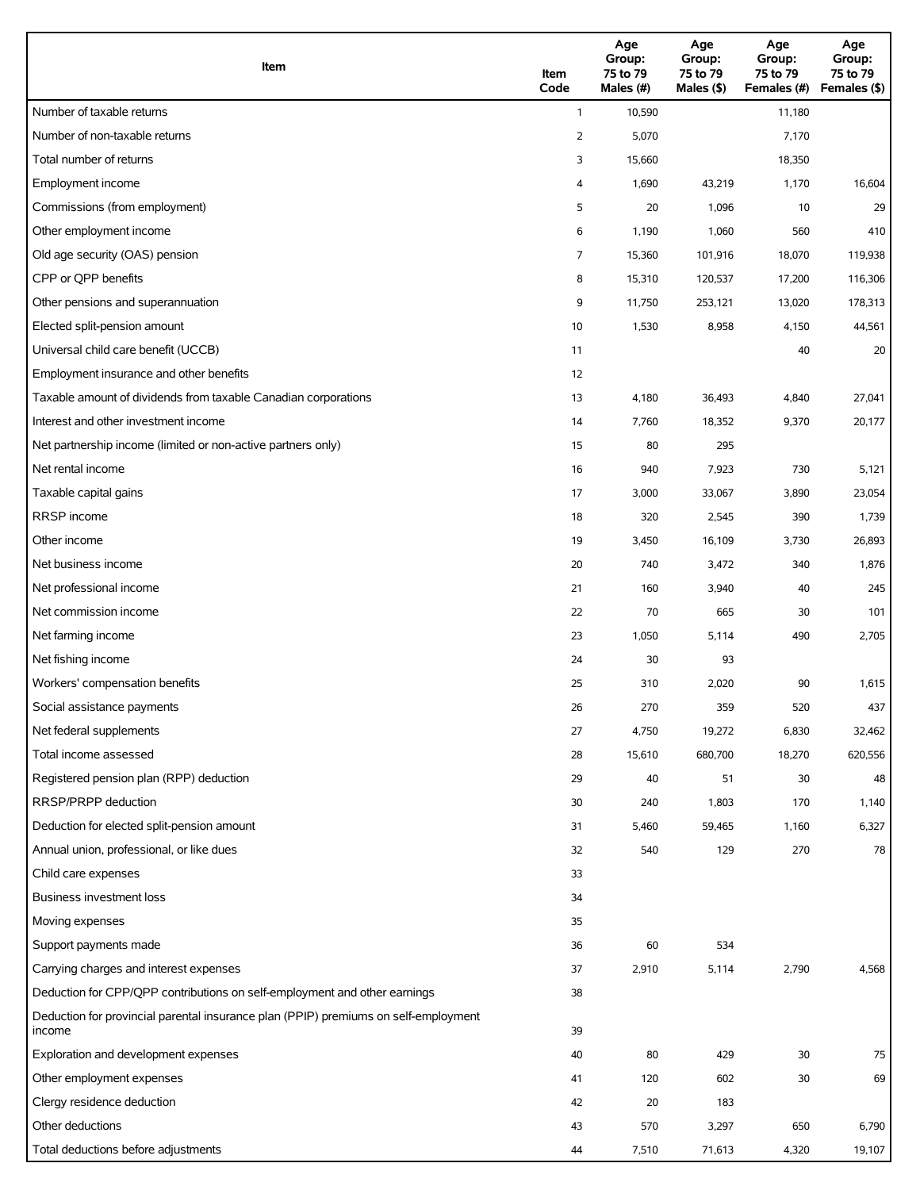| Item | Item Code | Age Group: 75 to 79 Males (#) | Age Group: 75 to 79 Males ($) | Age Group: 75 to 79 Females (#) | Age Group: 75 to 79 Females ($) |
|---|---|---|---|---|---|
| Number of taxable returns | 1 | 10,590 | | 11,180 | |
| Number of non-taxable returns | 2 | 5,070 | | 7,170 | |
| Total number of returns | 3 | 15,660 | | 18,350 | |
| Employment income | 4 | 1,690 | 43,219 | 1,170 | 16,604 |
| Commissions (from employment) | 5 | 20 | 1,096 | 10 | 29 |
| Other employment income | 6 | 1,190 | 1,060 | 560 | 410 |
| Old age security (OAS) pension | 7 | 15,360 | 101,916 | 18,070 | 119,938 |
| CPP or QPP benefits | 8 | 15,310 | 120,537 | 17,200 | 116,306 |
| Other pensions and superannuation | 9 | 11,750 | 253,121 | 13,020 | 178,313 |
| Elected split-pension amount | 10 | 1,530 | 8,958 | 4,150 | 44,561 |
| Universal child care benefit (UCCB) | 11 | | | 40 | 20 |
| Employment insurance and other benefits | 12 | | | | |
| Taxable amount of dividends from taxable Canadian corporations | 13 | 4,180 | 36,493 | 4,840 | 27,041 |
| Interest and other investment income | 14 | 7,760 | 18,352 | 9,370 | 20,177 |
| Net partnership income (limited or non-active partners only) | 15 | 80 | 295 | | |
| Net rental income | 16 | 940 | 7,923 | 730 | 5,121 |
| Taxable capital gains | 17 | 3,000 | 33,067 | 3,890 | 23,054 |
| RRSP income | 18 | 320 | 2,545 | 390 | 1,739 |
| Other income | 19 | 3,450 | 16,109 | 3,730 | 26,893 |
| Net business income | 20 | 740 | 3,472 | 340 | 1,876 |
| Net professional income | 21 | 160 | 3,940 | 40 | 245 |
| Net commission income | 22 | 70 | 665 | 30 | 101 |
| Net farming income | 23 | 1,050 | 5,114 | 490 | 2,705 |
| Net fishing income | 24 | 30 | 93 | | |
| Workers' compensation benefits | 25 | 310 | 2,020 | 90 | 1,615 |
| Social assistance payments | 26 | 270 | 359 | 520 | 437 |
| Net federal supplements | 27 | 4,750 | 19,272 | 6,830 | 32,462 |
| Total income assessed | 28 | 15,610 | 680,700 | 18,270 | 620,556 |
| Registered pension plan (RPP) deduction | 29 | 40 | 51 | 30 | 48 |
| RRSP/PRPP deduction | 30 | 240 | 1,803 | 170 | 1,140 |
| Deduction for elected split-pension amount | 31 | 5,460 | 59,465 | 1,160 | 6,327 |
| Annual union, professional, or like dues | 32 | 540 | 129 | 270 | 78 |
| Child care expenses | 33 | | | | |
| Business investment loss | 34 | | | | |
| Moving expenses | 35 | | | | |
| Support payments made | 36 | 60 | 534 | | |
| Carrying charges and interest expenses | 37 | 2,910 | 5,114 | 2,790 | 4,568 |
| Deduction for CPP/QPP contributions on self-employment and other earnings | 38 | | | | |
| Deduction for provincial parental insurance plan (PPIP) premiums on self-employment income | 39 | | | | |
| Exploration and development expenses | 40 | 80 | 429 | 30 | 75 |
| Other employment expenses | 41 | 120 | 602 | 30 | 69 |
| Clergy residence deduction | 42 | 20 | 183 | | |
| Other deductions | 43 | 570 | 3,297 | 650 | 6,790 |
| Total deductions before adjustments | 44 | 7,510 | 71,613 | 4,320 | 19,107 |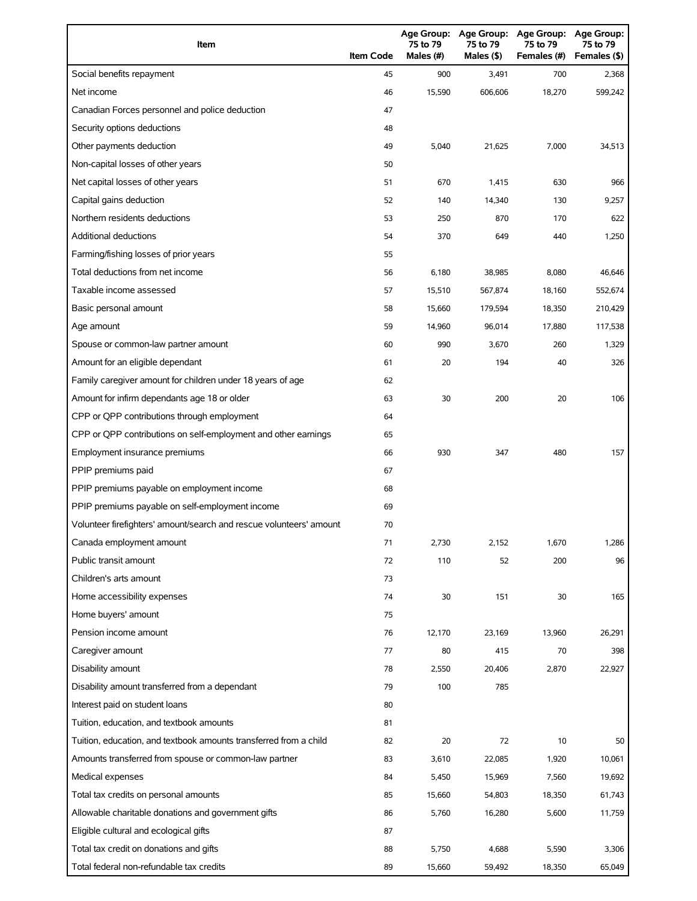| Item | Item Code | Age Group: 75 to 79 Males (#) | Age Group: 75 to 79 Males ($) | Age Group: 75 to 79 Females (#) | Age Group: 75 to 79 Females ($) |
|---|---|---|---|---|---|
| Social benefits repayment | 45 | 900 | 3,491 | 700 | 2,368 |
| Net income | 46 | 15,590 | 606,606 | 18,270 | 599,242 |
| Canadian Forces personnel and police deduction | 47 | | | | |
| Security options deductions | 48 | | | | |
| Other payments deduction | 49 | 5,040 | 21,625 | 7,000 | 34,513 |
| Non-capital losses of other years | 50 | | | | |
| Net capital losses of other years | 51 | 670 | 1,415 | 630 | 966 |
| Capital gains deduction | 52 | 140 | 14,340 | 130 | 9,257 |
| Northern residents deductions | 53 | 250 | 870 | 170 | 622 |
| Additional deductions | 54 | 370 | 649 | 440 | 1,250 |
| Farming/fishing losses of prior years | 55 | | | | |
| Total deductions from net income | 56 | 6,180 | 38,985 | 8,080 | 46,646 |
| Taxable income assessed | 57 | 15,510 | 567,874 | 18,160 | 552,674 |
| Basic personal amount | 58 | 15,660 | 179,594 | 18,350 | 210,429 |
| Age amount | 59 | 14,960 | 96,014 | 17,880 | 117,538 |
| Spouse or common-law partner amount | 60 | 990 | 3,670 | 260 | 1,329 |
| Amount for an eligible dependant | 61 | 20 | 194 | 40 | 326 |
| Family caregiver amount for children under 18 years of age | 62 | | | | |
| Amount for infirm dependants age 18 or older | 63 | 30 | 200 | 20 | 106 |
| CPP or QPP contributions through employment | 64 | | | | |
| CPP or QPP contributions on self-employment and other earnings | 65 | | | | |
| Employment insurance premiums | 66 | 930 | 347 | 480 | 157 |
| PPIP premiums paid | 67 | | | | |
| PPIP premiums payable on employment income | 68 | | | | |
| PPIP premiums payable on self-employment income | 69 | | | | |
| Volunteer firefighters' amount/search and rescue volunteers' amount | 70 | | | | |
| Canada employment amount | 71 | 2,730 | 2,152 | 1,670 | 1,286 |
| Public transit amount | 72 | 110 | 52 | 200 | 96 |
| Children's arts amount | 73 | | | | |
| Home accessibility expenses | 74 | 30 | 151 | 30 | 165 |
| Home buyers' amount | 75 | | | | |
| Pension income amount | 76 | 12,170 | 23,169 | 13,960 | 26,291 |
| Caregiver amount | 77 | 80 | 415 | 70 | 398 |
| Disability amount | 78 | 2,550 | 20,406 | 2,870 | 22,927 |
| Disability amount transferred from a dependant | 79 | 100 | 785 | | |
| Interest paid on student loans | 80 | | | | |
| Tuition, education, and textbook amounts | 81 | | | | |
| Tuition, education, and textbook amounts transferred from a child | 82 | 20 | 72 | 10 | 50 |
| Amounts transferred from spouse or common-law partner | 83 | 3,610 | 22,085 | 1,920 | 10,061 |
| Medical expenses | 84 | 5,450 | 15,969 | 7,560 | 19,692 |
| Total tax credits on personal amounts | 85 | 15,660 | 54,803 | 18,350 | 61,743 |
| Allowable charitable donations and government gifts | 86 | 5,760 | 16,280 | 5,600 | 11,759 |
| Eligible cultural and ecological gifts | 87 | | | | |
| Total tax credit on donations and gifts | 88 | 5,750 | 4,688 | 5,590 | 3,306 |
| Total federal non-refundable tax credits | 89 | 15,660 | 59,492 | 18,350 | 65,049 |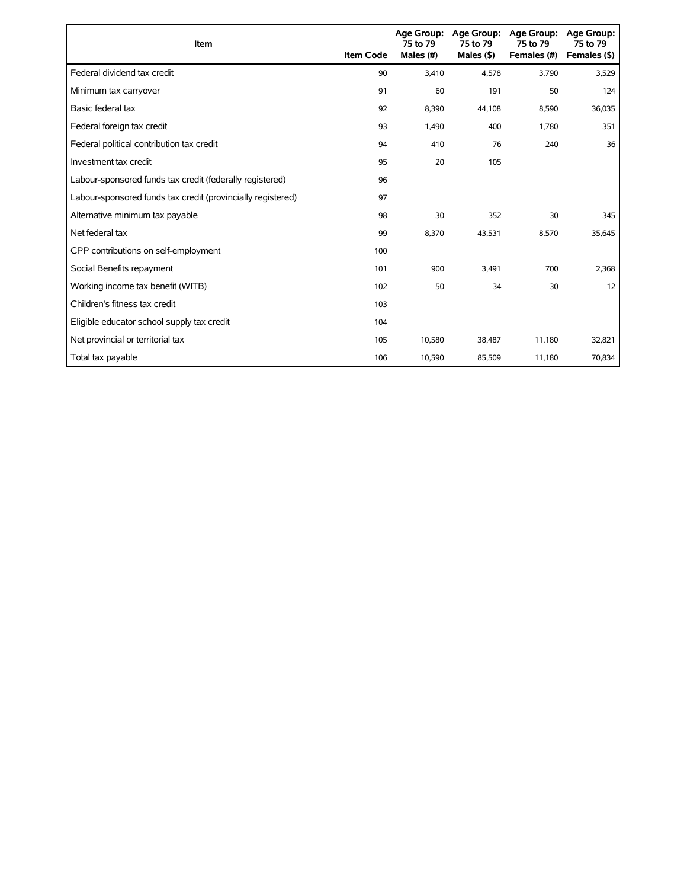| Item | Item Code | Age Group: 75 to 79 Males (#) | Age Group: 75 to 79 Males ($) | Age Group: 75 to 79 Females (#) | Age Group: 75 to 79 Females ($) |
|---|---|---|---|---|---|
| Federal dividend tax credit | 90 | 3,410 | 4,578 | 3,790 | 3,529 |
| Minimum tax carryover | 91 | 60 | 191 | 50 | 124 |
| Basic federal tax | 92 | 8,390 | 44,108 | 8,590 | 36,035 |
| Federal foreign tax credit | 93 | 1,490 | 400 | 1,780 | 351 |
| Federal political contribution tax credit | 94 | 410 | 76 | 240 | 36 |
| Investment tax credit | 95 | 20 | 105 | | |
| Labour-sponsored funds tax credit (federally registered) | 96 | | | | |
| Labour-sponsored funds tax credit (provincially registered) | 97 | | | | |
| Alternative minimum tax payable | 98 | 30 | 352 | 30 | 345 |
| Net federal tax | 99 | 8,370 | 43,531 | 8,570 | 35,645 |
| CPP contributions on self-employment | 100 | | | | |
| Social Benefits repayment | 101 | 900 | 3,491 | 700 | 2,368 |
| Working income tax benefit (WITB) | 102 | 50 | 34 | 30 | 12 |
| Children's fitness tax credit | 103 | | | | |
| Eligible educator school supply tax credit | 104 | | | | |
| Net provincial or territorial tax | 105 | 10,580 | 38,487 | 11,180 | 32,821 |
| Total tax payable | 106 | 10,590 | 85,509 | 11,180 | 70,834 |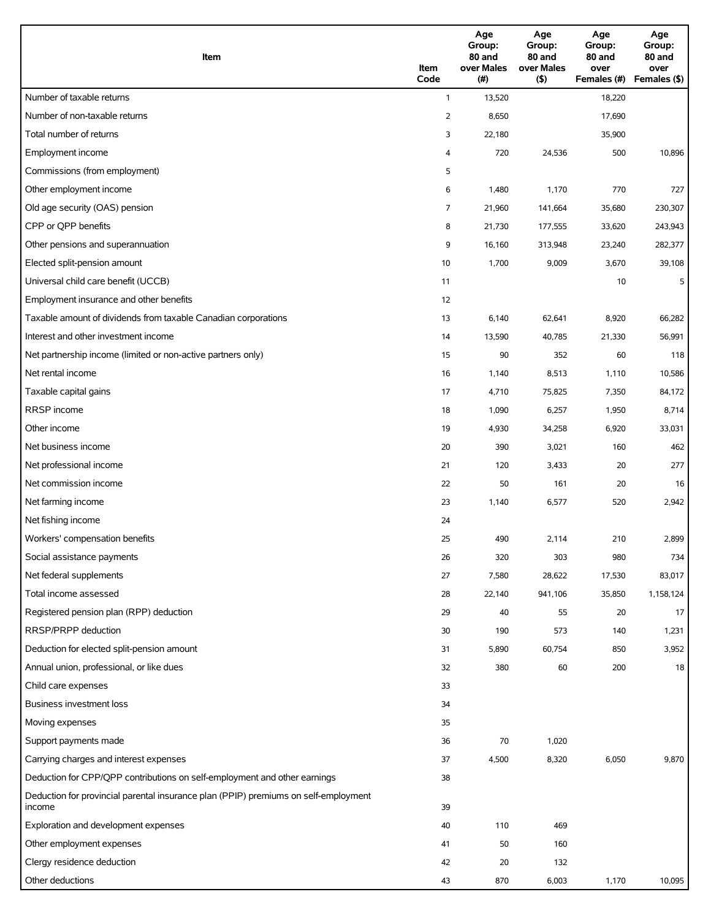| Item | Item Code | Age Group: 80 and over Males (#) | Age Group: 80 and over Males ($) | Age Group: 80 and over Females (#) | Age Group: 80 and over Females ($) |
|---|---|---|---|---|---|
| Number of taxable returns | 1 | 13,520 | | 18,220 | |
| Number of non-taxable returns | 2 | 8,650 | | 17,690 | |
| Total number of returns | 3 | 22,180 | | 35,900 | |
| Employment income | 4 | 720 | 24,536 | 500 | 10,896 |
| Commissions (from employment) | 5 | | | | |
| Other employment income | 6 | 1,480 | 1,170 | 770 | 727 |
| Old age security (OAS) pension | 7 | 21,960 | 141,664 | 35,680 | 230,307 |
| CPP or QPP benefits | 8 | 21,730 | 177,555 | 33,620 | 243,943 |
| Other pensions and superannuation | 9 | 16,160 | 313,948 | 23,240 | 282,377 |
| Elected split-pension amount | 10 | 1,700 | 9,009 | 3,670 | 39,108 |
| Universal child care benefit (UCCB) | 11 | | | 10 | 5 |
| Employment insurance and other benefits | 12 | | | | |
| Taxable amount of dividends from taxable Canadian corporations | 13 | 6,140 | 62,641 | 8,920 | 66,282 |
| Interest and other investment income | 14 | 13,590 | 40,785 | 21,330 | 56,991 |
| Net partnership income (limited or non-active partners only) | 15 | 90 | 352 | 60 | 118 |
| Net rental income | 16 | 1,140 | 8,513 | 1,110 | 10,586 |
| Taxable capital gains | 17 | 4,710 | 75,825 | 7,350 | 84,172 |
| RRSP income | 18 | 1,090 | 6,257 | 1,950 | 8,714 |
| Other income | 19 | 4,930 | 34,258 | 6,920 | 33,031 |
| Net business income | 20 | 390 | 3,021 | 160 | 462 |
| Net professional income | 21 | 120 | 3,433 | 20 | 277 |
| Net commission income | 22 | 50 | 161 | 20 | 16 |
| Net farming income | 23 | 1,140 | 6,577 | 520 | 2,942 |
| Net fishing income | 24 | | | | |
| Workers' compensation benefits | 25 | 490 | 2,114 | 210 | 2,899 |
| Social assistance payments | 26 | 320 | 303 | 980 | 734 |
| Net federal supplements | 27 | 7,580 | 28,622 | 17,530 | 83,017 |
| Total income assessed | 28 | 22,140 | 941,106 | 35,850 | 1,158,124 |
| Registered pension plan (RPP) deduction | 29 | 40 | 55 | 20 | 17 |
| RRSP/PRPP deduction | 30 | 190 | 573 | 140 | 1,231 |
| Deduction for elected split-pension amount | 31 | 5,890 | 60,754 | 850 | 3,952 |
| Annual union, professional, or like dues | 32 | 380 | 60 | 200 | 18 |
| Child care expenses | 33 | | | | |
| Business investment loss | 34 | | | | |
| Moving expenses | 35 | | | | |
| Support payments made | 36 | 70 | 1,020 | | |
| Carrying charges and interest expenses | 37 | 4,500 | 8,320 | 6,050 | 9,870 |
| Deduction for CPP/QPP contributions on self-employment and other earnings | 38 | | | | |
| Deduction for provincial parental insurance plan (PPIP) premiums on self-employment income | 39 | | | | |
| Exploration and development expenses | 40 | 110 | 469 | | |
| Other employment expenses | 41 | 50 | 160 | | |
| Clergy residence deduction | 42 | 20 | 132 | | |
| Other deductions | 43 | 870 | 6,003 | 1,170 | 10,095 |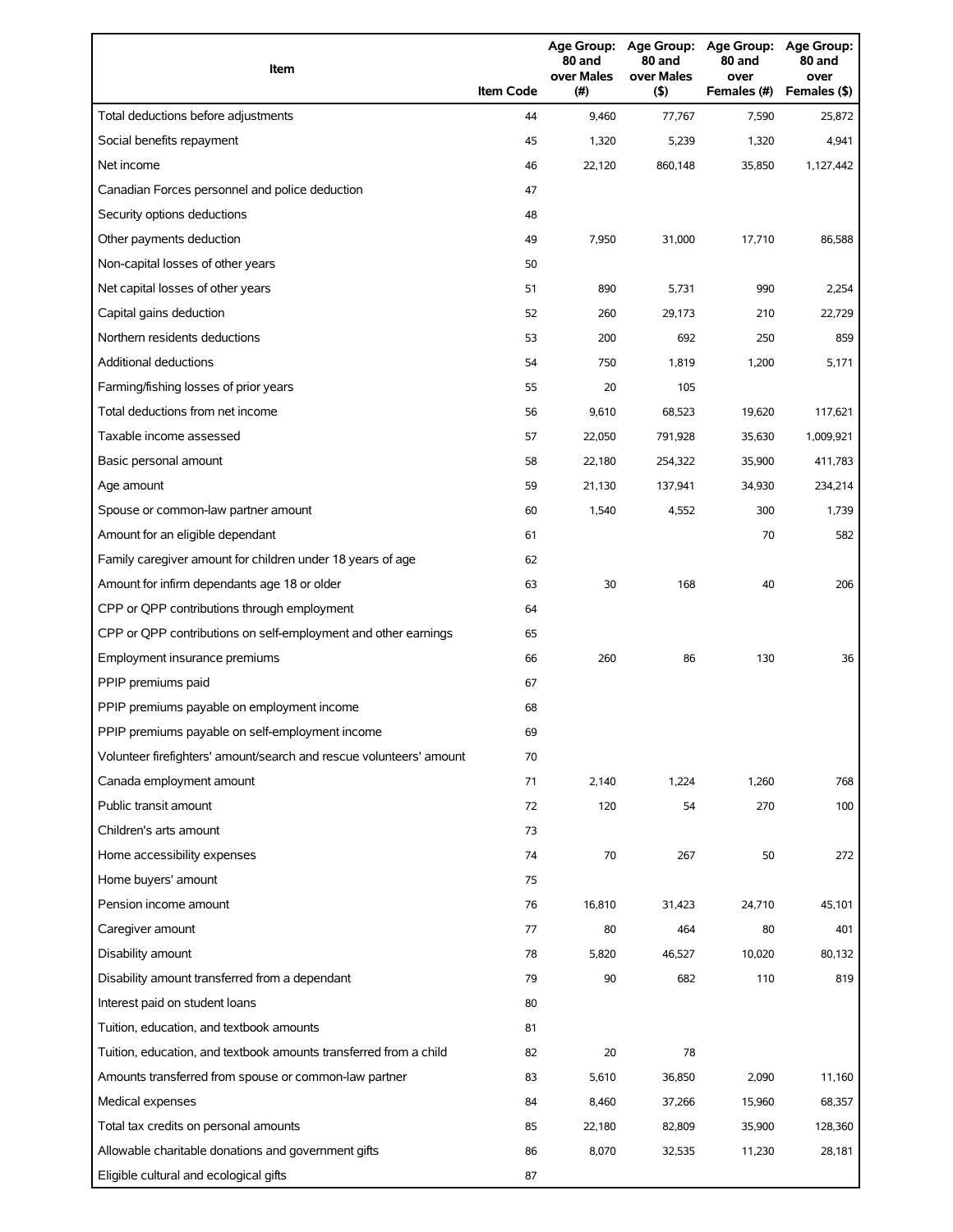| Item | Item Code | Age Group: 80 and over Males (#) | Age Group: 80 and over Males ($) | Age Group: 80 and over Females (#) | Age Group: 80 and over Females ($) |
|---|---|---|---|---|---|
| Total deductions before adjustments | 44 | 9,460 | 77,767 | 7,590 | 25,872 |
| Social benefits repayment | 45 | 1,320 | 5,239 | 1,320 | 4,941 |
| Net income | 46 | 22,120 | 860,148 | 35,850 | 1,127,442 |
| Canadian Forces personnel and police deduction | 47 | | | | |
| Security options deductions | 48 | | | | |
| Other payments deduction | 49 | 7,950 | 31,000 | 17,710 | 86,588 |
| Non-capital losses of other years | 50 | | | | |
| Net capital losses of other years | 51 | 890 | 5,731 | 990 | 2,254 |
| Capital gains deduction | 52 | 260 | 29,173 | 210 | 22,729 |
| Northern residents deductions | 53 | 200 | 692 | 250 | 859 |
| Additional deductions | 54 | 750 | 1,819 | 1,200 | 5,171 |
| Farming/fishing losses of prior years | 55 | 20 | 105 | | |
| Total deductions from net income | 56 | 9,610 | 68,523 | 19,620 | 117,621 |
| Taxable income assessed | 57 | 22,050 | 791,928 | 35,630 | 1,009,921 |
| Basic personal amount | 58 | 22,180 | 254,322 | 35,900 | 411,783 |
| Age amount | 59 | 21,130 | 137,941 | 34,930 | 234,214 |
| Spouse or common-law partner amount | 60 | 1,540 | 4,552 | 300 | 1,739 |
| Amount for an eligible dependant | 61 | | | 70 | 582 |
| Family caregiver amount for children under 18 years of age | 62 | | | | |
| Amount for infirm dependants age 18 or older | 63 | 30 | 168 | 40 | 206 |
| CPP or QPP contributions through employment | 64 | | | | |
| CPP or QPP contributions on self-employment and other earnings | 65 | | | | |
| Employment insurance premiums | 66 | 260 | 86 | 130 | 36 |
| PPIP premiums paid | 67 | | | | |
| PPIP premiums payable on employment income | 68 | | | | |
| PPIP premiums payable on self-employment income | 69 | | | | |
| Volunteer firefighters' amount/search and rescue volunteers' amount | 70 | | | | |
| Canada employment amount | 71 | 2,140 | 1,224 | 1,260 | 768 |
| Public transit amount | 72 | 120 | 54 | 270 | 100 |
| Children's arts amount | 73 | | | | |
| Home accessibility expenses | 74 | 70 | 267 | 50 | 272 |
| Home buyers' amount | 75 | | | | |
| Pension income amount | 76 | 16,810 | 31,423 | 24,710 | 45,101 |
| Caregiver amount | 77 | 80 | 464 | 80 | 401 |
| Disability amount | 78 | 5,820 | 46,527 | 10,020 | 80,132 |
| Disability amount transferred from a dependant | 79 | 90 | 682 | 110 | 819 |
| Interest paid on student loans | 80 | | | | |
| Tuition, education, and textbook amounts | 81 | | | | |
| Tuition, education, and textbook amounts transferred from a child | 82 | 20 | 78 | | |
| Amounts transferred from spouse or common-law partner | 83 | 5,610 | 36,850 | 2,090 | 11,160 |
| Medical expenses | 84 | 8,460 | 37,266 | 15,960 | 68,357 |
| Total tax credits on personal amounts | 85 | 22,180 | 82,809 | 35,900 | 128,360 |
| Allowable charitable donations and government gifts | 86 | 8,070 | 32,535 | 11,230 | 28,181 |
| Eligible cultural and ecological gifts | 87 | | | | |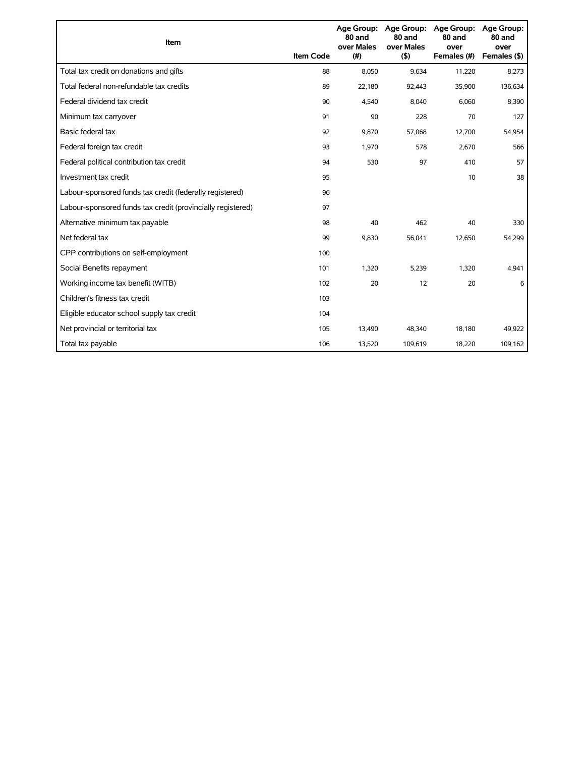| Item | Item Code | Age Group: 80 and over Males (#) | Age Group: 80 and over Males ($) | Age Group: 80 and over Females (#) | Age Group: 80 and over Females ($) |
|---|---|---|---|---|---|
| Total tax credit on donations and gifts | 88 | 8,050 | 9,634 | 11,220 | 8,273 |
| Total federal non-refundable tax credits | 89 | 22,180 | 92,443 | 35,900 | 136,634 |
| Federal dividend tax credit | 90 | 4,540 | 8,040 | 6,060 | 8,390 |
| Minimum tax carryover | 91 | 90 | 228 | 70 | 127 |
| Basic federal tax | 92 | 9,870 | 57,068 | 12,700 | 54,954 |
| Federal foreign tax credit | 93 | 1,970 | 578 | 2,670 | 566 |
| Federal political contribution tax credit | 94 | 530 | 97 | 410 | 57 |
| Investment tax credit | 95 | | | 10 | 38 |
| Labour-sponsored funds tax credit (federally registered) | 96 | | | | |
| Labour-sponsored funds tax credit (provincially registered) | 97 | | | | |
| Alternative minimum tax payable | 98 | 40 | 462 | 40 | 330 |
| Net federal tax | 99 | 9,830 | 56,041 | 12,650 | 54,299 |
| CPP contributions on self-employment | 100 | | | | |
| Social Benefits repayment | 101 | 1,320 | 5,239 | 1,320 | 4,941 |
| Working income tax benefit (WITB) | 102 | 20 | 12 | 20 | 6 |
| Children's fitness tax credit | 103 | | | | |
| Eligible educator school supply tax credit | 104 | | | | |
| Net provincial or territorial tax | 105 | 13,490 | 48,340 | 18,180 | 49,922 |
| Total tax payable | 106 | 13,520 | 109,619 | 18,220 | 109,162 |